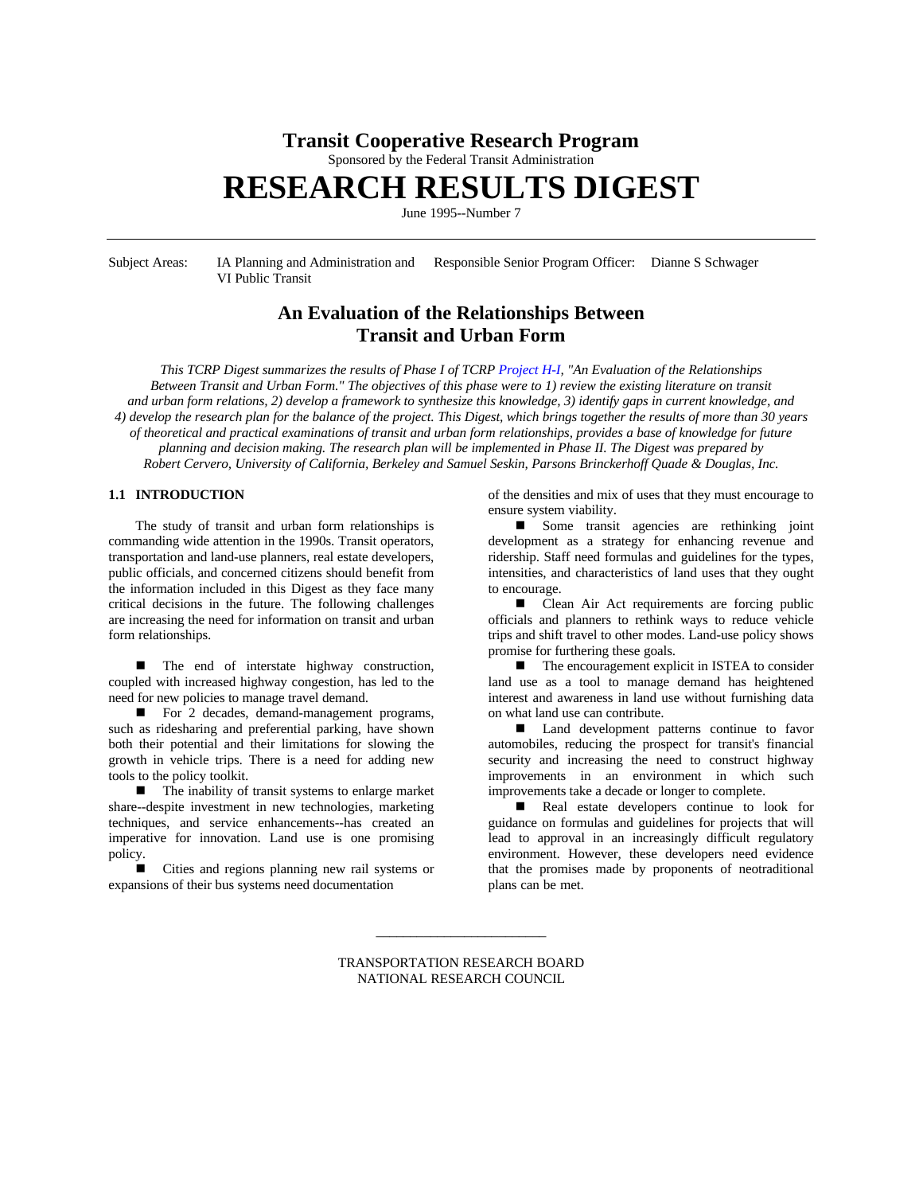# Transit Cooperative Research Program

Sponsored by the Federal Transit Administration

# RESEARCH RESULTS DIGEST

June 1995--Number 7

Subject Areas: IA Planning and Administration and VI Public Transit

Responsible Senior Program Officer: Dianne S Schwager

## An Evaluation of the Relationships Between Transit and Urban Form

*This TCRP Digest summarizes the results of Phase I of TCRP Project H-I, "An Evaluation of the Relationships Between Transit and Urban Form." The objectives of this phase were to 1) review the existing literature on transit and urban form relations, 2) develop a framework to synthesize this knowledge, 3) identify gaps in current knowledge, and 4) develop the research plan for the balance of the project. This Digest, which brings together the results of more than 30 years of theoretical and practical examinations of transit and urban form relationships, provides a base of knowledge for future planning and decision making. The research plan will be implemented in Phase II. The Digest was prepared by Robert Cervero, University of California, Berkeley and Samuel Seskin, Parsons Brinckerhoff Quade & Douglas, Inc.*

### 1.1 INTRODUCTION

The study of transit and urban form relationships is commanding wide attention in the 1990s. Transit operators, transportation and land-use planners, real estate developers, public officials, and concerned citizens should benefit from the information included in this Digest as they face many critical decisions in the future. The following challenges are increasing the need for information on transit and urban form relationships.

- The end of interstate highway construction, coupled with increased highway congestion, has led to the need for new policies to manage travel demand.
- For 2 decades, demand-management programs, such as ridesharing and preferential parking, have shown both their potential and their limitations for slowing the growth in vehicle trips. There is a need for adding new tools to the policy toolkit.
- The inability of transit systems to enlarge market share--despite investment in new technologies, marketing techniques, and service enhancements--has created an imperative for innovation. Land use is one promising policy.
- Cities and regions planning new rail systems or expansions of their bus systems need documentation of the densities and mix of uses that they must encourage to ensure system viability.
- Some transit agencies are rethinking joint development as a strategy for enhancing revenue and ridership. Staff need formulas and guidelines for the types, intensities, and characteristics of land uses that they ought to encourage.
- Clean Air Act requirements are forcing public officials and planners to rethink ways to reduce vehicle trips and shift travel to other modes. Land-use policy shows promise for furthering these goals.
- The encouragement explicit in ISTEA to consider land use as a tool to manage demand has heightened interest and awareness in land use without furnishing data on what land use can contribute.
- Land development patterns continue to favor automobiles, reducing the prospect for transit's financial security and increasing the need to construct highway improvements in an environment in which such improvements take a decade or longer to complete.
- Real estate developers continue to look for guidance on formulas and guidelines for projects that will lead to approval in an increasingly difficult regulatory environment. However, these developers need evidence that the promises made by proponents of neotraditional plans can be met.

TRANSPORTATION RESEARCH BOARD
NATIONAL RESEARCH COUNCIL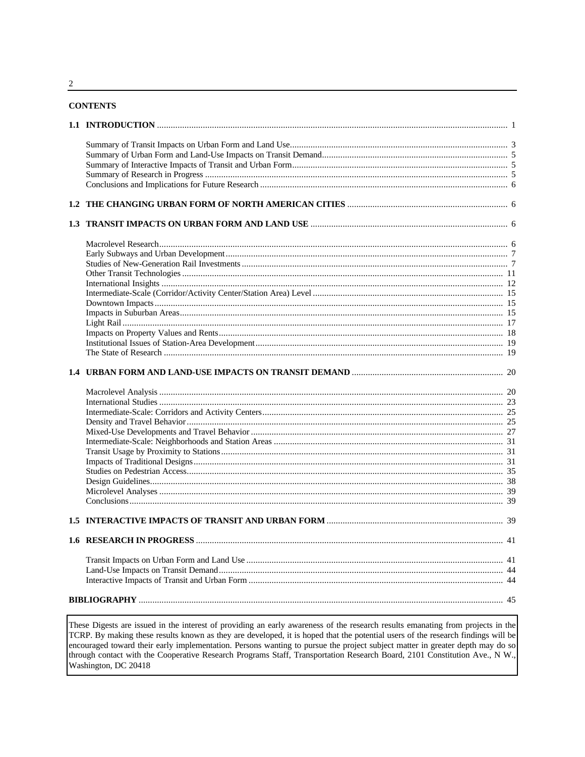**CONTENTS**

**1.1 INTRODUCTION** .......... 1

- Summary of Transit Impacts on Urban Form and Land Use .......... 3
- Summary of Urban Form and Land-Use Impacts on Transit Demand .......... 5
- Summary of Interactive Impacts of Transit and Urban Form .......... 5
- Summary of Research in Progress .......... 5
- Conclusions and Implications for Future Research .......... 6

**1.2 THE CHANGING URBAN FORM OF NORTH AMERICAN CITIES** .......... 6

**1.3 TRANSIT IMPACTS ON URBAN FORM AND LAND USE** .......... 6

- Macrolevel Research .......... 6
- Early Subways and Urban Development .......... 7
- Studies of New-Generation Rail Investments .......... 7
- Other Transit Technologies .......... 11
- International Insights .......... 12
- Intermediate-Scale (Corridor/Activity Center/Station Area) Level .......... 15
- Downtown Impacts .......... 15
- Impacts in Suburban Areas .......... 15
- Light Rail .......... 17
- Impacts on Property Values and Rents .......... 18
- Institutional Issues of Station-Area Development .......... 19
- The State of Research .......... 19

**1.4 URBAN FORM AND LAND-USE IMPACTS ON TRANSIT DEMAND** .......... 20

- Macrolevel Analysis .......... 20
- International Studies .......... 23
- Intermediate-Scale: Corridors and Activity Centers .......... 25
- Density and Travel Behavior .......... 25
- Mixed-Use Developments and Travel Behavior .......... 27
- Intermediate-Scale: Neighborhoods and Station Areas .......... 31
- Transit Usage by Proximity to Stations .......... 31
- Impacts of Traditional Designs .......... 31
- Studies on Pedestrian Access .......... 35
- Design Guidelines .......... 38
- Microlevel Analyses .......... 39
- Conclusions .......... 39

**1.5 INTERACTIVE IMPACTS OF TRANSIT AND URBAN FORM** .......... 39

**1.6 RESEARCH IN PROGRESS** .......... 41

- Transit Impacts on Urban Form and Land Use .......... 41
- Land-Use Impacts on Transit Demand .......... 44
- Interactive Impacts of Transit and Urban Form .......... 44

**BIBLIOGRAPHY** .......... 45

These Digests are issued in the interest of providing an early awareness of the research results emanating from projects in the TCRP. By making these results known as they are developed, it is hoped that the potential users of the research findings will be encouraged toward their early implementation. Persons wanting to pursue the project subject matter in greater depth may do so through contact with the Cooperative Research Programs Staff, Transportation Research Board, 2101 Constitution Ave., N W., Washington, DC 20418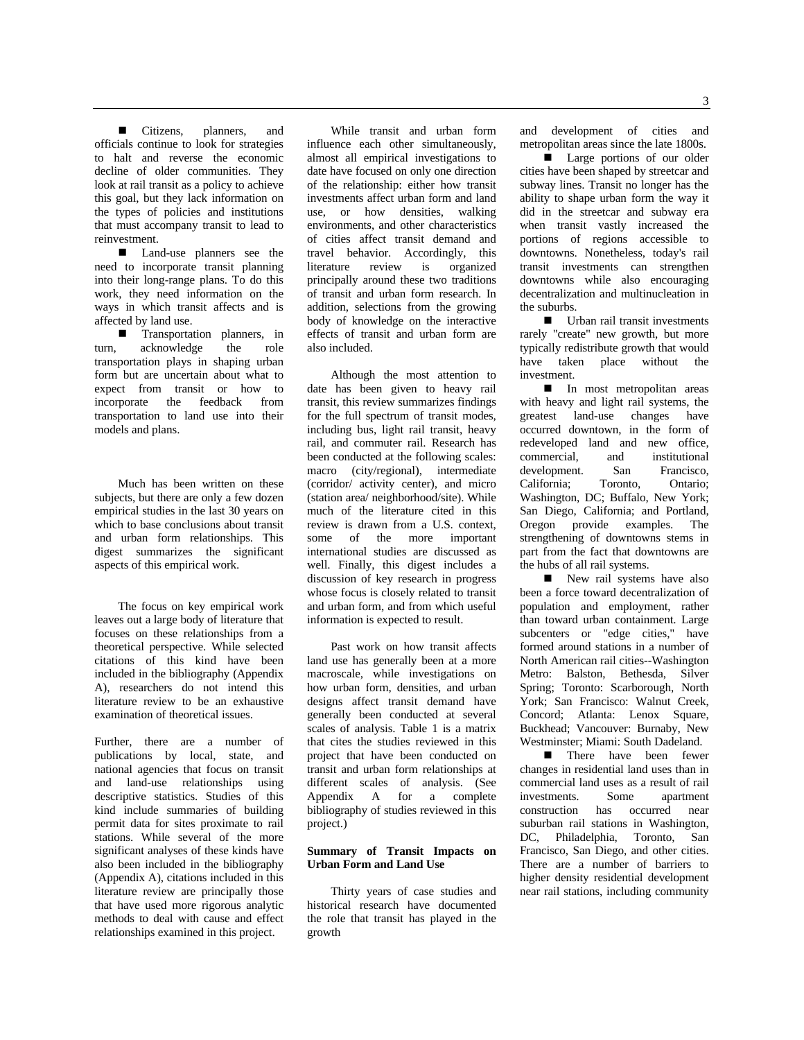- Citizens, planners, and officials continue to look for strategies to halt and reverse the economic decline of older communities. They look at rail transit as a policy to achieve this goal, but they lack information on the types of policies and institutions that must accompany transit to lead to reinvestment.
- Land-use planners see the need to incorporate transit planning into their long-range plans. To do this work, they need information on the ways in which transit affects and is affected by land use.
- Transportation planners, in turn, acknowledge the role transportation plays in shaping urban form but are uncertain about what to expect from transit or how to incorporate the feedback from transportation to land use into their models and plans.

Much has been written on these subjects, but there are only a few dozen empirical studies in the last 30 years on which to base conclusions about transit and urban form relationships. This digest summarizes the significant aspects of this empirical work.

The focus on key empirical work leaves out a large body of literature that focuses on these relationships from a theoretical perspective. While selected citations of this kind have been included in the bibliography (Appendix A), researchers do not intend this literature review to be an exhaustive examination of theoretical issues.

Further, there are a number of publications by local, state, and national agencies that focus on transit and land-use relationships using descriptive statistics. Studies of this kind include summaries of building permit data for sites proximate to rail stations. While several of the more significant analyses of these kinds have also been included in the bibliography (Appendix A), citations included in this literature review are principally those that have used more rigorous analytic methods to deal with cause and effect relationships examined in this project.

While transit and urban form influence each other simultaneously, almost all empirical investigations to date have focused on only one direction of the relationship: either how transit investments affect urban form and land use, or how densities, walking environments, and other characteristics of cities affect transit demand and travel behavior. Accordingly, this literature review is organized principally around these two traditions of transit and urban form research. In addition, selections from the growing body of knowledge on the interactive effects of transit and urban form are also included.

Although the most attention to date has been given to heavy rail transit, this review summarizes findings for the full spectrum of transit modes, including bus, light rail transit, heavy rail, and commuter rail. Research has been conducted at the following scales: macro (city/regional), intermediate (corridor/ activity center), and micro (station area/ neighborhood/site). While much of the literature cited in this review is drawn from a U.S. context, some of the more important international studies are discussed as well. Finally, this digest includes a discussion of key research in progress whose focus is closely related to transit and urban form, and from which useful information is expected to result.

Past work on how transit affects land use has generally been at a more macroscale, while investigations on how urban form, densities, and urban designs affect transit demand have generally been conducted at several scales of analysis. Table 1 is a matrix that cites the studies reviewed in this project that have been conducted on transit and urban form relationships at different scales of analysis. (See Appendix A for a complete bibliography of studies reviewed in this project.)

**Summary of Transit Impacts on Urban Form and Land Use**

Thirty years of case studies and historical research have documented the role that transit has played in the growth and development of cities and metropolitan areas since the late 1800s.

- Large portions of our older cities have been shaped by streetcar and subway lines. Transit no longer has the ability to shape urban form the way it did in the streetcar and subway era when transit vastly increased the portions of regions accessible to downtowns. Nonetheless, today's rail transit investments can strengthen downtowns while also encouraging decentralization and multinucleation in the suburbs.
- Urban rail transit investments rarely "create" new growth, but more typically redistribute growth that would have taken place without the investment.
- In most metropolitan areas with heavy and light rail systems, the greatest land-use changes have occurred downtown, in the form of redeveloped land and new office, commercial, and institutional development. San Francisco, California; Toronto, Ontario; Washington, DC; Buffalo, New York; San Diego, California; and Portland, Oregon provide examples. The strengthening of downtowns stems in part from the fact that downtowns are the hubs of all rail systems.
- New rail systems have also been a force toward decentralization of population and employment, rather than toward urban containment. Large subcenters or "edge cities," have formed around stations in a number of North American rail cities--Washington Metro: Balston, Bethesda, Silver Spring; Toronto: Scarborough, North York; San Francisco: Walnut Creek, Concord; Atlanta: Lenox Square, Buckhead; Vancouver: Burnaby, New Westminster; Miami: South Dadeland.
- There have been fewer changes in residential land uses than in commercial land uses as a result of rail investments. Some apartment construction has occurred near suburban rail stations in Washington, DC, Philadelphia, Toronto, San Francisco, San Diego, and other cities. There are a number of barriers to higher density residential development near rail stations, including community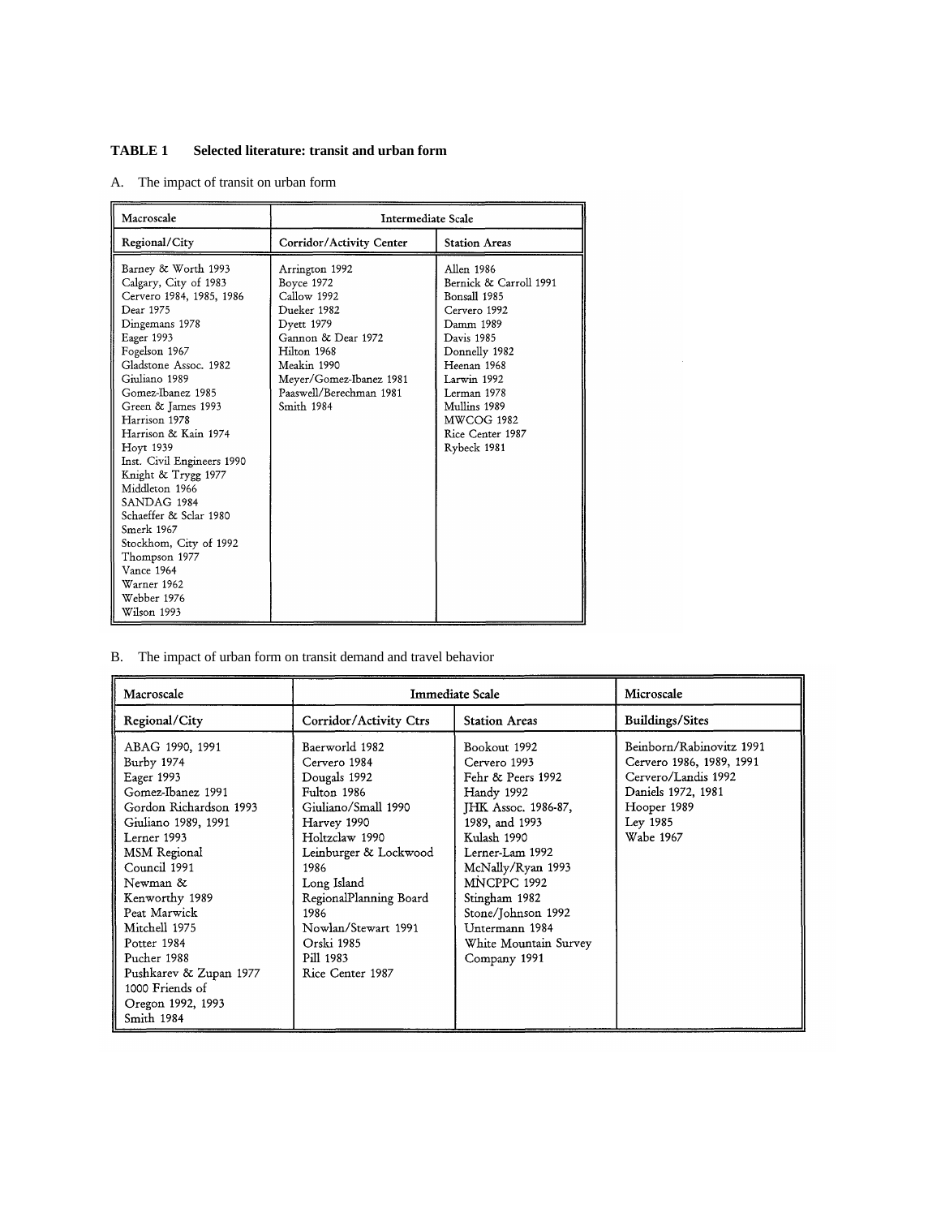**TABLE 1 Selected literature: transit and urban form**

A. The impact of transit on urban form

| Macroscale | Intermediate Scale | |
|---|---|---|
| Regional/City | Corridor/Activity Center | Station Areas |
| Barney & Worth 1993<br>Calgary, City of 1983<br>Cervero 1984, 1985, 1986<br>Dear 1975<br>Dingemans 1978<br>Eager 1993<br>Fogelson 1967<br>Gladstone Assoc. 1982<br>Giuliano 1989<br>Gomez-Ibanez 1985<br>Green & James 1993<br>Harrison 1978<br>Harrison & Kain 1974<br>Hoyt 1939<br>Inst. Civil Engineers 1990<br>Knight & Trygg 1977<br>Middleton 1966<br>SANDAG 1984<br>Schaeffer & Sclar 1980<br>Smerk 1967<br>Stockhom, City of 1992<br>Thompson 1977<br>Vance 1964<br>Warner 1962<br>Webber 1976<br>Wilson 1993 | Arrington 1992<br>Boyce 1972<br>Callow 1992<br>Dueker 1982<br>Dyett 1979<br>Gannon & Dear 1972<br>Hilton 1968<br>Meakin 1990<br>Meyer/Gomez-Ibanez 1981<br>Paaswell/Berechman 1981<br>Smith 1984 | Allen 1986<br>Bernick & Carroll 1991<br>Bonsall 1985<br>Cervero 1992<br>Damm 1989<br>Davis 1985<br>Donnelly 1982<br>Heenan 1968<br>Larwin 1992<br>Lerman 1978<br>Mullins 1989<br>MWCOG 1982<br>Rice Center 1987<br>Rybeck 1981 |

B. The impact of urban form on transit demand and travel behavior

| Macroscale | Immediate Scale | | Microscale |
|---|---|---|---|
| Regional/City | Corridor/Activity Ctrs | Station Areas | Buildings/Sites |
| ABAG 1990, 1991<br>Burby 1974<br>Eager 1993<br>Gomez-Ibanez 1991<br>Gordon Richardson 1993<br>Giuliano 1989, 1991<br>Lerner 1993<br>MSM Regional Council 1991<br>Newman & Kenworthy 1989<br>Peat Marwick<br>Mitchell 1975<br>Potter 1984<br>Pucher 1988<br>Pushkarev & Zupan 1977<br>1000 Friends of Oregon 1992, 1993<br>Smith 1984 | Baerworld 1982<br>Cervero 1984<br>Dougals 1992<br>Fulton 1986<br>Giuliano/Small 1990<br>Harvey 1990<br>Holtzclaw 1990<br>Leinburger & Lockwood 1986<br>Long Island RegionalPlanning Board 1986<br>Nowlan/Stewart 1991<br>Orski 1985<br>Pill 1983<br>Rice Center 1987 | Bookout 1992<br>Cervero 1993<br>Fehr & Peers 1992<br>Handy 1992<br>JHK Assoc. 1986-87, 1989, and 1993<br>Kulash 1990<br>Lerner-Lam 1992<br>McNally/Ryan 1993<br>MNCPPC 1992<br>Stingham 1982<br>Stone/Johnson 1992<br>Untermann 1984<br>White Mountain Survey Company 1991 | Beinborn/Rabinovitz 1991<br>Cervero 1986, 1989, 1991<br>Cervero/Landis 1992<br>Daniels 1972, 1981<br>Hooper 1989<br>Ley 1985<br>Wabe 1967 |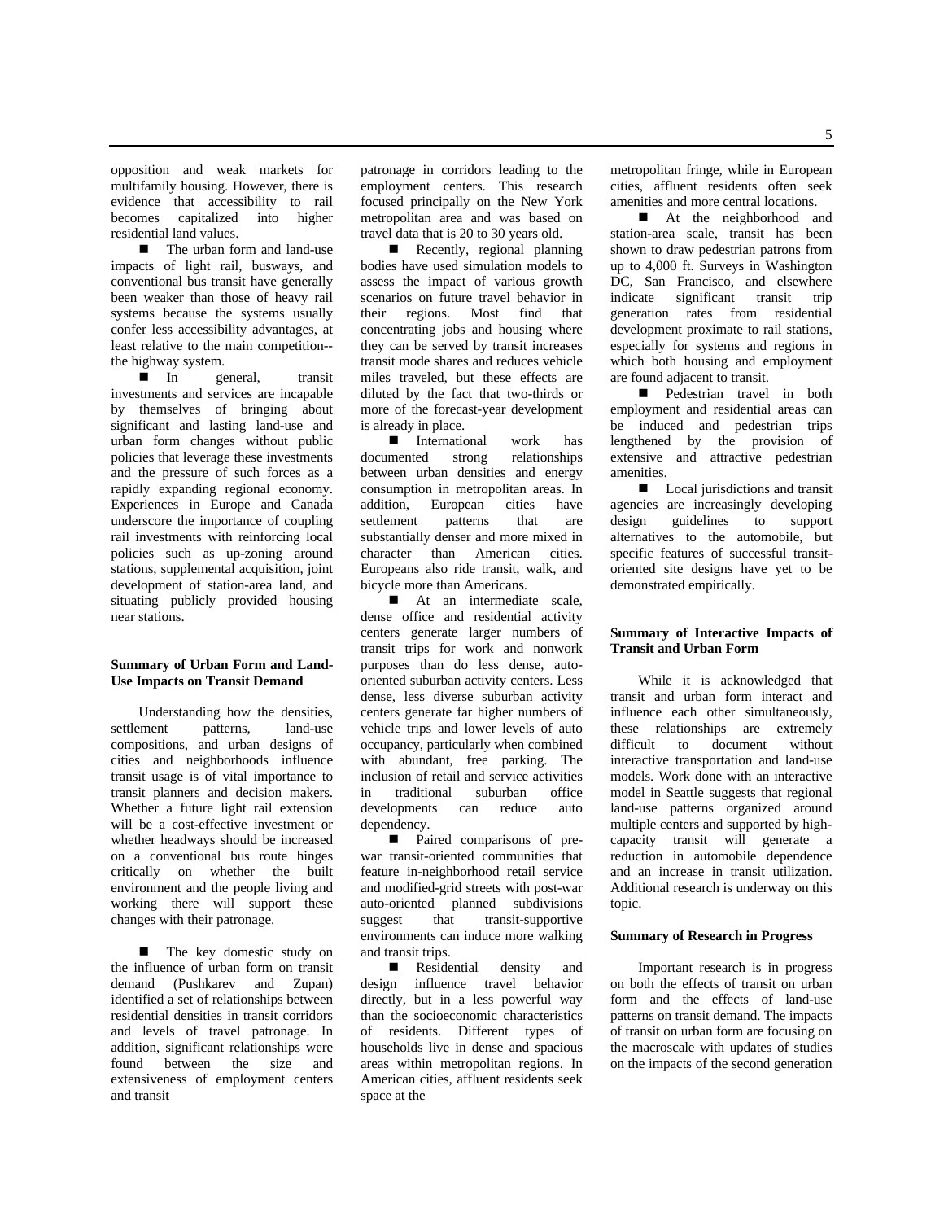opposition and weak markets for multifamily housing. However, there is evidence that accessibility to rail becomes capitalized into higher residential land values.

- The urban form and land-use impacts of light rail, busways, and conventional bus transit have generally been weaker than those of heavy rail systems because the systems usually confer less accessibility advantages, at least relative to the main competition--the highway system.

- In general, transit investments and services are incapable by themselves of bringing about significant and lasting land-use and urban form changes without public policies that leverage these investments and the pressure of such forces as a rapidly expanding regional economy. Experiences in Europe and Canada underscore the importance of coupling rail investments with reinforcing local policies such as up-zoning around stations, supplemental acquisition, joint development of station-area land, and situating publicly provided housing near stations.

### Summary of Urban Form and Land-Use Impacts on Transit Demand

Understanding how the densities, settlement patterns, land-use compositions, and urban designs of cities and neighborhoods influence transit usage is of vital importance to transit planners and decision makers. Whether a future light rail extension will be a cost-effective investment or whether headways should be increased on a conventional bus route hinges critically on whether the built environment and the people living and working there will support these changes with their patronage.

- The key domestic study on the influence of urban form on transit demand (Pushkarev and Zupan) identified a set of relationships between residential densities in transit corridors and levels of travel patronage. In addition, significant relationships were found between the size and extensiveness of employment centers and transit patronage in corridors leading to the employment centers. This research focused principally on the New York metropolitan area and was based on travel data that is 20 to 30 years old.

- Recently, regional planning bodies have used simulation models to assess the impact of various growth scenarios on future travel behavior in their regions. Most find that concentrating jobs and housing where they can be served by transit increases transit mode shares and reduces vehicle miles traveled, but these effects are diluted by the fact that two-thirds or more of the forecast-year development is already in place.

- International work has documented strong relationships between urban densities and energy consumption in metropolitan areas. In addition, European cities have settlement patterns that are substantially denser and more mixed in character than American cities. Europeans also ride transit, walk, and bicycle more than Americans.

- At an intermediate scale, dense office and residential activity centers generate larger numbers of transit trips for work and nonwork purposes than do less dense, auto-oriented suburban activity centers. Less dense, less diverse suburban activity centers generate far higher numbers of vehicle trips and lower levels of auto occupancy, particularly when combined with abundant, free parking. The inclusion of retail and service activities in traditional suburban office developments can reduce auto dependency.

- Paired comparisons of pre-war transit-oriented communities that feature in-neighborhood retail service and modified-grid streets with post-war auto-oriented planned subdivisions suggest that transit-supportive environments can induce more walking and transit trips.

- Residential density and design influence travel behavior directly, but in a less powerful way than the socioeconomic characteristics of residents. Different types of households live in dense and spacious areas within metropolitan regions. In American cities, affluent residents seek space at the metropolitan fringe, while in European cities, affluent residents often seek amenities and more central locations.

- At the neighborhood and station-area scale, transit has been shown to draw pedestrian patrons from up to 4,000 ft. Surveys in Washington DC, San Francisco, and elsewhere indicate significant transit trip generation rates from residential development proximate to rail stations, especially for systems and regions in which both housing and employment are found adjacent to transit.

- Pedestrian travel in both employment and residential areas can be induced and pedestrian trips lengthened by the provision of extensive and attractive pedestrian amenities.

- Local jurisdictions and transit agencies are increasingly developing design guidelines to support alternatives to the automobile, but specific features of successful transit-oriented site designs have yet to be demonstrated empirically.

### Summary of Interactive Impacts of Transit and Urban Form

While it is acknowledged that transit and urban form interact and influence each other simultaneously, these relationships are extremely difficult to document without interactive transportation and land-use models. Work done with an interactive model in Seattle suggests that regional land-use patterns organized around multiple centers and supported by high-capacity transit will generate a reduction in automobile dependence and an increase in transit utilization. Additional research is underway on this topic.

### Summary of Research in Progress

Important research is in progress on both the effects of transit on urban form and the effects of land-use patterns on transit demand. The impacts of transit on urban form are focusing on the macroscale with updates of studies on the impacts of the second generation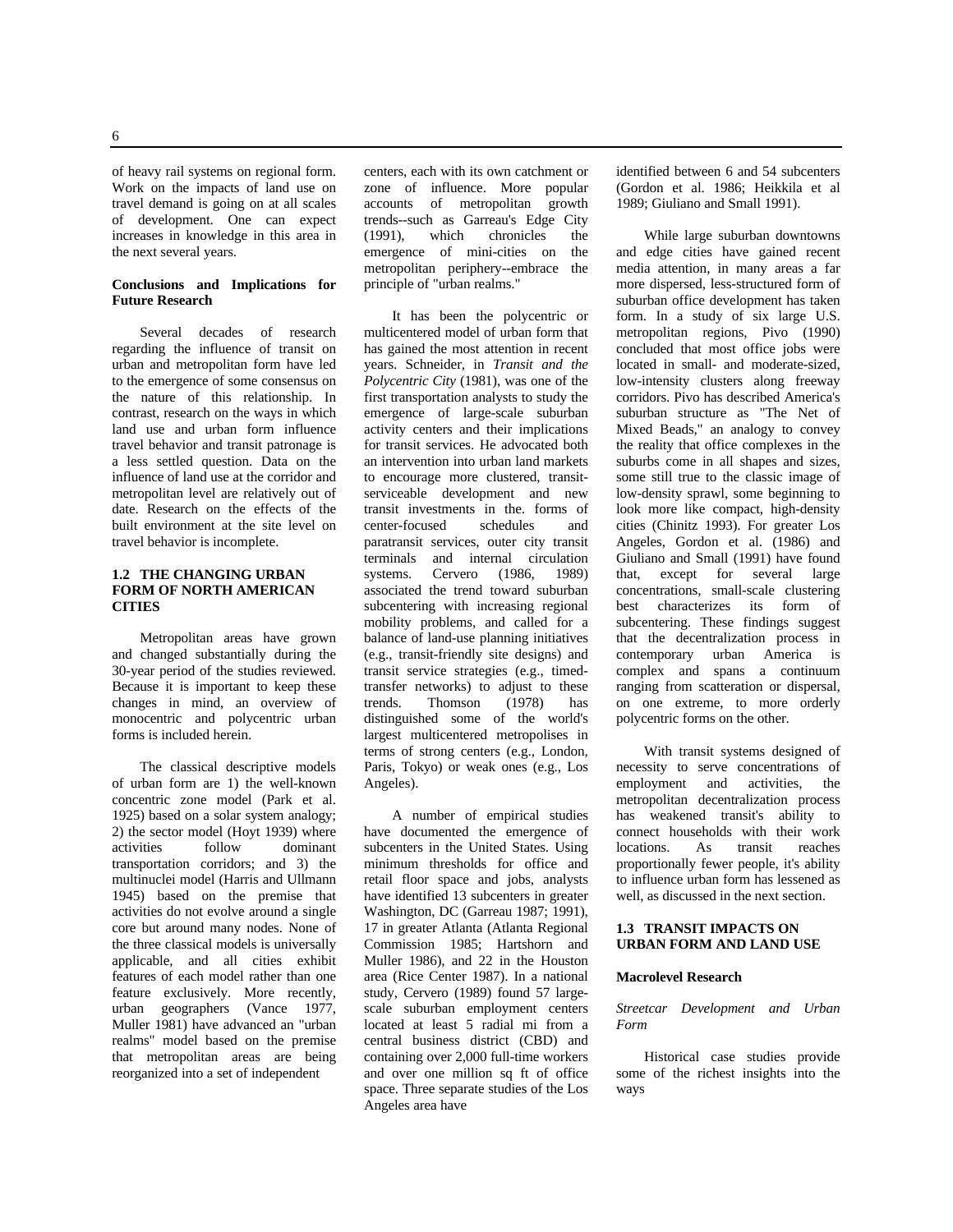of heavy rail systems on regional form. Work on the impacts of land use on travel demand is going on at all scales of development. One can expect increases in knowledge in this area in the next several years.

**Conclusions and Implications for Future Research**

Several decades of research regarding the influence of transit on urban and metropolitan form have led to the emergence of some consensus on the nature of this relationship. In contrast, research on the ways in which land use and urban form influence travel behavior and transit patronage is a less settled question. Data on the influence of land use at the corridor and metropolitan level are relatively out of date. Research on the effects of the built environment at the site level on travel behavior is incomplete.

## 1.2 THE CHANGING URBAN FORM OF NORTH AMERICAN CITIES

Metropolitan areas have grown and changed substantially during the 30-year period of the studies reviewed. Because it is important to keep these changes in mind, an overview of monocentric and polycentric urban forms is included herein.

The classical descriptive models of urban form are 1) the well-known concentric zone model (Park et al. 1925) based on a solar system analogy; 2) the sector model (Hoyt 1939) where activities follow dominant transportation corridors; and 3) the multinuclei model (Harris and Ullmann 1945) based on the premise that activities do not evolve around a single core but around many nodes. None of the three classical models is universally applicable, and all cities exhibit features of each model rather than one feature exclusively. More recently, urban geographers (Vance 1977, Muller 1981) have advanced an "urban realms" model based on the premise that metropolitan areas are being reorganized into a set of independent centers, each with its own catchment or zone of influence. More popular accounts of metropolitan growth trends--such as Garreau's Edge City (1991), which chronicles the emergence of mini-cities on the metropolitan periphery--embrace the principle of "urban realms."

It has been the polycentric or multicentered model of urban form that has gained the most attention in recent years. Schneider, in *Transit and the Polycentric City* (1981), was one of the first transportation analysts to study the emergence of large-scale suburban activity centers and their implications for transit services. He advocated both an intervention into urban land markets to encourage more clustered, transit-serviceable development and new transit investments in the. forms of center-focused schedules and paratransit services, outer city transit terminals and internal circulation systems. Cervero (1986, 1989) associated the trend toward suburban subcentering with increasing regional mobility problems, and called for a balance of land-use planning initiatives (e.g., transit-friendly site designs) and transit service strategies (e.g., timed-transfer networks) to adjust to these trends. Thomson (1978) has distinguished some of the world's largest multicentered metropolises in terms of strong centers (e.g., London, Paris, Tokyo) or weak ones (e.g., Los Angeles).

A number of empirical studies have documented the emergence of subcenters in the United States. Using minimum thresholds for office and retail floor space and jobs, analysts have identified 13 subcenters in greater Washington, DC (Garreau 1987; 1991), 17 in greater Atlanta (Atlanta Regional Commission 1985; Hartshorn and Muller 1986), and 22 in the Houston area (Rice Center 1987). In a national study, Cervero (1989) found 57 large-scale suburban employment centers located at least 5 radial mi from a central business district (CBD) and containing over 2,000 full-time workers and over one million sq ft of office space. Three separate studies of the Los Angeles area have identified between 6 and 54 subcenters (Gordon et al. 1986; Heikkila et al 1989; Giuliano and Small 1991).

While large suburban downtowns and edge cities have gained recent media attention, in many areas a far more dispersed, less-structured form of suburban office development has taken form. In a study of six large U.S. metropolitan regions, Pivo (1990) concluded that most office jobs were located in small- and moderate-sized, low-intensity clusters along freeway corridors. Pivo has described America's suburban structure as "The Net of Mixed Beads," an analogy to convey the reality that office complexes in the suburbs come in all shapes and sizes, some still true to the classic image of low-density sprawl, some beginning to look more like compact, high-density cities (Chinitz 1993). For greater Los Angeles, Gordon et al. (1986) and Giuliano and Small (1991) have found that, except for several large concentrations, small-scale clustering best characterizes its form of subcentering. These findings suggest that the decentralization process in contemporary urban America is complex and spans a continuum ranging from scatteration or dispersal, on one extreme, to more orderly polycentric forms on the other.

With transit systems designed of necessity to serve concentrations of employment and activities, the metropolitan decentralization process has weakened transit's ability to connect households with their work locations. As transit reaches proportionally fewer people, it's ability to influence urban form has lessened as well, as discussed in the next section.

## 1.3 TRANSIT IMPACTS ON URBAN FORM AND LAND USE

### Macrolevel Research

*Streetcar Development and Urban Form*

Historical case studies provide some of the richest insights into the ways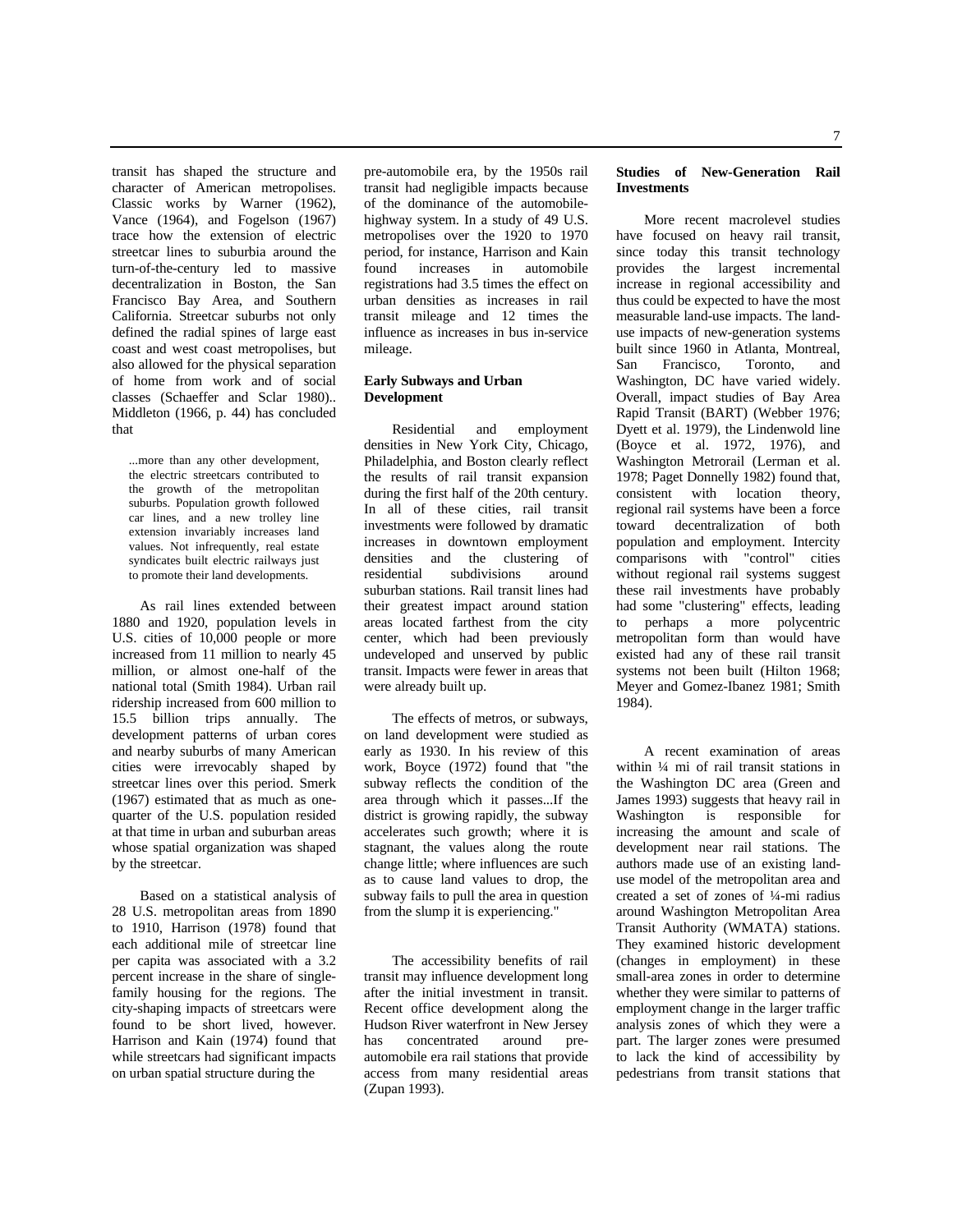transit has shaped the structure and character of American metropolises. Classic works by Warner (1962), Vance (1964), and Fogelson (1967) trace how the extension of electric streetcar lines to suburbia around the turn-of-the-century led to massive decentralization in Boston, the San Francisco Bay Area, and Southern California. Streetcar suburbs not only defined the radial spines of large east coast and west coast metropolises, but also allowed for the physical separation of home from work and of social classes (Schaeffer and Sclar 1980).. Middleton (1966, p. 44) has concluded that

> ...more than any other development, the electric streetcars contributed to the growth of the metropolitan suburbs. Population growth followed car lines, and a new trolley line extension invariably increases land values. Not infrequently, real estate syndicates built electric railways just to promote their land developments.

As rail lines extended between 1880 and 1920, population levels in U.S. cities of 10,000 people or more increased from 11 million to nearly 45 million, or almost one-half of the national total (Smith 1984). Urban rail ridership increased from 600 million to 15.5 billion trips annually. The development patterns of urban cores and nearby suburbs of many American cities were irrevocably shaped by streetcar lines over this period. Smerk (1967) estimated that as much as one-quarter of the U.S. population resided at that time in urban and suburban areas whose spatial organization was shaped by the streetcar.

Based on a statistical analysis of 28 U.S. metropolitan areas from 1890 to 1910, Harrison (1978) found that each additional mile of streetcar line per capita was associated with a 3.2 percent increase in the share of single-family housing for the regions. The city-shaping impacts of streetcars were found to be short lived, however. Harrison and Kain (1974) found that while streetcars had significant impacts on urban spatial structure during the pre-automobile era, by the 1950s rail transit had negligible impacts because of the dominance of the automobile-highway system. In a study of 49 U.S. metropolises over the 1920 to 1970 period, for instance, Harrison and Kain found increases in automobile registrations had 3.5 times the effect on urban densities as increases in rail transit mileage and 12 times the influence as increases in bus in-service mileage.

**Early Subways and Urban Development**

Residential and employment densities in New York City, Chicago, Philadelphia, and Boston clearly reflect the results of rail transit expansion during the first half of the 20th century. In all of these cities, rail transit investments were followed by dramatic increases in downtown employment densities and the clustering of residential subdivisions around suburban stations. Rail transit lines had their greatest impact around station areas located farthest from the city center, which had been previously undeveloped and unserved by public transit. Impacts were fewer in areas that were already built up.

The effects of metros, or subways, on land development were studied as early as 1930. In his review of this work, Boyce (1972) found that "the subway reflects the condition of the area through which it passes...If the district is growing rapidly, the subway accelerates such growth; where it is stagnant, the values along the route change little; where influences are such as to cause land values to drop, the subway fails to pull the area in question from the slump it is experiencing."

The accessibility benefits of rail transit may influence development long after the initial investment in transit. Recent office development along the Hudson River waterfront in New Jersey has concentrated around pre-automobile era rail stations that provide access from many residential areas (Zupan 1993).

**Studies of New-Generation Rail Investments**

More recent macrolevel studies have focused on heavy rail transit, since today this transit technology provides the largest incremental increase in regional accessibility and thus could be expected to have the most measurable land-use impacts. The land-use impacts of new-generation systems built since 1960 in Atlanta, Montreal, San Francisco, Toronto, and Washington, DC have varied widely. Overall, impact studies of Bay Area Rapid Transit (BART) (Webber 1976; Dyett et al. 1979), the Lindenwold line (Boyce et al. 1972, 1976), and Washington Metrorail (Lerman et al. 1978; Paget Donnelly 1982) found that, consistent with location theory, regional rail systems have been a force toward decentralization of both population and employment. Intercity comparisons with "control" cities without regional rail systems suggest these rail investments have probably had some "clustering" effects, leading to perhaps a more polycentric metropolitan form than would have existed had any of these rail transit systems not been built (Hilton 1968; Meyer and Gomez-Ibanez 1981; Smith 1984).

A recent examination of areas within ¼ mi of rail transit stations in the Washington DC area (Green and James 1993) suggests that heavy rail in Washington is responsible for increasing the amount and scale of development near rail stations. The authors made use of an existing land-use model of the metropolitan area and created a set of zones of ¼-mi radius around Washington Metropolitan Area Transit Authority (WMATA) stations. They examined historic development (changes in employment) in these small-area zones in order to determine whether they were similar to patterns of employment change in the larger traffic analysis zones of which they were a part. The larger zones were presumed to lack the kind of accessibility by pedestrians from transit stations that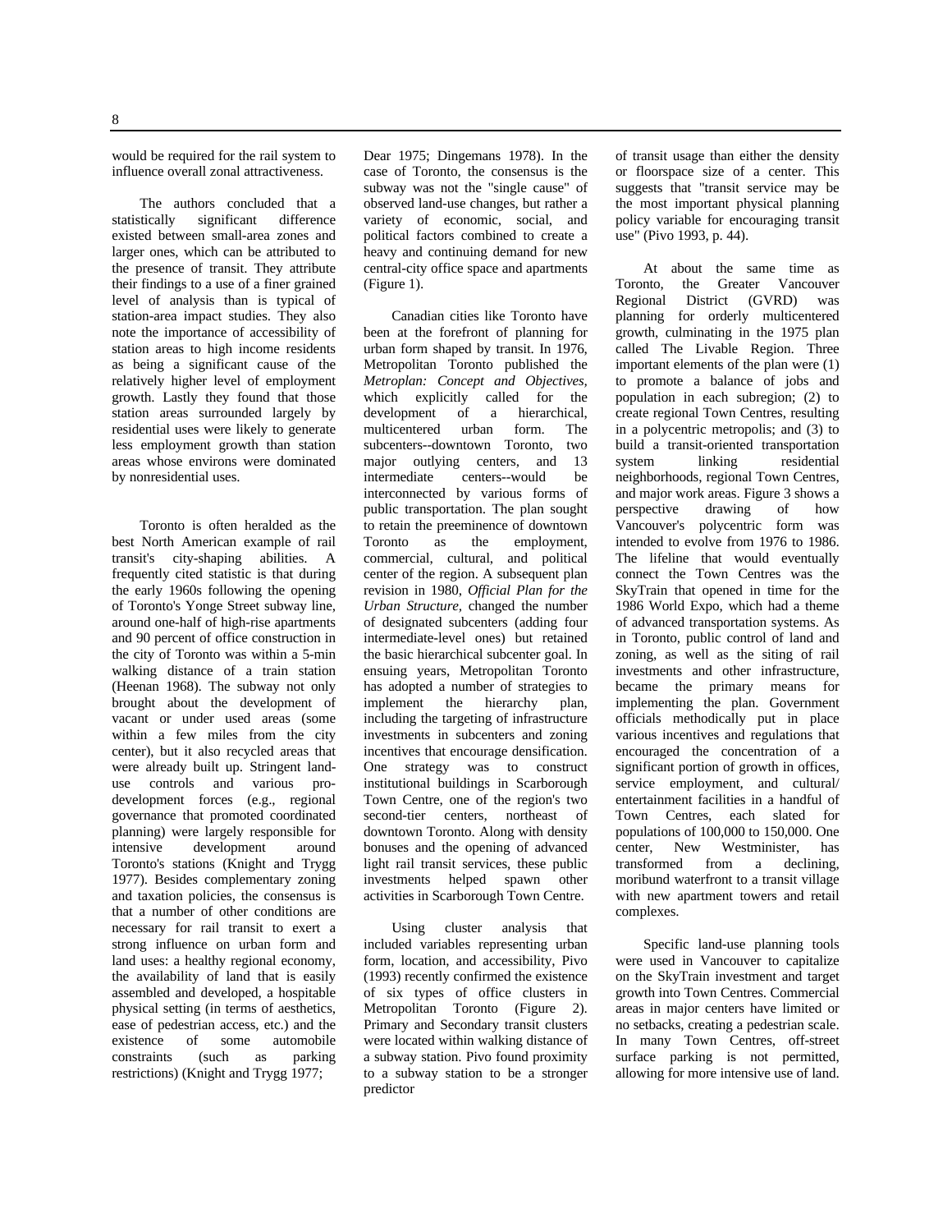would be required for the rail system to influence overall zonal attractiveness.

The authors concluded that a statistically significant difference existed between small-area zones and larger ones, which can be attributed to the presence of transit. They attribute their findings to a use of a finer grained level of analysis than is typical of station-area impact studies. They also note the importance of accessibility of station areas to high income residents as being a significant cause of the relatively higher level of employment growth. Lastly they found that those station areas surrounded largely by residential uses were likely to generate less employment growth than station areas whose environs were dominated by nonresidential uses.

Toronto is often heralded as the best North American example of rail transit's city-shaping abilities. A frequently cited statistic is that during the early 1960s following the opening of Toronto's Yonge Street subway line, around one-half of high-rise apartments and 90 percent of office construction in the city of Toronto was within a 5-min walking distance of a train station (Heenan 1968). The subway not only brought about the development of vacant or under used areas (some within a few miles from the city center), but it also recycled areas that were already built up. Stringent land-use controls and various pro-development forces (e.g., regional governance that promoted coordinated planning) were largely responsible for intensive development around Toronto's stations (Knight and Trygg 1977). Besides complementary zoning and taxation policies, the consensus is that a number of other conditions are necessary for rail transit to exert a strong influence on urban form and land uses: a healthy regional economy, the availability of land that is easily assembled and developed, a hospitable physical setting (in terms of aesthetics, ease of pedestrian access, etc.) and the existence of some automobile constraints (such as parking restrictions) (Knight and Trygg 1977; Dear 1975; Dingemans 1978). In the case of Toronto, the consensus is the subway was not the "single cause" of observed land-use changes, but rather a variety of economic, social, and political factors combined to create a heavy and continuing demand for new central-city office space and apartments (Figure 1).

Canadian cities like Toronto have been at the forefront of planning for urban form shaped by transit. In 1976, Metropolitan Toronto published the *Metroplan: Concept and Objectives,* which explicitly called for the development of a hierarchical, multicentered urban form. The subcenters--downtown Toronto, two major outlying centers, and 13 intermediate centers--would be interconnected by various forms of public transportation. The plan sought to retain the preeminence of downtown Toronto as the employment, commercial, cultural, and political center of the region. A subsequent plan revision in 1980, *Official Plan for the Urban Structure,* changed the number of designated subcenters (adding four intermediate-level ones) but retained the basic hierarchical subcenter goal. In ensuing years, Metropolitan Toronto has adopted a number of strategies to implement the hierarchy plan, including the targeting of infrastructure investments in subcenters and zoning incentives that encourage densification. One strategy was to construct institutional buildings in Scarborough Town Centre, one of the region's two second-tier centers, northeast of downtown Toronto. Along with density bonuses and the opening of advanced light rail transit services, these public investments helped spawn other activities in Scarborough Town Centre.

Using cluster analysis that included variables representing urban form, location, and accessibility, Pivo (1993) recently confirmed the existence of six types of office clusters in Metropolitan Toronto (Figure 2). Primary and Secondary transit clusters were located within walking distance of a subway station. Pivo found proximity to a subway station to be a stronger predictor of transit usage than either the density or floorspace size of a center. This suggests that "transit service may be the most important physical planning policy variable for encouraging transit use" (Pivo 1993, p. 44).

At about the same time as Toronto, the Greater Vancouver Regional District (GVRD) was planning for orderly multicentered growth, culminating in the 1975 plan called The Livable Region. Three important elements of the plan were (1) to promote a balance of jobs and population in each subregion; (2) to create regional Town Centres, resulting in a polycentric metropolis; and (3) to build a transit-oriented transportation system linking residential neighborhoods, regional Town Centres, and major work areas. Figure 3 shows a perspective drawing of how Vancouver's polycentric form was intended to evolve from 1976 to 1986. The lifeline that would eventually connect the Town Centres was the SkyTrain that opened in time for the 1986 World Expo, which had a theme of advanced transportation systems. As in Toronto, public control of land and zoning, as well as the siting of rail investments and other infrastructure, became the primary means for implementing the plan. Government officials methodically put in place various incentives and regulations that encouraged the concentration of a significant portion of growth in offices, service employment, and cultural/ entertainment facilities in a handful of Town Centres, each slated for populations of 100,000 to 150,000. One center, New Westminister, has transformed from a declining, moribund waterfront to a transit village with new apartment towers and retail complexes.

Specific land-use planning tools were used in Vancouver to capitalize on the SkyTrain investment and target growth into Town Centres. Commercial areas in major centers have limited or no setbacks, creating a pedestrian scale. In many Town Centres, off-street surface parking is not permitted, allowing for more intensive use of land.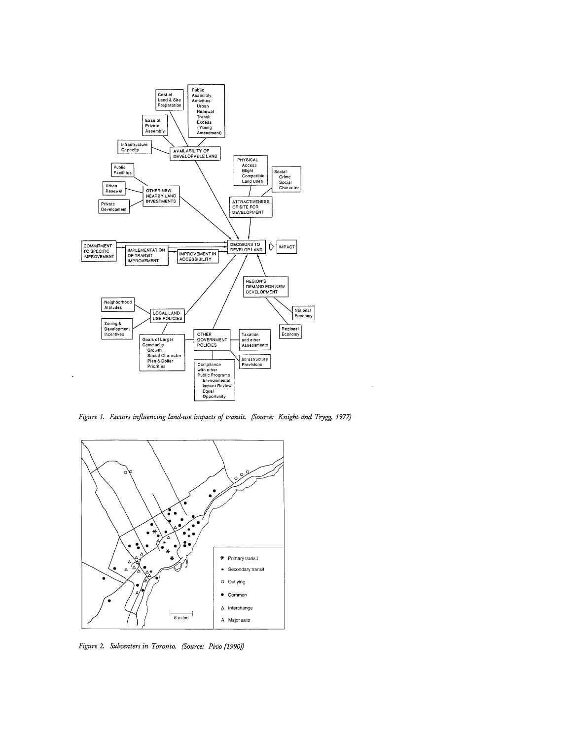*Figure 1. Factors influencing land-use impacts of transit. (Source: Knight and Trygg, 1977)*

*Figure 2. Subcenters in Toronto. (Source: Pivo [1990])*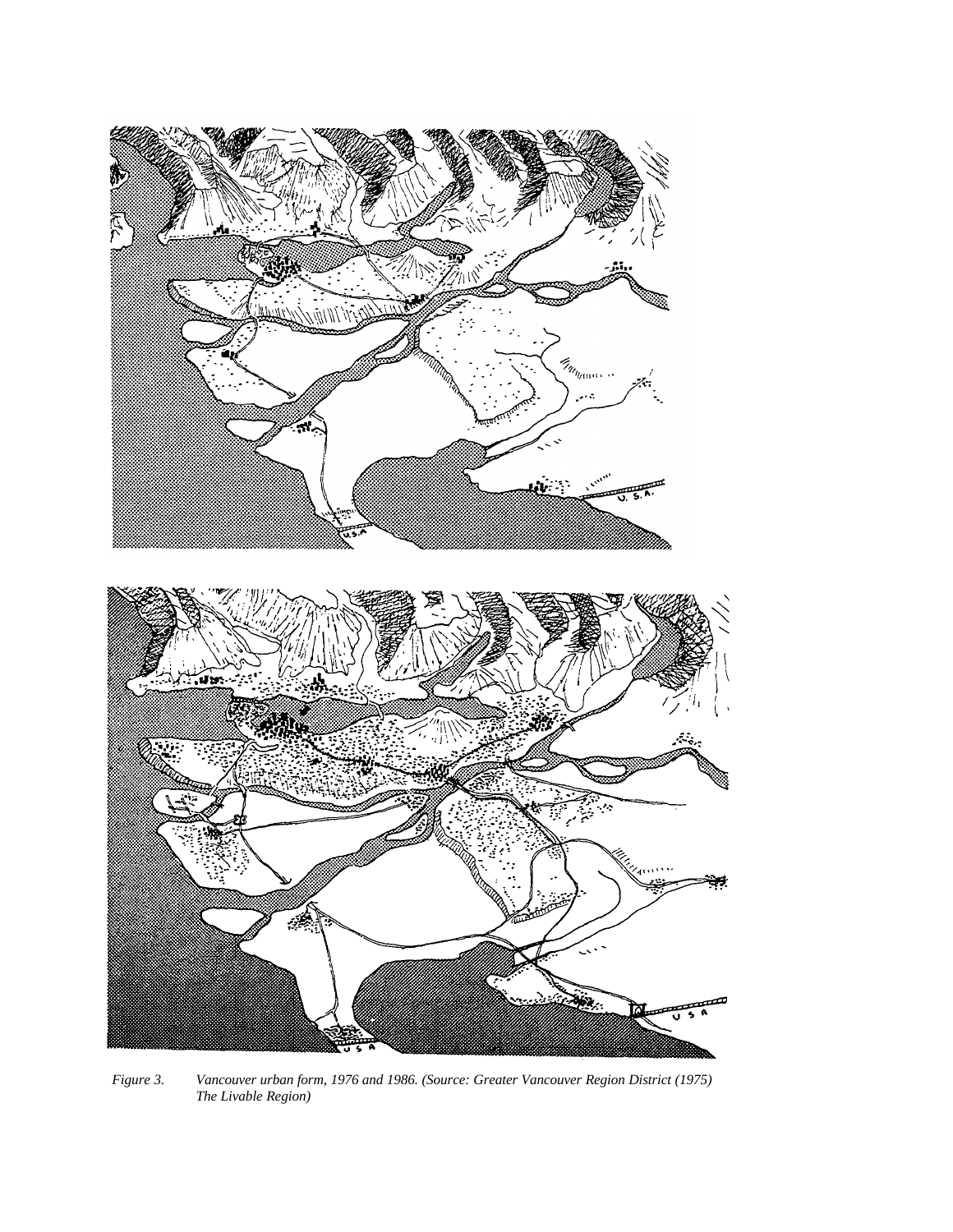*Figure 3. Vancouver urban form, 1976 and 1986. (Source: Greater Vancouver Region District (1975) The Livable Region)*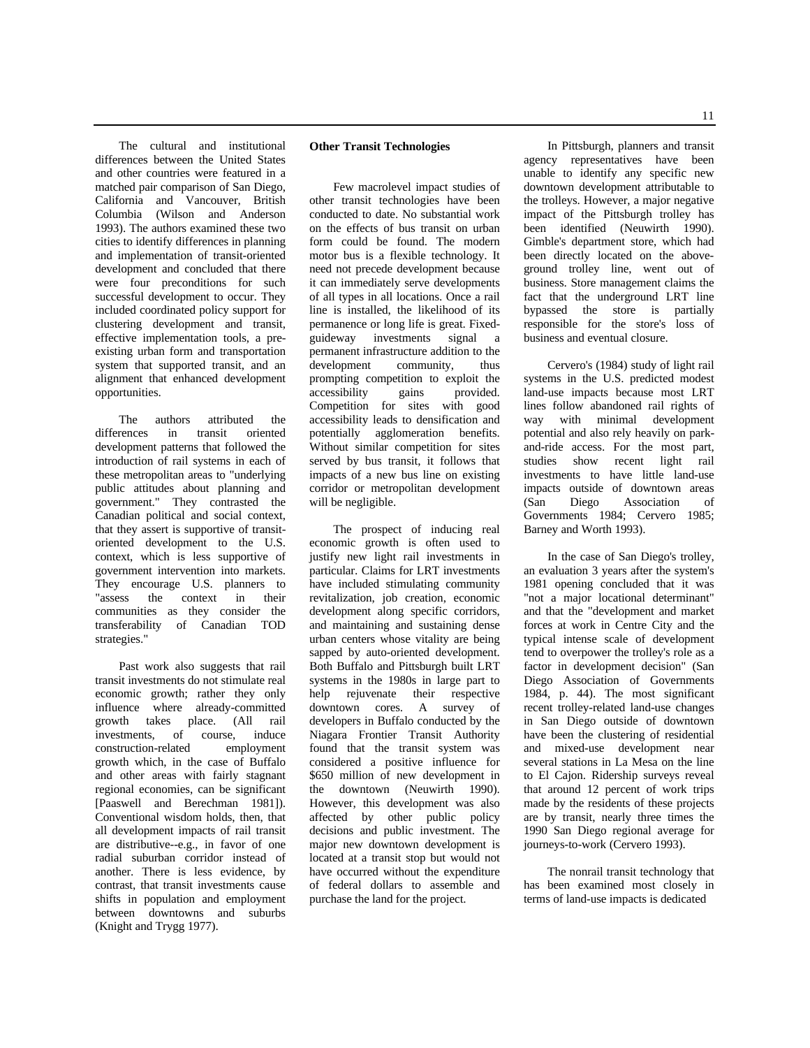The cultural and institutional differences between the United States and other countries were featured in a matched pair comparison of San Diego, California and Vancouver, British Columbia (Wilson and Anderson 1993). The authors examined these two cities to identify differences in planning and implementation of transit-oriented development and concluded that there were four preconditions for such successful development to occur. They included coordinated policy support for clustering development and transit, effective implementation tools, a pre-existing urban form and transportation system that supported transit, and an alignment that enhanced development opportunities.

The authors attributed the differences in transit oriented development patterns that followed the introduction of rail systems in each of these metropolitan areas to "underlying public attitudes about planning and government." They contrasted the Canadian political and social context, that they assert is supportive of transit-oriented development to the U.S. context, which is less supportive of government intervention into markets. They encourage U.S. planners to "assess the context in their communities as they consider the transferability of Canadian TOD strategies."

Past work also suggests that rail transit investments do not stimulate real economic growth; rather they only influence where already-committed growth takes place. (All rail investments, of course, induce construction-related employment growth which, in the case of Buffalo and other areas with fairly stagnant regional economies, can be significant [Paaswell and Berechman 1981]). Conventional wisdom holds, then, that all development impacts of rail transit are distributive--e.g., in favor of one radial suburban corridor instead of another. There is less evidence, by contrast, that transit investments cause shifts in population and employment between downtowns and suburbs (Knight and Trygg 1977).

**Other Transit Technologies**

Few macrolevel impact studies of other transit technologies have been conducted to date. No substantial work on the effects of bus transit on urban form could be found. The modern motor bus is a flexible technology. It need not precede development because it can immediately serve developments of all types in all locations. Once a rail line is installed, the likelihood of its permanence or long life is great. Fixed-guideway investments signal a permanent infrastructure addition to the development community, thus prompting competition to exploit the accessibility gains provided. Competition for sites with good accessibility leads to densification and potentially agglomeration benefits. Without similar competition for sites served by bus transit, it follows that impacts of a new bus line on existing corridor or metropolitan development will be negligible.

The prospect of inducing real economic growth is often used to justify new light rail investments in particular. Claims for LRT investments have included stimulating community revitalization, job creation, economic development along specific corridors, and maintaining and sustaining dense urban centers whose vitality are being sapped by auto-oriented development. Both Buffalo and Pittsburgh built LRT systems in the 1980s in large part to help rejuvenate their respective downtown cores. A survey of developers in Buffalo conducted by the Niagara Frontier Transit Authority found that the transit system was considered a positive influence for $650 million of new development in the downtown (Neuwirth 1990). However, this development was also affected by other public policy decisions and public investment. The major new downtown development is located at a transit stop but would not have occurred without the expenditure of federal dollars to assemble and purchase the land for the project.

In Pittsburgh, planners and transit agency representatives have been unable to identify any specific new downtown development attributable to the trolleys. However, a major negative impact of the Pittsburgh trolley has been identified (Neuwirth 1990). Gimble's department store, which had been directly located on the above-ground trolley line, went out of business. Store management claims the fact that the underground LRT line bypassed the store is partially responsible for the store's loss of business and eventual closure.

Cervero's (1984) study of light rail systems in the U.S. predicted modest land-use impacts because most LRT lines follow abandoned rail rights of way with minimal development potential and also rely heavily on park-and-ride access. For the most part, studies show recent light rail investments to have little land-use impacts outside of downtown areas (San Diego Association of Governments 1984; Cervero 1985; Barney and Worth 1993).

In the case of San Diego's trolley, an evaluation 3 years after the system's 1981 opening concluded that it was "not a major locational determinant" and that the "development and market forces at work in Centre City and the typical intense scale of development tend to overpower the trolley's role as a factor in development decision" (San Diego Association of Governments 1984, p. 44). The most significant recent trolley-related land-use changes in San Diego outside of downtown have been the clustering of residential and mixed-use development near several stations in La Mesa on the line to El Cajon. Ridership surveys reveal that around 12 percent of work trips made by the residents of these projects are by transit, nearly three times the 1990 San Diego regional average for journeys-to-work (Cervero 1993).

The nonrail transit technology that has been examined most closely in terms of land-use impacts is dedicated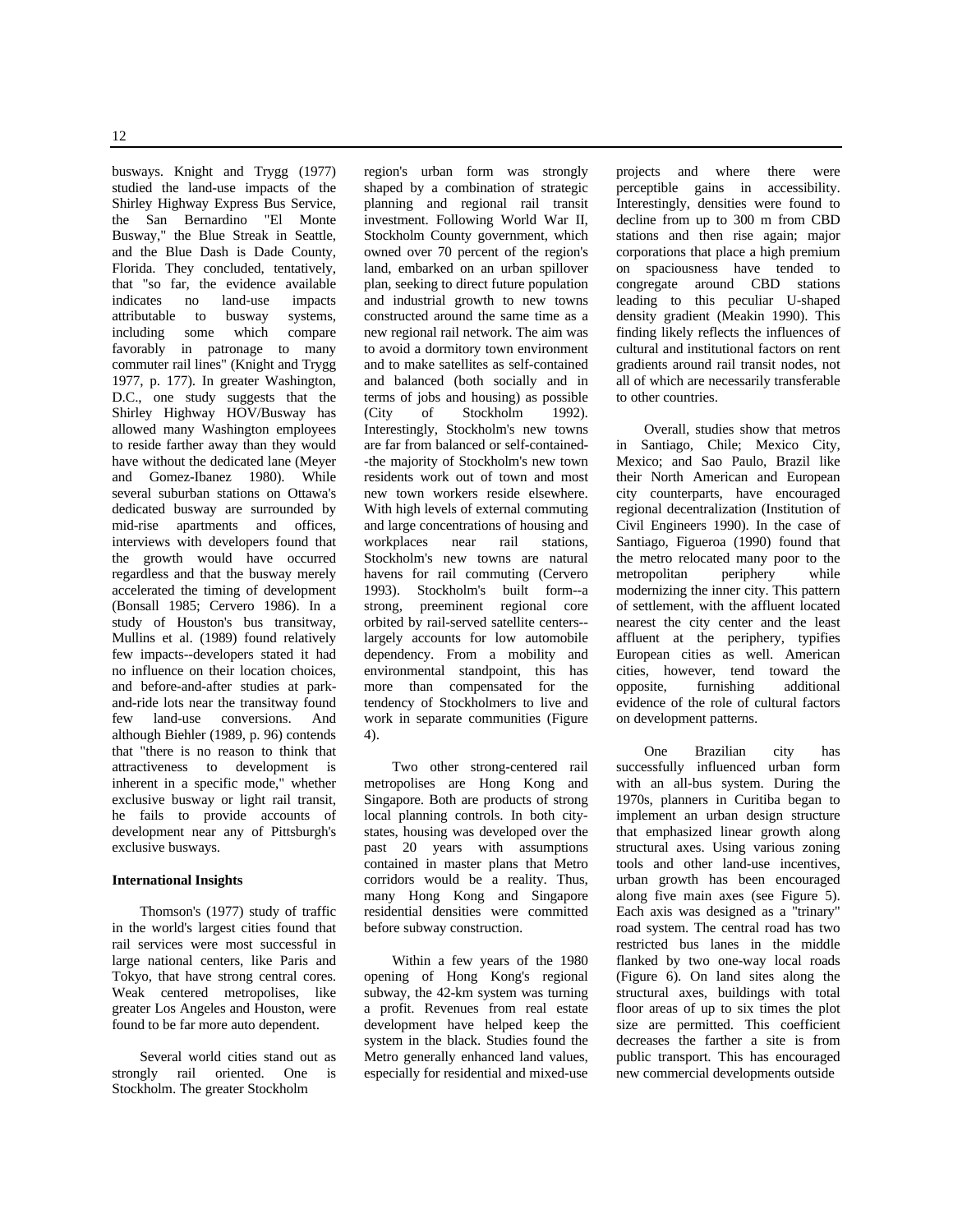busways. Knight and Trygg (1977) studied the land-use impacts of the Shirley Highway Express Bus Service, the San Bernardino "El Monte Busway," the Blue Streak in Seattle, and the Blue Dash is Dade County, Florida. They concluded, tentatively, that "so far, the evidence available indicates no land-use impacts attributable to busway systems, including some which compare favorably in patronage to many commuter rail lines" (Knight and Trygg 1977, p. 177). In greater Washington, D.C., one study suggests that the Shirley Highway HOV/Busway has allowed many Washington employees to reside farther away than they would have without the dedicated lane (Meyer and Gomez-Ibanez 1980). While several suburban stations on Ottawa's dedicated busway are surrounded by mid-rise apartments and offices, interviews with developers found that the growth would have occurred regardless and that the busway merely accelerated the timing of development (Bonsall 1985; Cervero 1986). In a study of Houston's bus transitway, Mullins et al. (1989) found relatively few impacts--developers stated it had no influence on their location choices, and before-and-after studies at park-and-ride lots near the transitway found few land-use conversions. And although Biehler (1989, p. 96) contends that "there is no reason to think that attractiveness to development is inherent in a specific mode," whether exclusive busway or light rail transit, he fails to provide accounts of development near any of Pittsburgh's exclusive busways.

**International Insights**

Thomson's (1977) study of traffic in the world's largest cities found that rail services were most successful in large national centers, like Paris and Tokyo, that have strong central cores. Weak centered metropolises, like greater Los Angeles and Houston, were found to be far more auto dependent.

Several world cities stand out as strongly rail oriented. One is Stockholm. The greater Stockholm region's urban form was strongly shaped by a combination of strategic planning and regional rail transit investment. Following World War II, Stockholm County government, which owned over 70 percent of the region's land, embarked on an urban spillover plan, seeking to direct future population and industrial growth to new towns constructed around the same time as a new regional rail network. The aim was to avoid a dormitory town environment and to make satellites as self-contained and balanced (both socially and in terms of jobs and housing) as possible (City of Stockholm 1992). Interestingly, Stockholm's new towns are far from balanced or self-contained--the majority of Stockholm's new town residents work out of town and most new town workers reside elsewhere. With high levels of external commuting and large concentrations of housing and workplaces near rail stations, Stockholm's new towns are natural havens for rail commuting (Cervero 1993). Stockholm's built form--a strong, preeminent regional core orbited by rail-served satellite centers--largely accounts for low automobile dependency. From a mobility and environmental standpoint, this has more than compensated for the tendency of Stockholmers to live and work in separate communities (Figure 4).

Two other strong-centered rail metropolises are Hong Kong and Singapore. Both are products of strong local planning controls. In both city-states, housing was developed over the past 20 years with assumptions contained in master plans that Metro corridors would be a reality. Thus, many Hong Kong and Singapore residential densities were committed before subway construction.

Within a few years of the 1980 opening of Hong Kong's regional subway, the 42-km system was turning a profit. Revenues from real estate development have helped keep the system in the black. Studies found the Metro generally enhanced land values, especially for residential and mixed-use projects and where there were perceptible gains in accessibility. Interestingly, densities were found to decline from up to 300 m from CBD stations and then rise again; major corporations that place a high premium on spaciousness have tended to congregate around CBD stations leading to this peculiar U-shaped density gradient (Meakin 1990). This finding likely reflects the influences of cultural and institutional factors on rent gradients around rail transit nodes, not all of which are necessarily transferable to other countries.

Overall, studies show that metros in Santiago, Chile; Mexico City, Mexico; and Sao Paulo, Brazil like their North American and European city counterparts, have encouraged regional decentralization (Institution of Civil Engineers 1990). In the case of Santiago, Figueroa (1990) found that the metro relocated many poor to the metropolitan periphery while modernizing the inner city. This pattern of settlement, with the affluent located nearest the city center and the least affluent at the periphery, typifies European cities as well. American cities, however, tend toward the opposite, furnishing additional evidence of the role of cultural factors on development patterns.

One Brazilian city has successfully influenced urban form with an all-bus system. During the 1970s, planners in Curitiba began to implement an urban design structure that emphasized linear growth along structural axes. Using various zoning tools and other land-use incentives, urban growth has been encouraged along five main axes (see Figure 5). Each axis was designed as a "trinary" road system. The central road has two restricted bus lanes in the middle flanked by two one-way local roads (Figure 6). On land sites along the structural axes, buildings with total floor areas of up to six times the plot size are permitted. This coefficient decreases the farther a site is from public transport. This has encouraged new commercial developments outside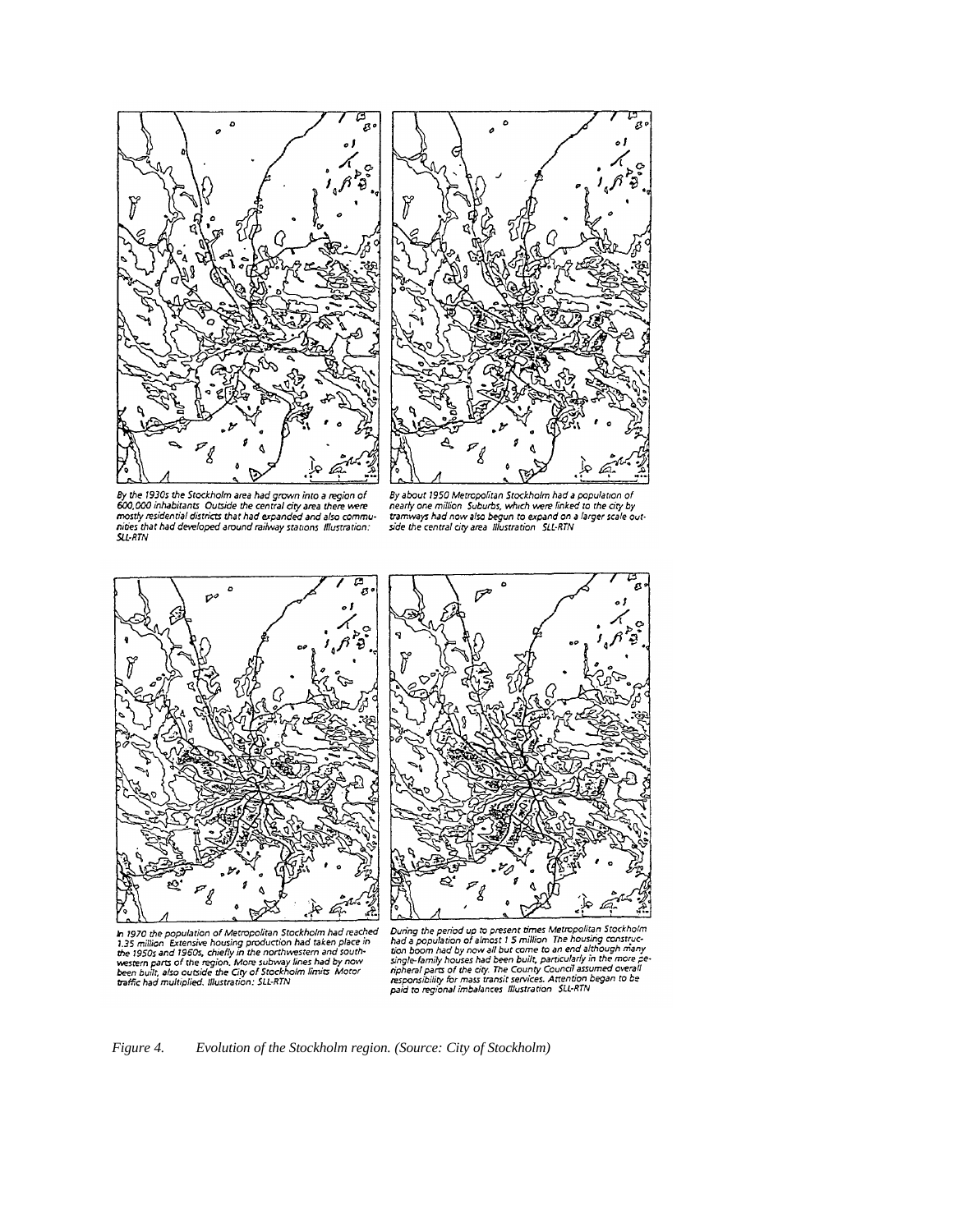By the 1930s the Stockholm area had grown into a region of 600,000 inhabitants. Outside the central city area there were mostly residential districts that had expanded and also communities that had developed around railway stations. Illustration: SLL-RTN

By about 1950 Metropolitan Stockholm had a population of nearly one million. Suburbs, which were linked to the city by tramways had now also begun to expand on a larger scale outside the central city area. Illustration: SLL-RTN

In 1970 the population of Metropolitan Stockholm had reached 1.35 million. Extensive housing production had taken place in the 1950s and 1960s, chiefly in the northwestern and southwestern parts of the region. More subway lines had by now been built, also outside the City of Stockholm limits. Motor traffic had multiplied. Illustration: SLL-RTN

During the period up to present times Metropolitan Stockholm had a population of almost 1.5 million. The housing construction boom had by now all but come to an end although many single-family houses had been built, particularly in the more peripheral parts of the city. The County Council assumed overall responsibility for mass transit services. Attention began to be paid to regional imbalances. Illustration: SLL-RTN

*Figure 4. Evolution of the Stockholm region. (Source: City of Stockholm)*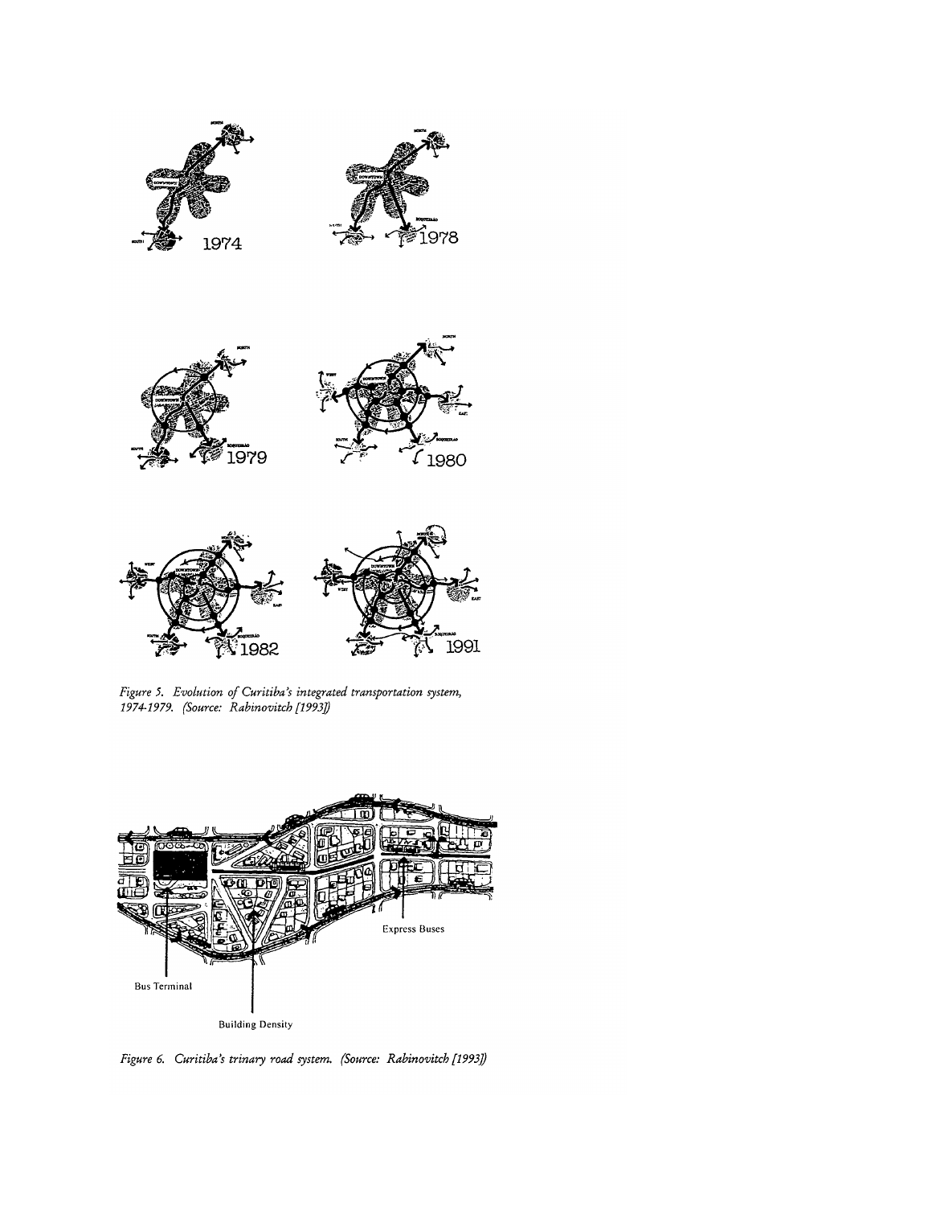*Figure 5. Evolution of Curitiba's integrated transportation system, 1974-1979. (Source: Rabinovitch [1993])*

*Figure 6. Curitiba's trinary road system. (Source: Rabinovitch [1993])*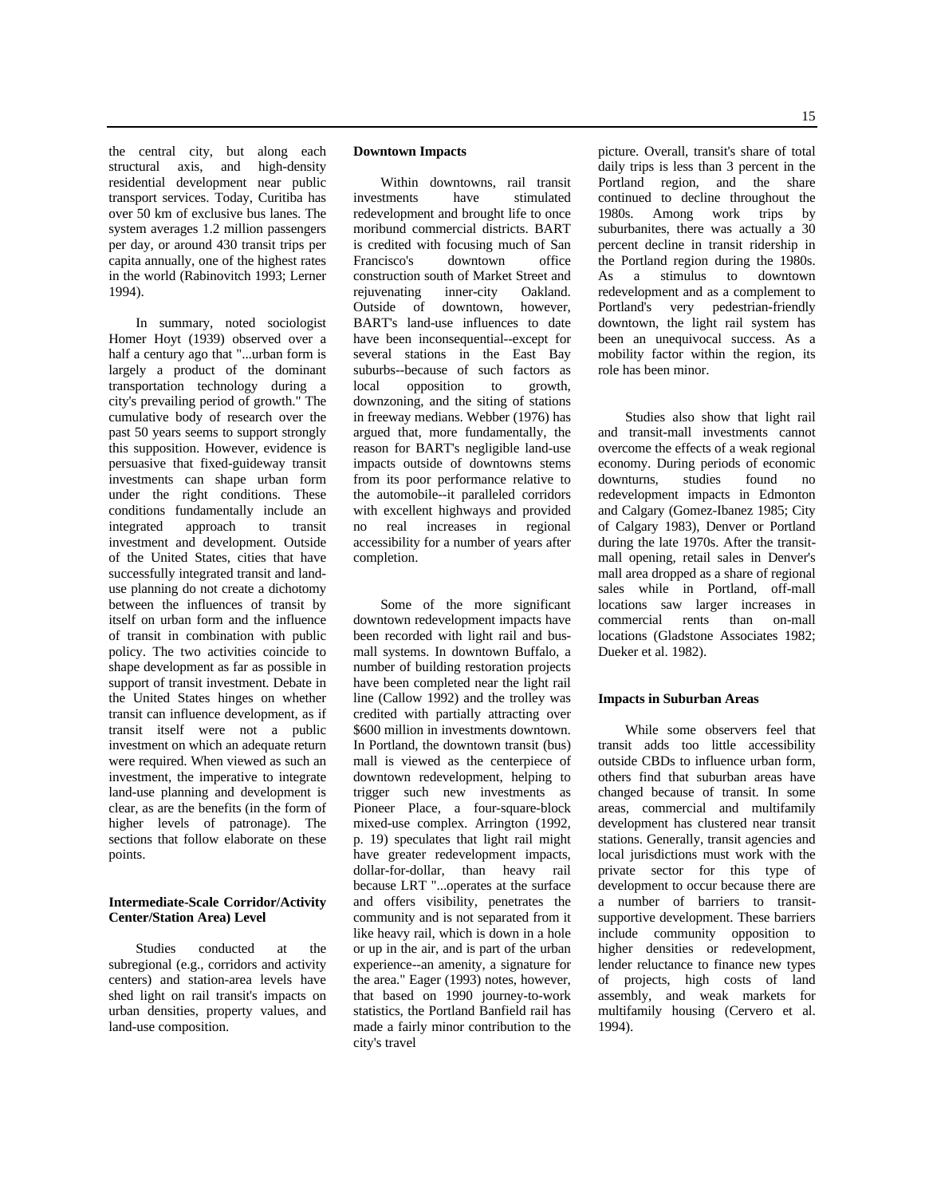the central city, but along each structural axis, and high-density residential development near public transport services. Today, Curitiba has over 50 km of exclusive bus lanes. The system averages 1.2 million passengers per day, or around 430 transit trips per capita annually, one of the highest rates in the world (Rabinovitch 1993; Lerner 1994).

In summary, noted sociologist Homer Hoyt (1939) observed over a half a century ago that "...urban form is largely a product of the dominant transportation technology during a city's prevailing period of growth." The cumulative body of research over the past 50 years seems to support strongly this supposition. However, evidence is persuasive that fixed-guideway transit investments can shape urban form under the right conditions. These conditions fundamentally include an integrated approach to transit investment and development. Outside of the United States, cities that have successfully integrated transit and land-use planning do not create a dichotomy between the influences of transit by itself on urban form and the influence of transit in combination with public policy. The two activities coincide to shape development as far as possible in support of transit investment. Debate in the United States hinges on whether transit can influence development, as if transit itself were not a public investment on which an adequate return were required. When viewed as such an investment, the imperative to integrate land-use planning and development is clear, as are the benefits (in the form of higher levels of patronage). The sections that follow elaborate on these points.

**Intermediate-Scale Corridor/Activity Center/Station Area) Level**

Studies conducted at the subregional (e.g., corridors and activity centers) and station-area levels have shed light on rail transit's impacts on urban densities, property values, and land-use composition.

**Downtown Impacts**

Within downtowns, rail transit investments have stimulated redevelopment and brought life to once moribund commercial districts. BART is credited with focusing much of San Francisco's downtown office construction south of Market Street and rejuvenating inner-city Oakland. Outside of downtown, however, BART's land-use influences to date have been inconsequential--except for several stations in the East Bay suburbs--because of such factors as local opposition to growth, downzoning, and the siting of stations in freeway medians. Webber (1976) has argued that, more fundamentally, the reason for BART's negligible land-use impacts outside of downtowns stems from its poor performance relative to the automobile--it paralleled corridors with excellent highways and provided no real increases in regional accessibility for a number of years after completion.

Some of the more significant downtown redevelopment impacts have been recorded with light rail and bus-mall systems. In downtown Buffalo, a number of building restoration projects have been completed near the light rail line (Callow 1992) and the trolley was credited with partially attracting over $600 million in investments downtown. In Portland, the downtown transit (bus) mall is viewed as the centerpiece of downtown redevelopment, helping to trigger such new investments as Pioneer Place, a four-square-block mixed-use complex. Arrington (1992, p. 19) speculates that light rail might have greater redevelopment impacts, dollar-for-dollar, than heavy rail because LRT "...operates at the surface and offers visibility, penetrates the community and is not separated from it like heavy rail, which is down in a hole or up in the air, and is part of the urban experience--an amenity, a signature for the area." Eager (1993) notes, however, that based on 1990 journey-to-work statistics, the Portland Banfield rail has made a fairly minor contribution to the city's travel picture. Overall, transit's share of total daily trips is less than 3 percent in the Portland region, and the share continued to decline throughout the 1980s. Among work trips by suburbanites, there was actually a 30 percent decline in transit ridership in the Portland region during the 1980s. As a stimulus to downtown redevelopment and as a complement to Portland's very pedestrian-friendly downtown, the light rail system has been an unequivocal success. As a mobility factor within the region, its role has been minor.

Studies also show that light rail and transit-mall investments cannot overcome the effects of a weak regional economy. During periods of economic downturns, studies found no redevelopment impacts in Edmonton and Calgary (Gomez-Ibanez 1985; City of Calgary 1983), Denver or Portland during the late 1970s. After the transit-mall opening, retail sales in Denver's mall area dropped as a share of regional sales while in Portland, off-mall locations saw larger increases in commercial rents than on-mall locations (Gladstone Associates 1982; Dueker et al. 1982).

**Impacts in Suburban Areas**

While some observers feel that transit adds too little accessibility outside CBDs to influence urban form, others find that suburban areas have changed because of transit. In some areas, commercial and multifamily development has clustered near transit stations. Generally, transit agencies and local jurisdictions must work with the private sector for this type of development to occur because there are a number of barriers to transit-supportive development. These barriers include community opposition to higher densities or redevelopment, lender reluctance to finance new types of projects, high costs of land assembly, and weak markets for multifamily housing (Cervero et al. 1994).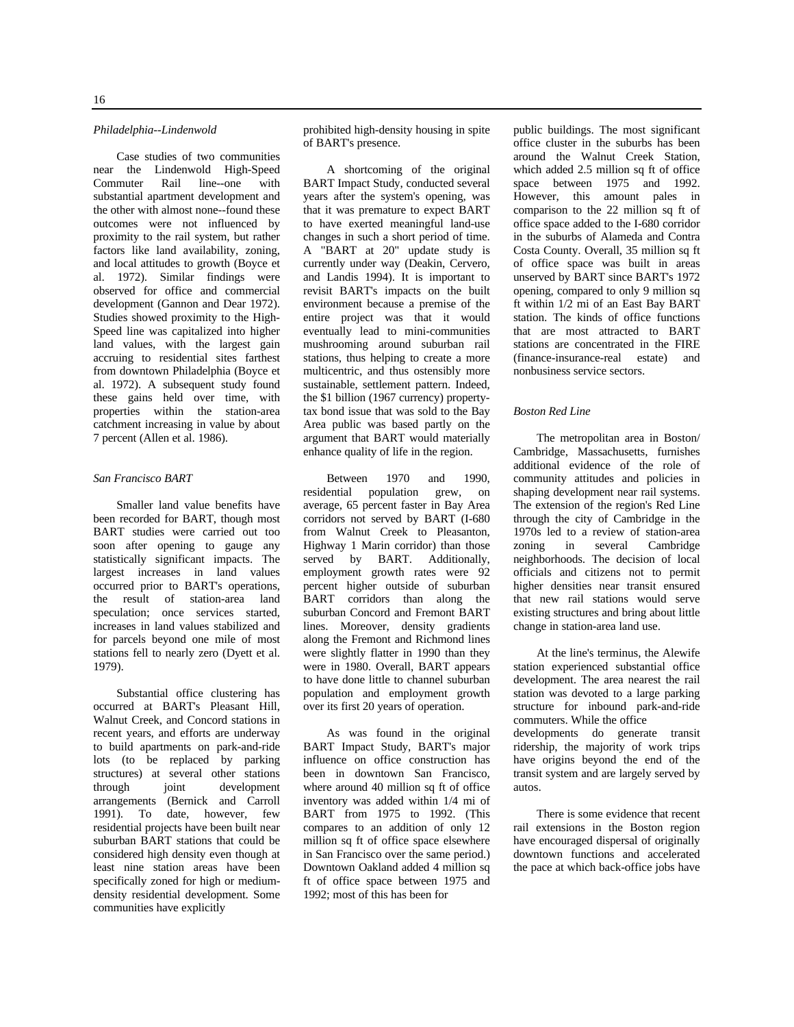*Philadelphia--Lindenwold*

Case studies of two communities near the Lindenwold High-Speed Commuter Rail line--one with substantial apartment development and the other with almost none--found these outcomes were not influenced by proximity to the rail system, but rather factors like land availability, zoning, and local attitudes to growth (Boyce et al. 1972). Similar findings were observed for office and commercial development (Gannon and Dear 1972). Studies showed proximity to the High-Speed line was capitalized into higher land values, with the largest gain accruing to residential sites farthest from downtown Philadelphia (Boyce et al. 1972). A subsequent study found these gains held over time, with properties within the station-area catchment increasing in value by about 7 percent (Allen et al. 1986).

*San Francisco BART*

Smaller land value benefits have been recorded for BART, though most BART studies were carried out too soon after opening to gauge any statistically significant impacts. The largest increases in land values occurred prior to BART's operations, the result of station-area land speculation; once services started, increases in land values stabilized and for parcels beyond one mile of most stations fell to nearly zero (Dyett et al. 1979).

Substantial office clustering has occurred at BART's Pleasant Hill, Walnut Creek, and Concord stations in recent years, and efforts are underway to build apartments on park-and-ride lots (to be replaced by parking structures) at several other stations through joint development arrangements (Bernick and Carroll 1991). To date, however, few residential projects have been built near suburban BART stations that could be considered high density even though at least nine station areas have been specifically zoned for high or medium-density residential development. Some communities have explicitly prohibited high-density housing in spite of BART's presence.

A shortcoming of the original BART Impact Study, conducted several years after the system's opening, was that it was premature to expect BART to have exerted meaningful land-use changes in such a short period of time. A "BART at 20" update study is currently under way (Deakin, Cervero, and Landis 1994). It is important to revisit BART's impacts on the built environment because a premise of the entire project was that it would eventually lead to mini-communities mushrooming around suburban rail stations, thus helping to create a more multicentric, and thus ostensibly more sustainable, settlement pattern. Indeed, the $1 billion (1967 currency) property-tax bond issue that was sold to the Bay Area public was based partly on the argument that BART would materially enhance quality of life in the region.

Between 1970 and 1990, residential population grew, on average, 65 percent faster in Bay Area corridors not served by BART (I-680 from Walnut Creek to Pleasanton, Highway 1 Marin corridor) than those served by BART. Additionally, employment growth rates were 92 percent higher outside of suburban BART corridors than along the suburban Concord and Fremont BART lines. Moreover, density gradients along the Fremont and Richmond lines were slightly flatter in 1990 than they were in 1980. Overall, BART appears to have done little to channel suburban population and employment growth over its first 20 years of operation.

As was found in the original BART Impact Study, BART's major influence on office construction has been in downtown San Francisco, where around 40 million sq ft of office inventory was added within 1/4 mi of BART from 1975 to 1992. (This compares to an addition of only 12 million sq ft of office space elsewhere in San Francisco over the same period.) Downtown Oakland added 4 million sq ft of office space between 1975 and 1992; most of this has been for public buildings. The most significant office cluster in the suburbs has been around the Walnut Creek Station, which added 2.5 million sq ft of office space between 1975 and 1992. However, this amount pales in comparison to the 22 million sq ft of office space added to the I-680 corridor in the suburbs of Alameda and Contra Costa County. Overall, 35 million sq ft of office space was built in areas unserved by BART since BART's 1972 opening, compared to only 9 million sq ft within 1/2 mi of an East Bay BART station. The kinds of office functions that are most attracted to BART stations are concentrated in the FIRE (finance-insurance-real estate) and nonbusiness service sectors.

*Boston Red Line*

The metropolitan area in Boston/ Cambridge, Massachusetts, furnishes additional evidence of the role of community attitudes and policies in shaping development near rail systems. The extension of the region's Red Line through the city of Cambridge in the 1970s led to a review of station-area zoning in several Cambridge neighborhoods. The decision of local officials and citizens not to permit higher densities near transit ensured that new rail stations would serve existing structures and bring about little change in station-area land use.

At the line's terminus, the Alewife station experienced substantial office development. The area nearest the rail station was devoted to a large parking structure for inbound park-and-ride commuters. While the office developments do generate transit ridership, the majority of work trips have origins beyond the end of the transit system and are largely served by autos.

There is some evidence that recent rail extensions in the Boston region have encouraged dispersal of originally downtown functions and accelerated the pace at which back-office jobs have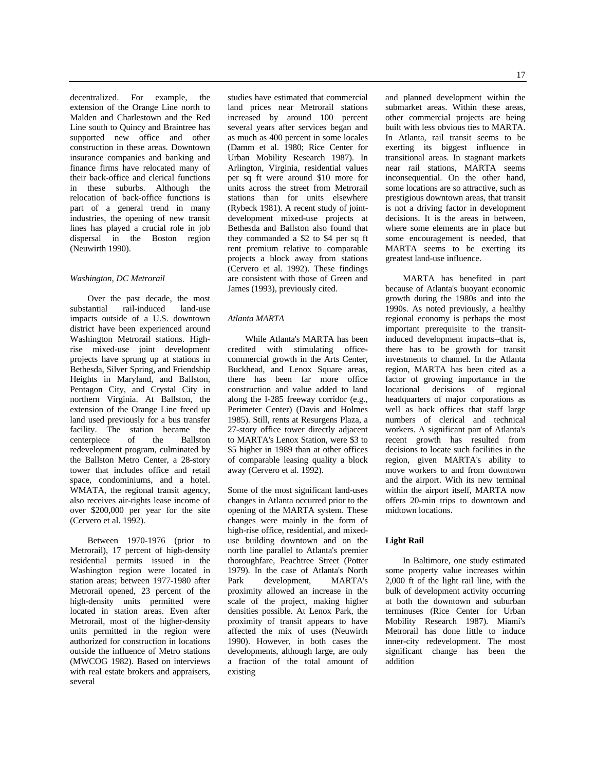decentralized. For example, the extension of the Orange Line north to Malden and Charlestown and the Red Line south to Quincy and Braintree has supported new office and other construction in these areas. Downtown insurance companies and banking and finance firms have relocated many of their back-office and clerical functions in these suburbs. Although the relocation of back-office functions is part of a general trend in many industries, the opening of new transit lines has played a crucial role in job dispersal in the Boston region (Neuwirth 1990).

*Washington, DC Metrorail*

Over the past decade, the most substantial rail-induced land-use impacts outside of a U.S. downtown district have been experienced around Washington Metrorail stations. High-rise mixed-use joint development projects have sprung up at stations in Bethesda, Silver Spring, and Friendship Heights in Maryland, and Ballston, Pentagon City, and Crystal City in northern Virginia. At Ballston, the extension of the Orange Line freed up land used previously for a bus transfer facility. The station became the centerpiece of the Ballston redevelopment program, culminated by the Ballston Metro Center, a 28-story tower that includes office and retail space, condominiums, and a hotel. WMATA, the regional transit agency, also receives air-rights lease income of over $200,000 per year for the site (Cervero et al. 1992).

Between 1970-1976 (prior to Metrorail), 17 percent of high-density residential permits issued in the Washington region were located in station areas; between 1977-1980 after Metrorail opened, 23 percent of the high-density units permitted were located in station areas. Even after Metrorail, most of the higher-density units permitted in the region were authorized for construction in locations outside the influence of Metro stations (MWCOG 1982). Based on interviews with real estate brokers and appraisers, several studies have estimated that commercial land prices near Metrorail stations increased by around 100 percent several years after services began and as much as 400 percent in some locales (Damm et al. 1980; Rice Center for Urban Mobility Research 1987). In Arlington, Virginia, residential values per sq ft were around $10 more for units across the street from Metrorail stations than for units elsewhere (Rybeck 1981). A recent study of joint-development mixed-use projects at Bethesda and Ballston also found that they commanded a $2 to $4 per sq ft rent premium relative to comparable projects a block away from stations (Cervero et al. 1992). These findings are consistent with those of Green and James (1993), previously cited.

*Atlanta MARTA*

While Atlanta's MARTA has been credited with stimulating office-commercial growth in the Arts Center, Buckhead, and Lenox Square areas, there has been far more office construction and value added to land along the I-285 freeway corridor (e.g., Perimeter Center) (Davis and Holmes 1985). Still, rents at Resurgens Plaza, a 27-story office tower directly adjacent to MARTA's Lenox Station, were $3 to $5 higher in 1989 than at other offices of comparable leasing quality a block away (Cervero et al. 1992).

Some of the most significant land-uses changes in Atlanta occurred prior to the opening of the MARTA system. These changes were mainly in the form of high-rise office, residential, and mixed-use building downtown and on the north line parallel to Atlanta's premier thoroughfare, Peachtree Street (Potter 1979). In the case of Atlanta's North Park development, MARTA's proximity allowed an increase in the scale of the project, making higher densities possible. At Lenox Park, the proximity of transit appears to have affected the mix of uses (Neuwirth 1990). However, in both cases the developments, although large, are only a fraction of the total amount of existing and planned development within the submarket areas. Within these areas, other commercial projects are being built with less obvious ties to MARTA. In Atlanta, rail transit seems to be exerting its biggest influence in transitional areas. In stagnant markets near rail stations, MARTA seems inconsequential. On the other hand, some locations are so attractive, such as prestigious downtown areas, that transit is not a driving factor in development decisions. It is the areas in between, where some elements are in place but some encouragement is needed, that MARTA seems to be exerting its greatest land-use influence.

MARTA has benefited in part because of Atlanta's buoyant economic growth during the 1980s and into the 1990s. As noted previously, a healthy regional economy is perhaps the most important prerequisite to the transit-induced development impacts--that is, there has to be growth for transit investments to channel. In the Atlanta region, MARTA has been cited as a factor of growing importance in the locational decisions of regional headquarters of major corporations as well as back offices that staff large numbers of clerical and technical workers. A significant part of Atlanta's recent growth has resulted from decisions to locate such facilities in the region, given MARTA's ability to move workers to and from downtown and the airport. With its new terminal within the airport itself, MARTA now offers 20-min trips to downtown and midtown locations.

**Light Rail**

In Baltimore, one study estimated some property value increases within 2,000 ft of the light rail line, with the bulk of development activity occurring at both the downtown and suburban terminuses (Rice Center for Urban Mobility Research 1987). Miami's Metrorail has done little to induce inner-city redevelopment. The most significant change has been the addition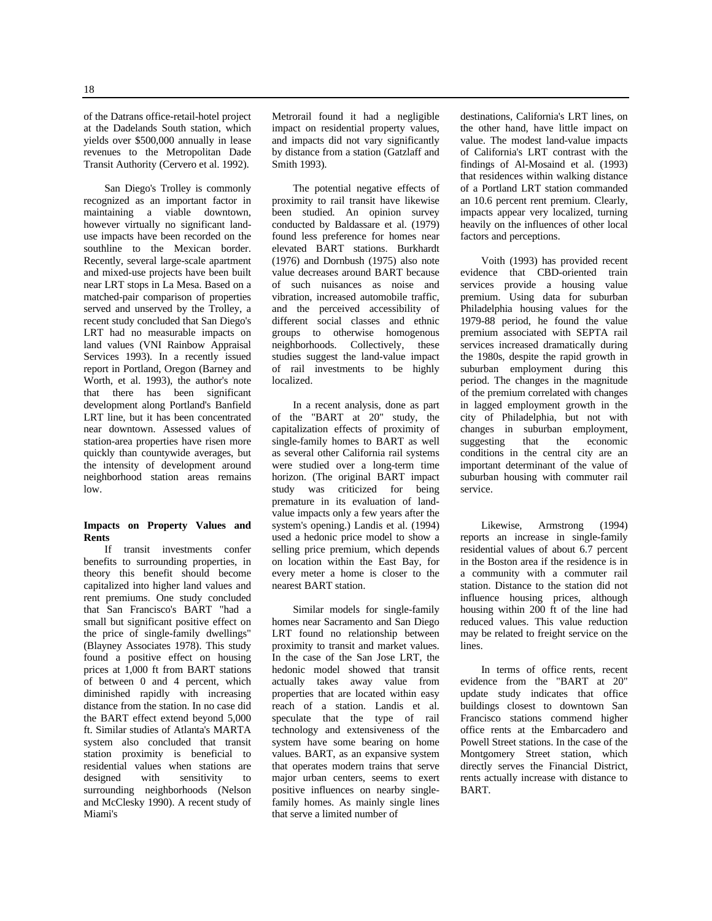of the Datrans office-retail-hotel project at the Dadelands South station, which yields over $500,000 annually in lease revenues to the Metropolitan Dade Transit Authority (Cervero et al. 1992).

San Diego's Trolley is commonly recognized as an important factor in maintaining a viable downtown, however virtually no significant land-use impacts have been recorded on the southline to the Mexican border. Recently, several large-scale apartment and mixed-use projects have been built near LRT stops in La Mesa. Based on a matched-pair comparison of properties served and unserved by the Trolley, a recent study concluded that San Diego's LRT had no measurable impacts on land values (VNI Rainbow Appraisal Services 1993). In a recently issued report in Portland, Oregon (Barney and Worth, et al. 1993), the author's note that there has been significant development along Portland's Banfield LRT line, but it has been concentrated near downtown. Assessed values of station-area properties have risen more quickly than countywide averages, but the intensity of development around neighborhood station areas remains low.

**Impacts on Property Values and Rents**

If transit investments confer benefits to surrounding properties, in theory this benefit should become capitalized into higher land values and rent premiums. One study concluded that San Francisco's BART "had a small but significant positive effect on the price of single-family dwellings" (Blayney Associates 1978). This study found a positive effect on housing prices at 1,000 ft from BART stations of between 0 and 4 percent, which diminished rapidly with increasing distance from the station. In no case did the BART effect extend beyond 5,000 ft. Similar studies of Atlanta's MARTA system also concluded that transit station proximity is beneficial to residential values when stations are designed with sensitivity to surrounding neighborhoods (Nelson and McClesky 1990). A recent study of Miami's Metrorail found it had a negligible impact on residential property values, and impacts did not vary significantly by distance from a station (Gatzlaff and Smith 1993).

The potential negative effects of proximity to rail transit have likewise been studied. An opinion survey conducted by Baldassare et al. (1979) found less preference for homes near elevated BART stations. Burkhardt (1976) and Dornbush (1975) also note value decreases around BART because of such nuisances as noise and vibration, increased automobile traffic, and the perceived accessibility of different social classes and ethnic groups to otherwise homogenous neighborhoods. Collectively, these studies suggest the land-value impact of rail investments to be highly localized.

In a recent analysis, done as part of the "BART at 20" study, the capitalization effects of proximity of single-family homes to BART as well as several other California rail systems were studied over a long-term time horizon. (The original BART impact study was criticized for being premature in its evaluation of land-value impacts only a few years after the system's opening.) Landis et al. (1994) used a hedonic price model to show a selling price premium, which depends on location within the East Bay, for every meter a home is closer to the nearest BART station.

Similar models for single-family homes near Sacramento and San Diego LRT found no relationship between proximity to transit and market values. In the case of the San Jose LRT, the hedonic model showed that transit actually takes away value from properties that are located within easy reach of a station. Landis et al. speculate that the type of rail technology and extensiveness of the system have some bearing on home values. BART, as an expansive system that operates modern trains that serve major urban centers, seems to exert positive influences on nearby single-family homes. As mainly single lines that serve a limited number of destinations, California's LRT lines, on the other hand, have little impact on value. The modest land-value impacts of California's LRT contrast with the findings of Al-Mosaind et al. (1993) that residences within walking distance of a Portland LRT station commanded an 10.6 percent rent premium. Clearly, impacts appear very localized, turning heavily on the influences of other local factors and perceptions.

Voith (1993) has provided recent evidence that CBD-oriented train services provide a housing value premium. Using data for suburban Philadelphia housing values for the 1979-88 period, he found the value premium associated with SEPTA rail services increased dramatically during the 1980s, despite the rapid growth in suburban employment during this period. The changes in the magnitude of the premium correlated with changes in lagged employment growth in the city of Philadelphia, but not with changes in suburban employment, suggesting that the economic conditions in the central city are an important determinant of the value of suburban housing with commuter rail service.

Likewise, Armstrong (1994) reports an increase in single-family residential values of about 6.7 percent in the Boston area if the residence is in a community with a commuter rail station. Distance to the station did not influence housing prices, although housing within 200 ft of the line had reduced values. This value reduction may be related to freight service on the lines.

In terms of office rents, recent evidence from the "BART at 20" update study indicates that office buildings closest to downtown San Francisco stations commend higher office rents at the Embarcadero and Powell Street stations. In the case of the Montgomery Street station, which directly serves the Financial District, rents actually increase with distance to BART.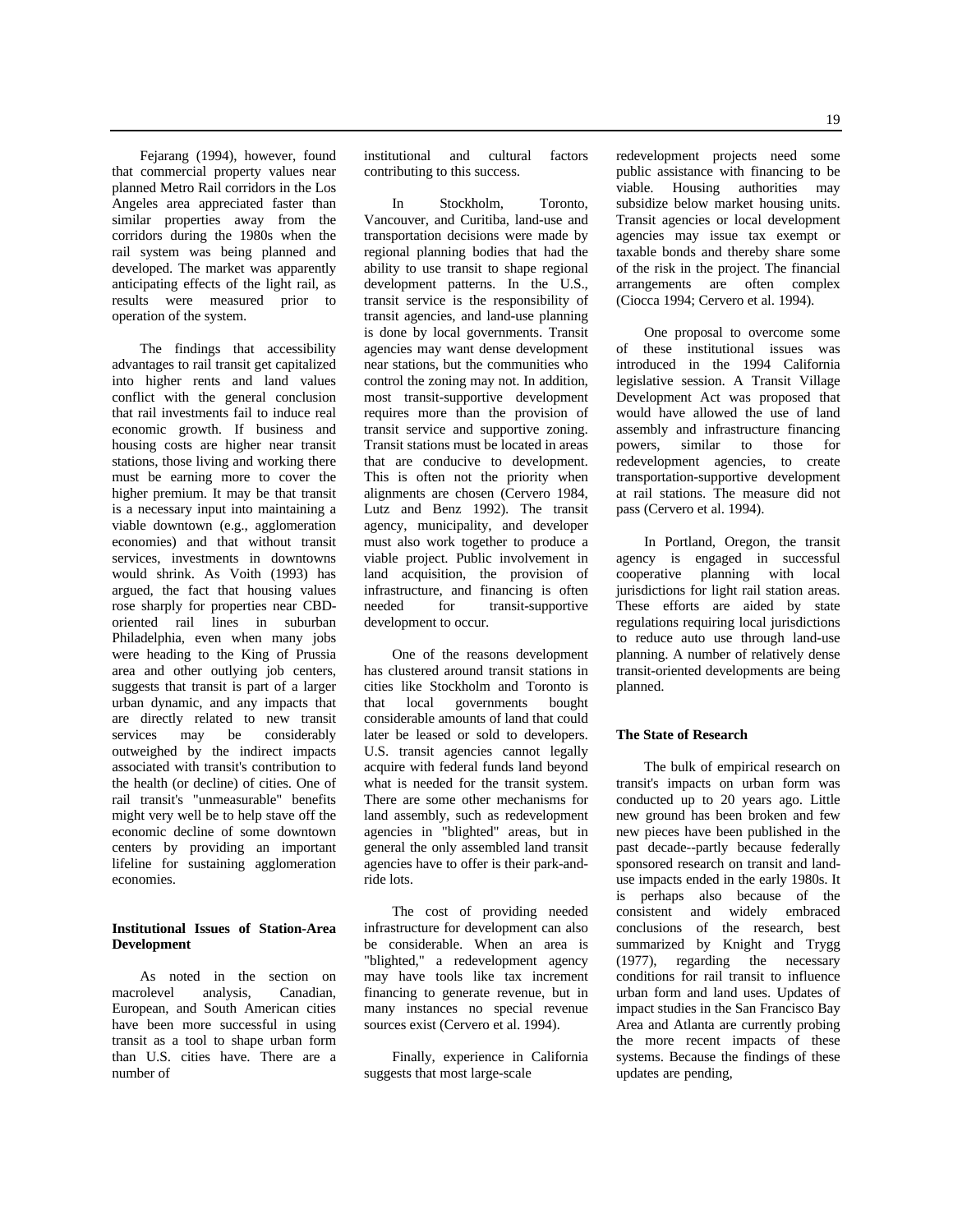Fejarang (1994), however, found that commercial property values near planned Metro Rail corridors in the Los Angeles area appreciated faster than similar properties away from the corridors during the 1980s when the rail system was being planned and developed. The market was apparently anticipating effects of the light rail, as results were measured prior to operation of the system.

The findings that accessibility advantages to rail transit get capitalized into higher rents and land values conflict with the general conclusion that rail investments fail to induce real economic growth. If business and housing costs are higher near transit stations, those living and working there must be earning more to cover the higher premium. It may be that transit is a necessary input into maintaining a viable downtown (e.g., agglomeration economies) and that without transit services, investments in downtowns would shrink. As Voith (1993) has argued, the fact that housing values rose sharply for properties near CBD-oriented rail lines in suburban Philadelphia, even when many jobs were heading to the King of Prussia area and other outlying job centers, suggests that transit is part of a larger urban dynamic, and any impacts that are directly related to new transit services may be considerably outweighed by the indirect impacts associated with transit's contribution to the health (or decline) of cities. One of rail transit's "unmeasurable" benefits might very well be to help stave off the economic decline of some downtown centers by providing an important lifeline for sustaining agglomeration economies.

**Institutional Issues of Station-Area Development**

As noted in the section on macrolevel analysis, Canadian, European, and South American cities have been more successful in using transit as a tool to shape urban form than U.S. cities have. There are a number of institutional and cultural factors contributing to this success.

In Stockholm, Toronto, Vancouver, and Curitiba, land-use and transportation decisions were made by regional planning bodies that had the ability to use transit to shape regional development patterns. In the U.S., transit service is the responsibility of transit agencies, and land-use planning is done by local governments. Transit agencies may want dense development near stations, but the communities who control the zoning may not. In addition, most transit-supportive development requires more than the provision of transit service and supportive zoning. Transit stations must be located in areas that are conducive to development. This is often not the priority when alignments are chosen (Cervero 1984, Lutz and Benz 1992). The transit agency, municipality, and developer must also work together to produce a viable project. Public involvement in land acquisition, the provision of infrastructure, and financing is often needed for transit-supportive development to occur.

One of the reasons development has clustered around transit stations in cities like Stockholm and Toronto is that local governments bought considerable amounts of land that could later be leased or sold to developers. U.S. transit agencies cannot legally acquire with federal funds land beyond what is needed for the transit system. There are some other mechanisms for land assembly, such as redevelopment agencies in "blighted" areas, but in general the only assembled land transit agencies have to offer is their park-and-ride lots.

The cost of providing needed infrastructure for development can also be considerable. When an area is "blighted," a redevelopment agency may have tools like tax increment financing to generate revenue, but in many instances no special revenue sources exist (Cervero et al. 1994).

Finally, experience in California suggests that most large-scale redevelopment projects need some public assistance with financing to be viable. Housing authorities may subsidize below market housing units. Transit agencies or local development agencies may issue tax exempt or taxable bonds and thereby share some of the risk in the project. The financial arrangements are often complex (Ciocca 1994; Cervero et al. 1994).

One proposal to overcome some of these institutional issues was introduced in the 1994 California legislative session. A Transit Village Development Act was proposed that would have allowed the use of land assembly and infrastructure financing powers, similar to those for redevelopment agencies, to create transportation-supportive development at rail stations. The measure did not pass (Cervero et al. 1994).

In Portland, Oregon, the transit agency is engaged in successful cooperative planning with local jurisdictions for light rail station areas. These efforts are aided by state regulations requiring local jurisdictions to reduce auto use through land-use planning. A number of relatively dense transit-oriented developments are being planned.

**The State of Research**

The bulk of empirical research on transit's impacts on urban form was conducted up to 20 years ago. Little new ground has been broken and few new pieces have been published in the past decade--partly because federally sponsored research on transit and land-use impacts ended in the early 1980s. It is perhaps also because of the consistent and widely embraced conclusions of the research, best summarized by Knight and Trygg (1977), regarding the necessary conditions for rail transit to influence urban form and land uses. Updates of impact studies in the San Francisco Bay Area and Atlanta are currently probing the more recent impacts of these systems. Because the findings of these updates are pending,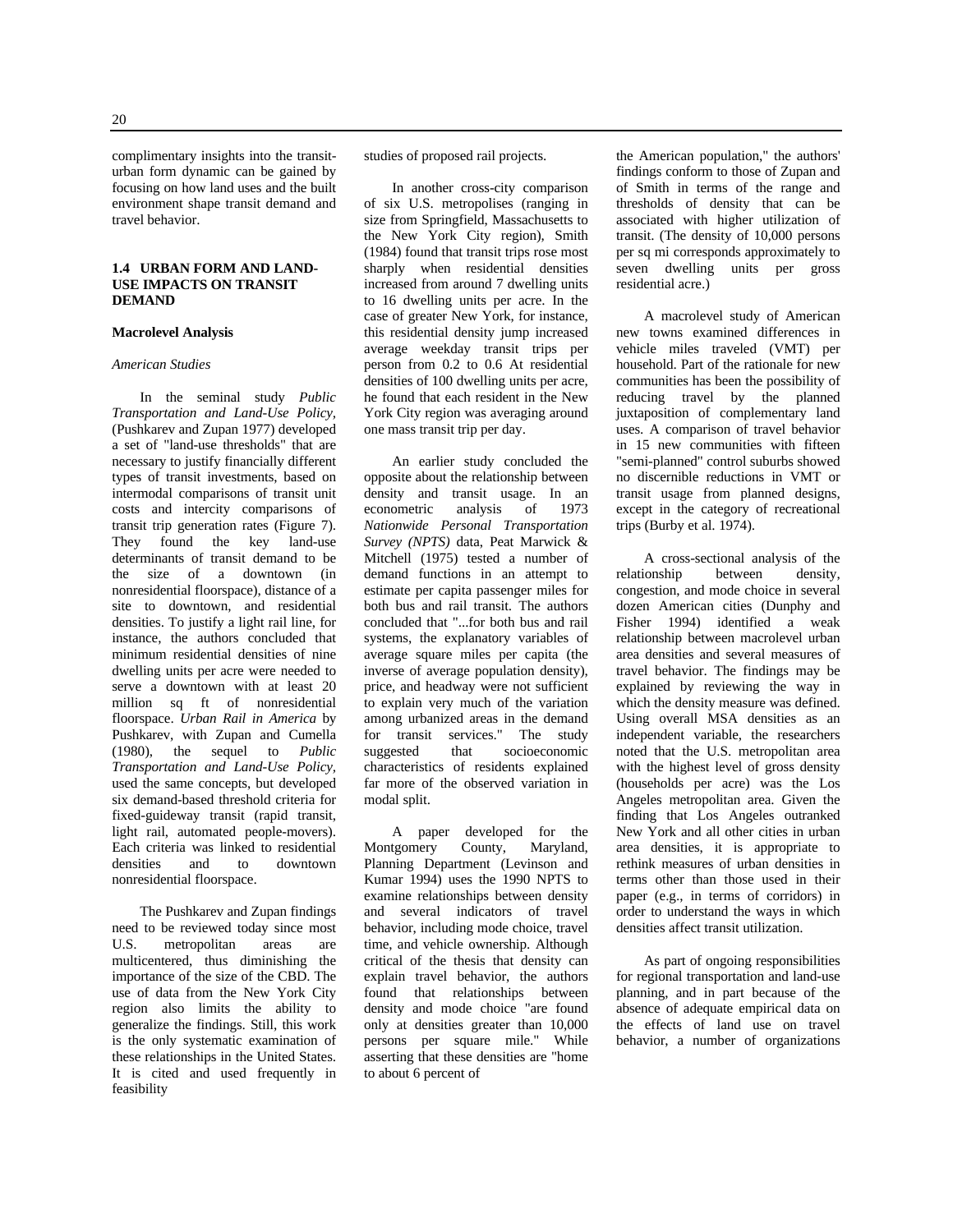complimentary insights into the transit-urban form dynamic can be gained by focusing on how land uses and the built environment shape transit demand and travel behavior.

## 1.4 URBAN FORM AND LAND-USE IMPACTS ON TRANSIT DEMAND

### Macrolevel Analysis

#### *American Studies*

In the seminal study *Public Transportation and Land-Use Policy*, (Pushkarev and Zupan 1977) developed a set of "land-use thresholds" that are necessary to justify financially different types of transit investments, based on intermodal comparisons of transit unit costs and intercity comparisons of transit trip generation rates (Figure 7). They found the key land-use determinants of transit demand to be the size of a downtown (in nonresidential floorspace), distance of a site to downtown, and residential densities. To justify a light rail line, for instance, the authors concluded that minimum residential densities of nine dwelling units per acre were needed to serve a downtown with at least 20 million sq ft of nonresidential floorspace. *Urban Rail in America* by Pushkarev, with Zupan and Cumella (1980), the sequel to *Public Transportation and Land-Use Policy*, used the same concepts, but developed six demand-based threshold criteria for fixed-guideway transit (rapid transit, light rail, automated people-movers). Each criteria was linked to residential densities and to downtown nonresidential floorspace.

The Pushkarev and Zupan findings need to be reviewed today since most U.S. metropolitan areas are multicentered, thus diminishing the importance of the size of the CBD. The use of data from the New York City region also limits the ability to generalize the findings. Still, this work is the only systematic examination of these relationships in the United States. It is cited and used frequently in feasibility studies of proposed rail projects.

In another cross-city comparison of six U.S. metropolises (ranging in size from Springfield, Massachusetts to the New York City region), Smith (1984) found that transit trips rose most sharply when residential densities increased from around 7 dwelling units to 16 dwelling units per acre. In the case of greater New York, for instance, this residential density jump increased average weekday transit trips per person from 0.2 to 0.6 At residential densities of 100 dwelling units per acre, he found that each resident in the New York City region was averaging around one mass transit trip per day.

An earlier study concluded the opposite about the relationship between density and transit usage. In an econometric analysis of 1973 *Nationwide Personal Transportation Survey (NPTS)* data, Peat Marwick & Mitchell (1975) tested a number of demand functions in an attempt to estimate per capita passenger miles for both bus and rail transit. The authors concluded that "...for both bus and rail systems, the explanatory variables of average square miles per capita (the inverse of average population density), price, and headway were not sufficient to explain very much of the variation among urbanized areas in the demand for transit services." The study suggested that socioeconomic characteristics of residents explained far more of the observed variation in modal split.

A paper developed for the Montgomery County, Maryland, Planning Department (Levinson and Kumar 1994) uses the 1990 NPTS to examine relationships between density and several indicators of travel behavior, including mode choice, travel time, and vehicle ownership. Although critical of the thesis that density can explain travel behavior, the authors found that relationships between density and mode choice "are found only at densities greater than 10,000 persons per square mile." While asserting that these densities are "home to about 6 percent of the American population," the authors' findings conform to those of Zupan and of Smith in terms of the range and thresholds of density that can be associated with higher utilization of transit. (The density of 10,000 persons per sq mi corresponds approximately to seven dwelling units per gross residential acre.)

A macrolevel study of American new towns examined differences in vehicle miles traveled (VMT) per household. Part of the rationale for new communities has been the possibility of reducing travel by the planned juxtaposition of complementary land uses. A comparison of travel behavior in 15 new communities with fifteen "semi-planned" control suburbs showed no discernible reductions in VMT or transit usage from planned designs, except in the category of recreational trips (Burby et al. 1974).

A cross-sectional analysis of the relationship between density, congestion, and mode choice in several dozen American cities (Dunphy and Fisher 1994) identified a weak relationship between macrolevel urban area densities and several measures of travel behavior. The findings may be explained by reviewing the way in which the density measure was defined. Using overall MSA densities as an independent variable, the researchers noted that the U.S. metropolitan area with the highest level of gross density (households per acre) was the Los Angeles metropolitan area. Given the finding that Los Angeles outranked New York and all other cities in urban area densities, it is appropriate to rethink measures of urban densities in terms other than those used in their paper (e.g., in terms of corridors) in order to understand the ways in which densities affect transit utilization.

As part of ongoing responsibilities for regional transportation and land-use planning, and in part because of the absence of adequate empirical data on the effects of land use on travel behavior, a number of organizations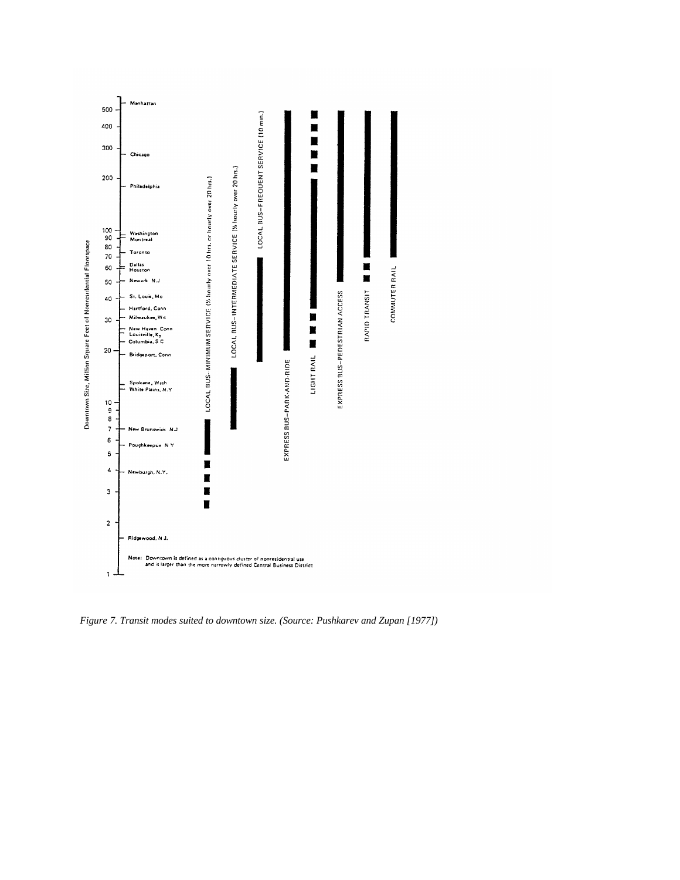Figure 7. Transit modes suited to downtown size. (Source: Pushkarev and Zupan [1977])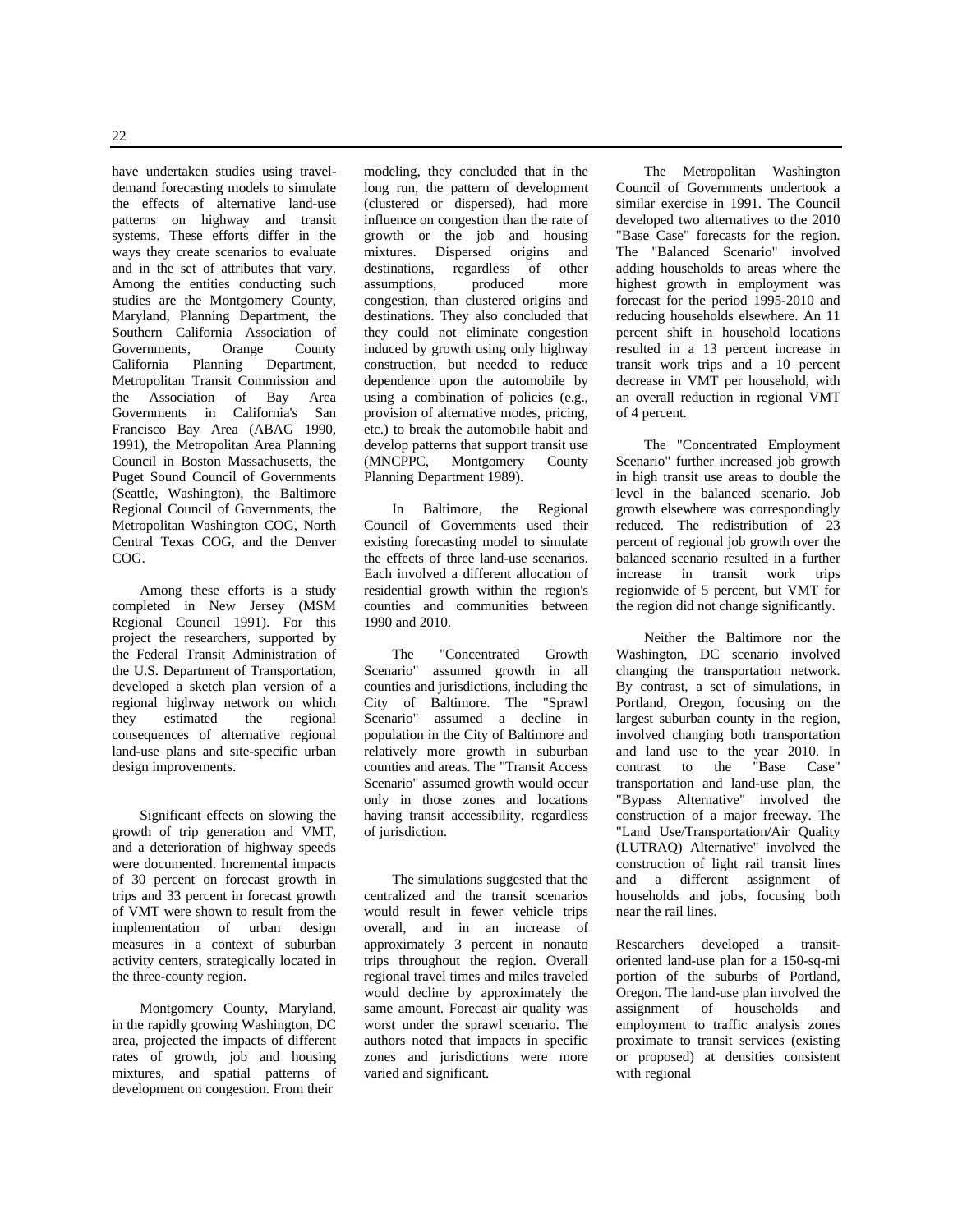have undertaken studies using travel-demand forecasting models to simulate the effects of alternative land-use patterns on highway and transit systems. These efforts differ in the ways they create scenarios to evaluate and in the set of attributes that vary. Among the entities conducting such studies are the Montgomery County, Maryland, Planning Department, the Southern California Association of Governments, Orange County California Planning Department, Metropolitan Transit Commission and the Association of Bay Area Governments in California's San Francisco Bay Area (ABAG 1990, 1991), the Metropolitan Area Planning Council in Boston Massachusetts, the Puget Sound Council of Governments (Seattle, Washington), the Baltimore Regional Council of Governments, the Metropolitan Washington COG, North Central Texas COG, and the Denver COG.

Among these efforts is a study completed in New Jersey (MSM Regional Council 1991). For this project the researchers, supported by the Federal Transit Administration of the U.S. Department of Transportation, developed a sketch plan version of a regional highway network on which they estimated the regional consequences of alternative regional land-use plans and site-specific urban design improvements.

Significant effects on slowing the growth of trip generation and VMT, and a deterioration of highway speeds were documented. Incremental impacts of 30 percent on forecast growth in trips and 33 percent in forecast growth of VMT were shown to result from the implementation of urban design measures in a context of suburban activity centers, strategically located in the three-county region.

Montgomery County, Maryland, in the rapidly growing Washington, DC area, projected the impacts of different rates of growth, job and housing mixtures, and spatial patterns of development on congestion. From their modeling, they concluded that in the long run, the pattern of development (clustered or dispersed), had more influence on congestion than the rate of growth or the job and housing mixtures. Dispersed origins and destinations, regardless of other assumptions, produced more congestion, than clustered origins and destinations. They also concluded that they could not eliminate congestion induced by growth using only highway construction, but needed to reduce dependence upon the automobile by using a combination of policies (e.g., provision of alternative modes, pricing, etc.) to break the automobile habit and develop patterns that support transit use (MNCPPC, Montgomery County Planning Department 1989).

In Baltimore, the Regional Council of Governments used their existing forecasting model to simulate the effects of three land-use scenarios. Each involved a different allocation of residential growth within the region's counties and communities between 1990 and 2010.

The "Concentrated Growth Scenario" assumed growth in all counties and jurisdictions, including the City of Baltimore. The "Sprawl Scenario" assumed a decline in population in the City of Baltimore and relatively more growth in suburban counties and areas. The "Transit Access Scenario" assumed growth would occur only in those zones and locations having transit accessibility, regardless of jurisdiction.

The simulations suggested that the centralized and the transit scenarios would result in fewer vehicle trips overall, and in an increase of approximately 3 percent in nonauto trips throughout the region. Overall regional travel times and miles traveled would decline by approximately the same amount. Forecast air quality was worst under the sprawl scenario. The authors noted that impacts in specific zones and jurisdictions were more varied and significant.

The Metropolitan Washington Council of Governments undertook a similar exercise in 1991. The Council developed two alternatives to the 2010 "Base Case" forecasts for the region. The "Balanced Scenario" involved adding households to areas where the highest growth in employment was forecast for the period 1995-2010 and reducing households elsewhere. An 11 percent shift in household locations resulted in a 13 percent increase in transit work trips and a 10 percent decrease in VMT per household, with an overall reduction in regional VMT of 4 percent.

The "Concentrated Employment Scenario" further increased job growth in high transit use areas to double the level in the balanced scenario. Job growth elsewhere was correspondingly reduced. The redistribution of 23 percent of regional job growth over the balanced scenario resulted in a further increase in transit work trips regionwide of 5 percent, but VMT for the region did not change significantly.

Neither the Baltimore nor the Washington, DC scenario involved changing the transportation network. By contrast, a set of simulations, in Portland, Oregon, focusing on the largest suburban county in the region, involved changing both transportation and land use to the year 2010. In contrast to the "Base Case" transportation and land-use plan, the "Bypass Alternative" involved the construction of a major freeway. The "Land Use/Transportation/Air Quality (LUTRAQ) Alternative" involved the construction of light rail transit lines and a different assignment of households and jobs, focusing both near the rail lines.

Researchers developed a transit-oriented land-use plan for a 150-sq-mi portion of the suburbs of Portland, Oregon. The land-use plan involved the assignment of households and employment to traffic analysis zones proximate to transit services (existing or proposed) at densities consistent with regional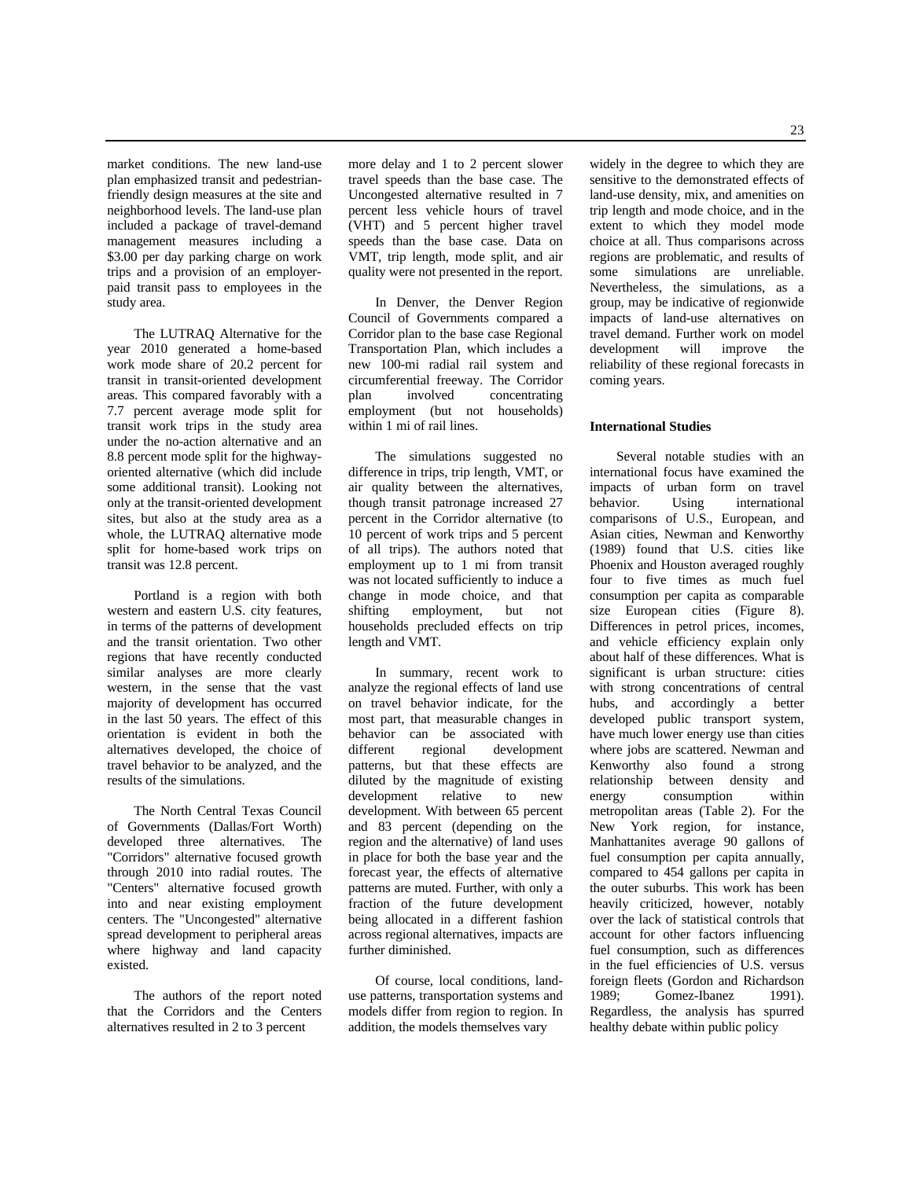market conditions. The new land-use plan emphasized transit and pedestrian-friendly design measures at the site and neighborhood levels. The land-use plan included a package of travel-demand management measures including a $3.00 per day parking charge on work trips and a provision of an employer-paid transit pass to employees in the study area.

The LUTRAQ Alternative for the year 2010 generated a home-based work mode share of 20.2 percent for transit in transit-oriented development areas. This compared favorably with a 7.7 percent average mode split for transit work trips in the study area under the no-action alternative and an 8.8 percent mode split for the highway-oriented alternative (which did include some additional transit). Looking not only at the transit-oriented development sites, but also at the study area as a whole, the LUTRAQ alternative mode split for home-based work trips on transit was 12.8 percent.

Portland is a region with both western and eastern U.S. city features, in terms of the patterns of development and the transit orientation. Two other regions that have recently conducted similar analyses are more clearly western, in the sense that the vast majority of development has occurred in the last 50 years. The effect of this orientation is evident in both the alternatives developed, the choice of travel behavior to be analyzed, and the results of the simulations.

The North Central Texas Council of Governments (Dallas/Fort Worth) developed three alternatives. The "Corridors" alternative focused growth through 2010 into radial routes. The "Centers" alternative focused growth into and near existing employment centers. The "Uncongested" alternative spread development to peripheral areas where highway and land capacity existed.

The authors of the report noted that the Corridors and the Centers alternatives resulted in 2 to 3 percent more delay and 1 to 2 percent slower travel speeds than the base case. The Uncongested alternative resulted in 7 percent less vehicle hours of travel (VHT) and 5 percent higher travel speeds than the base case. Data on VMT, trip length, mode split, and air quality were not presented in the report.

In Denver, the Denver Region Council of Governments compared a Corridor plan to the base case Regional Transportation Plan, which includes a new 100-mi radial rail system and circumferential freeway. The Corridor plan involved concentrating employment (but not households) within 1 mi of rail lines.

The simulations suggested no difference in trips, trip length, VMT, or air quality between the alternatives, though transit patronage increased 27 percent in the Corridor alternative (to 10 percent of work trips and 5 percent of all trips). The authors noted that employment up to 1 mi from transit was not located sufficiently to induce a change in mode choice, and that shifting employment, but not households precluded effects on trip length and VMT.

In summary, recent work to analyze the regional effects of land use on travel behavior indicate, for the most part, that measurable changes in behavior can be associated with different regional development patterns, but that these effects are diluted by the magnitude of existing development relative to new development. With between 65 percent and 83 percent (depending on the region and the alternative) of land uses in place for both the base year and the forecast year, the effects of alternative patterns are muted. Further, with only a fraction of the future development being allocated in a different fashion across regional alternatives, impacts are further diminished.

Of course, local conditions, land-use patterns, transportation systems and models differ from region to region. In addition, the models themselves vary widely in the degree to which they are sensitive to the demonstrated effects of land-use density, mix, and amenities on trip length and mode choice, and in the extent to which they model mode choice at all. Thus comparisons across regions are problematic, and results of some simulations are unreliable. Nevertheless, the simulations, as a group, may be indicative of regionwide impacts of land-use alternatives on travel demand. Further work on model development will improve the reliability of these regional forecasts in coming years.

**International Studies**

Several notable studies with an international focus have examined the impacts of urban form on travel behavior. Using international comparisons of U.S., European, and Asian cities, Newman and Kenworthy (1989) found that U.S. cities like Phoenix and Houston averaged roughly four to five times as much fuel consumption per capita as comparable size European cities (Figure 8). Differences in petrol prices, incomes, and vehicle efficiency explain only about half of these differences. What is significant is urban structure: cities with strong concentrations of central hubs, and accordingly a better developed public transport system, have much lower energy use than cities where jobs are scattered. Newman and Kenworthy also found a strong relationship between density and energy consumption within metropolitan areas (Table 2). For the New York region, for instance, Manhattanites average 90 gallons of fuel consumption per capita annually, compared to 454 gallons per capita in the outer suburbs. This work has been heavily criticized, however, notably over the lack of statistical controls that account for other factors influencing fuel consumption, such as differences in the fuel efficiencies of U.S. versus foreign fleets (Gordon and Richardson 1989; Gomez-Ibanez 1991). Regardless, the analysis has spurred healthy debate within public policy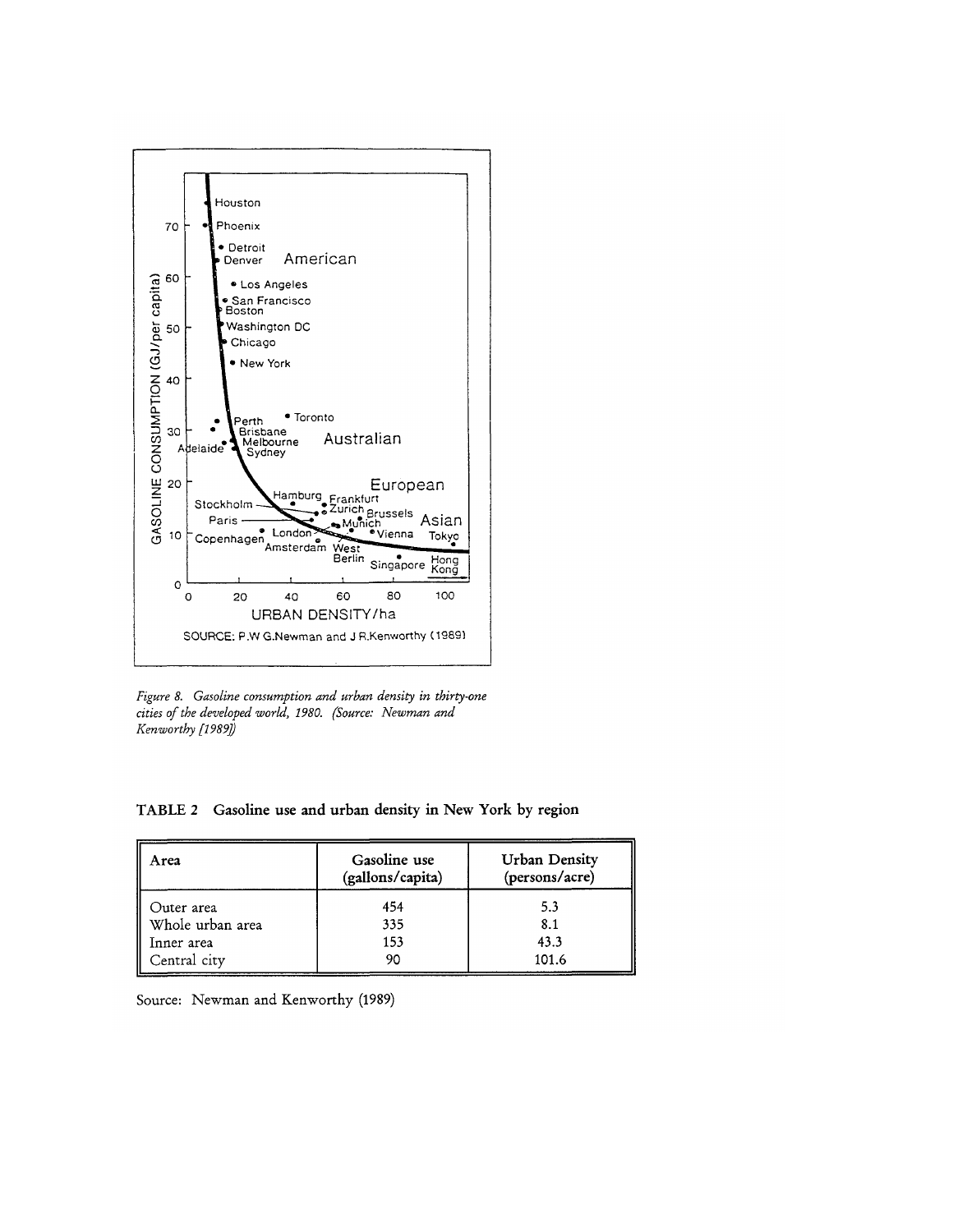*Figure 8. Gasoline consumption and urban density in thirty-one cities of the developed world, 1980. (Source: Newman and Kenworthy [1989])*

**TABLE 2 Gasoline use and urban density in New York by region**

| Area | Gasoline use (gallons/capita) | Urban Density (persons/acre) |
|---|---|---|
| Outer area | 454 | 5.3 |
| Whole urban area | 335 | 8.1 |
| Inner area | 153 | 43.3 |
| Central city | 90 | 101.6 |

Source: Newman and Kenworthy (1989)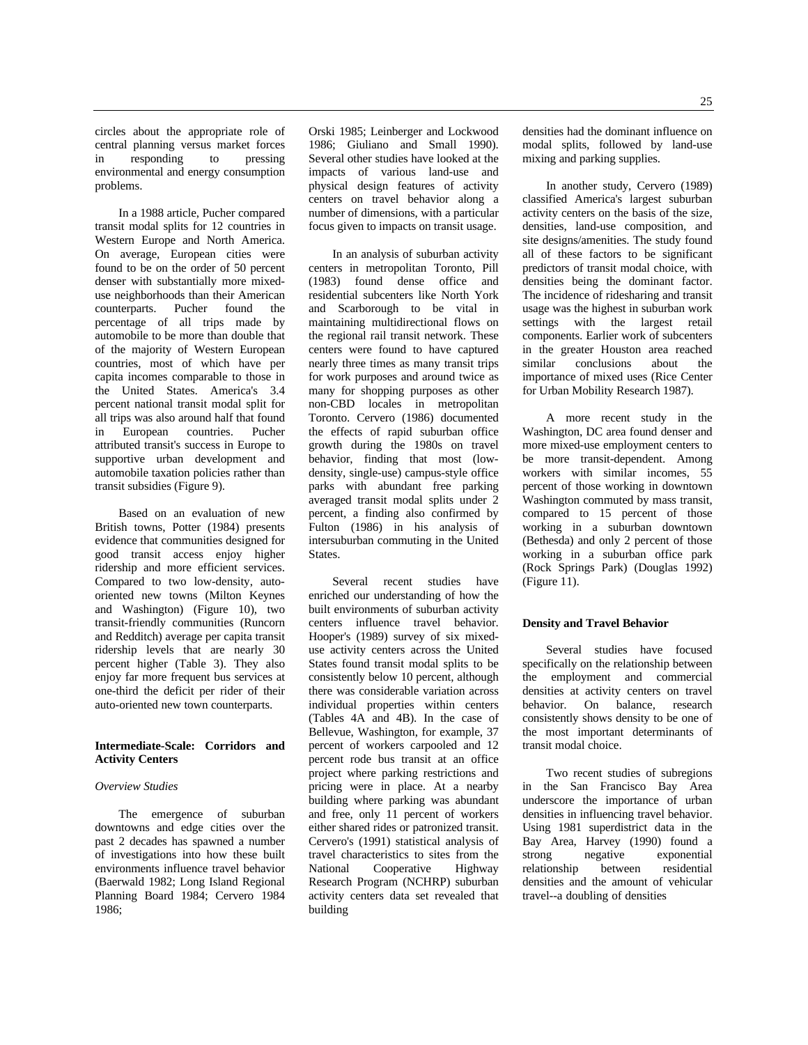circles about the appropriate role of central planning versus market forces in responding to pressing environmental and energy consumption problems.

In a 1988 article, Pucher compared transit modal splits for 12 countries in Western Europe and North America. On average, European cities were found to be on the order of 50 percent denser with substantially more mixed-use neighborhoods than their American counterparts. Pucher found the percentage of all trips made by automobile to be more than double that of the majority of Western European countries, most of which have per capita incomes comparable to those in the United States. America's 3.4 percent national transit modal split for all trips was also around half that found in European countries. Pucher attributed transit's success in Europe to supportive urban development and automobile taxation policies rather than transit subsidies (Figure 9).

Based on an evaluation of new British towns, Potter (1984) presents evidence that communities designed for good transit access enjoy higher ridership and more efficient services. Compared to two low-density, auto-oriented new towns (Milton Keynes and Washington) (Figure 10), two transit-friendly communities (Runcorn and Redditch) average per capita transit ridership levels that are nearly 30 percent higher (Table 3). They also enjoy far more frequent bus services at one-third the deficit per rider of their auto-oriented new town counterparts.

### Intermediate-Scale: Corridors and Activity Centers

*Overview Studies*

The emergence of suburban downtowns and edge cities over the past 2 decades has spawned a number of investigations into how these built environments influence travel behavior (Baerwald 1982; Long Island Regional Planning Board 1984; Cervero 1984 1986; Orski 1985; Leinberger and Lockwood 1986; Giuliano and Small 1990). Several other studies have looked at the impacts of various land-use and physical design features of activity centers on travel behavior along a number of dimensions, with a particular focus given to impacts on transit usage.

In an analysis of suburban activity centers in metropolitan Toronto, Pill (1983) found dense office and residential subcenters like North York and Scarborough to be vital in maintaining multidirectional flows on the regional rail transit network. These centers were found to have captured nearly three times as many transit trips for work purposes and around twice as many for shopping purposes as other non-CBD locales in metropolitan Toronto. Cervero (1986) documented the effects of rapid suburban office growth during the 1980s on travel behavior, finding that most (low-density, single-use) campus-style office parks with abundant free parking averaged transit modal splits under 2 percent, a finding also confirmed by Fulton (1986) in his analysis of intersuburban commuting in the United States.

Several recent studies have enriched our understanding of how the built environments of suburban activity centers influence travel behavior. Hooper's (1989) survey of six mixed-use activity centers across the United States found transit modal splits to be consistently below 10 percent, although there was considerable variation across individual properties within centers (Tables 4A and 4B). In the case of Bellevue, Washington, for example, 37 percent of workers carpooled and 12 percent rode bus transit at an office project where parking restrictions and pricing were in place. At a nearby building where parking was abundant and free, only 11 percent of workers either shared rides or patronized transit. Cervero's (1991) statistical analysis of travel characteristics to sites from the National Cooperative Highway Research Program (NCHRP) suburban activity centers data set revealed that building densities had the dominant influence on modal splits, followed by land-use mixing and parking supplies.

In another study, Cervero (1989) classified America's largest suburban activity centers on the basis of the size, densities, land-use composition, and site designs/amenities. The study found all of these factors to be significant predictors of transit modal choice, with densities being the dominant factor. The incidence of ridesharing and transit usage was the highest in suburban work settings with the largest retail components. Earlier work of subcenters in the greater Houston area reached similar conclusions about the importance of mixed uses (Rice Center for Urban Mobility Research 1987).

A more recent study in the Washington, DC area found denser and more mixed-use employment centers to be more transit-dependent. Among workers with similar incomes, 55 percent of those working in downtown Washington commuted by mass transit, compared to 15 percent of those working in a suburban downtown (Bethesda) and only 2 percent of those working in a suburban office park (Rock Springs Park) (Douglas 1992) (Figure 11).

### Density and Travel Behavior

Several studies have focused specifically on the relationship between the employment and commercial densities at activity centers on travel behavior. On balance, research consistently shows density to be one of the most important determinants of transit modal choice.

Two recent studies of subregions in the San Francisco Bay Area underscore the importance of urban densities in influencing travel behavior. Using 1981 superdistrict data in the Bay Area, Harvey (1990) found a strong negative exponential relationship between residential densities and the amount of vehicular travel--a doubling of densities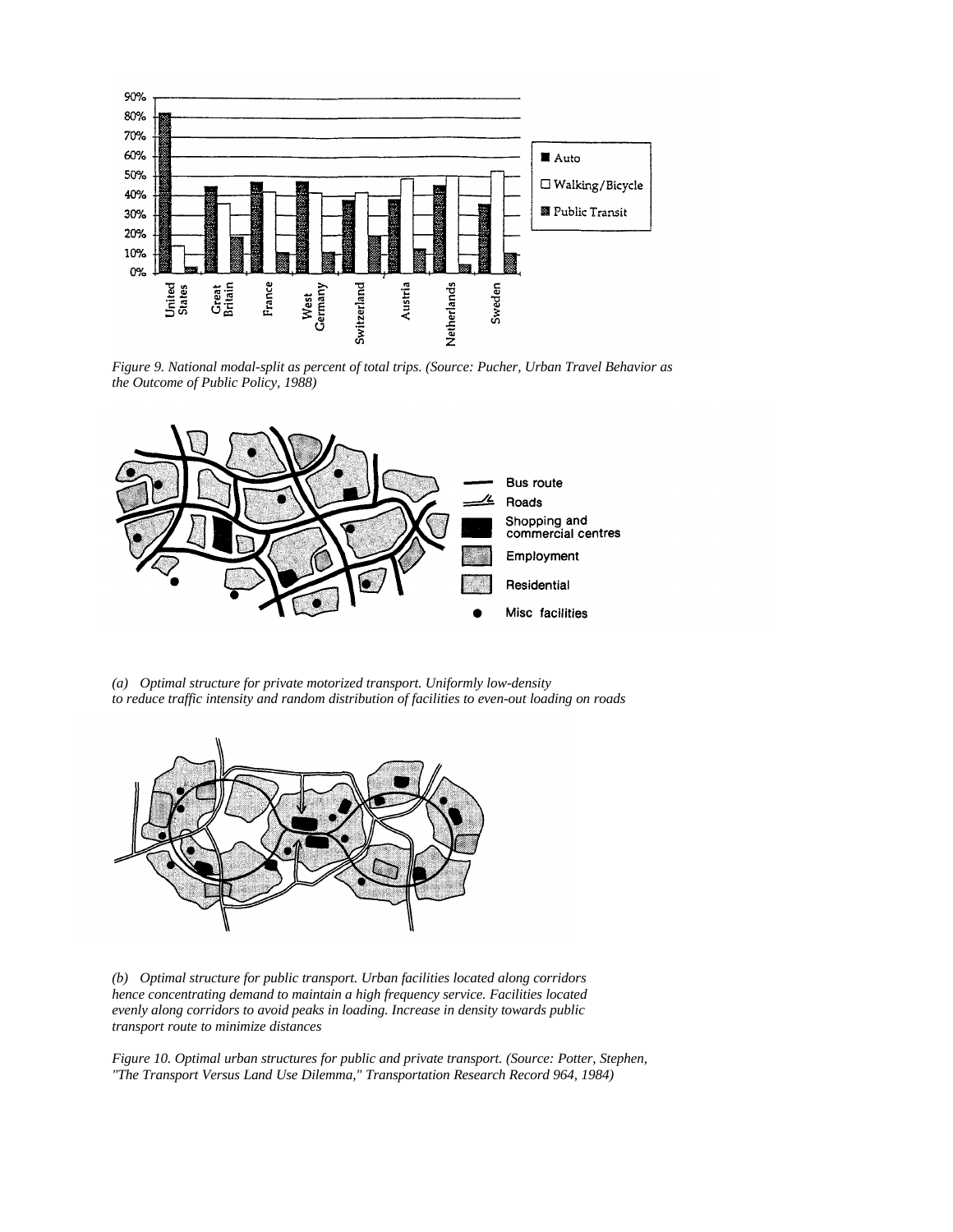*Figure 9. National modal-split as percent of total trips. (Source: Pucher, Urban Travel Behavior as the Outcome of Public Policy, 1988)*

*(a) Optimal structure for private motorized transport. Uniformly low-density to reduce traffic intensity and random distribution of facilities to even-out loading on roads*

*(b) Optimal structure for public transport. Urban facilities located along corridors hence concentrating demand to maintain a high frequency service. Facilities located evenly along corridors to avoid peaks in loading. Increase in density towards public transport route to minimize distances*

*Figure 10. Optimal urban structures for public and private transport. (Source: Potter, Stephen, "The Transport Versus Land Use Dilemma," Transportation Research Record 964, 1984)*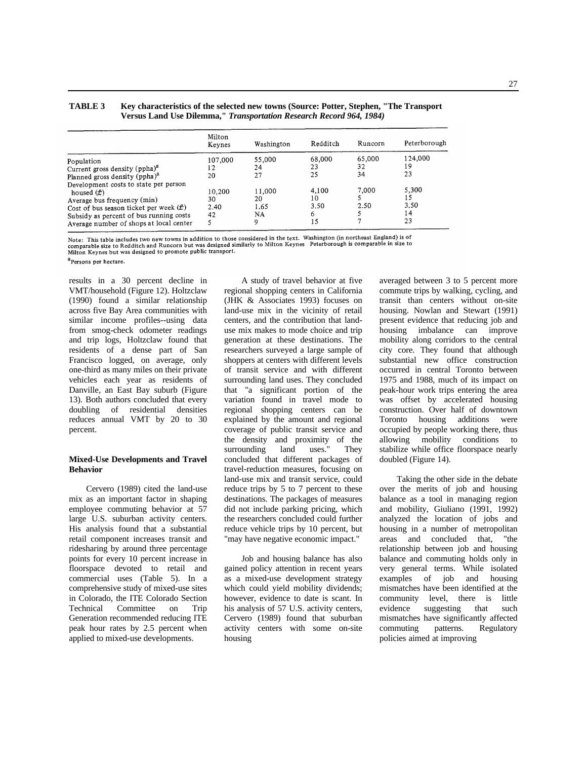**TABLE 3 Key characteristics of the selected new towns (Source: Potter, Stephen, "The Transport Versus Land Use Dilemma," *Transportation Research Record 964, 1984)***

| | Milton Keynes | Washington | Redditch | Runcorn | Peterborough |
|---|---|---|---|---|---|
| Population | 107,000 | 55,000 | 68,000 | 65,000 | 124,000 |
| Current gross density (ppha)[a] | 12 | 24 | 23 | 32 | 19 |
| Planned gross density (ppha)[a] | 20 | 27 | 25 | 34 | 23 |
| Development costs to state per person housed (£) | 10,200 | 11,000 | 4,100 | 7,000 | 5,300 |
| Average bus frequency (min) | 30 | 20 | 10 | 5 | 15 |
| Cost of bus season ticket per week (£) | 2.40 | 1.65 | 3.50 | 2.50 | 3.50 |
| Subsidy as percent of bus running costs | 42 | NA | 6 | 5 | 14 |
| Average number of shops at local center | 5 | 9 | 15 | 7 | 23 |

Note: This table includes two new towns in addition to those considered in the text. Washington (in northeast England) is of comparable size to Redditch and Runcorn but was designed similarly to Milton Keynes Peterborough is comparable in size to Milton Keynes but was designed to promote public transport.

[a]Persons per hectare.

results in a 30 percent decline in VMT/household (Figure 12). Holtzclaw (1990) found a similar relationship across five Bay Area communities with similar income profiles--using data from smog-check odometer readings and trip logs, Holtzclaw found that residents of a dense part of San Francisco logged, on average, only one-third as many miles on their private vehicles each year as residents of Danville, an East Bay suburb (Figure 13). Both authors concluded that every doubling of residential densities reduces annual VMT by 20 to 30 percent.

**Mixed-Use Developments and Travel Behavior**

Cervero (1989) cited the land-use mix as an important factor in shaping employee commuting behavior at 57 large U.S. suburban activity centers. His analysis found that a substantial retail component increases transit and ridesharing by around three percentage points for every 10 percent increase in floorspace devoted to retail and commercial uses (Table 5). In a comprehensive study of mixed-use sites in Colorado, the ITE Colorado Section Technical Committee on Trip Generation recommended reducing ITE peak hour rates by 2.5 percent when applied to mixed-use developments.

A study of travel behavior at five regional shopping centers in California (JHK & Associates 1993) focuses on land-use mix in the vicinity of retail centers, and the contribution that land-use mix makes to mode choice and trip generation at these destinations. The researchers surveyed a large sample of shoppers at centers with different levels of transit service and with different surrounding land uses. They concluded that "a significant portion of the variation found in travel mode to regional shopping centers can be explained by the amount and regional coverage of public transit service and the density and proximity of the surrounding land uses." They concluded that different packages of travel-reduction measures, focusing on land-use mix and transit service, could reduce trips by 5 to 7 percent to these destinations. The packages of measures did not include parking pricing, which the researchers concluded could further reduce vehicle trips by 10 percent, but "may have negative economic impact."

Job and housing balance has also gained policy attention in recent years as a mixed-use development strategy which could yield mobility dividends; however, evidence to date is scant. In his analysis of 57 U.S. activity centers, Cervero (1989) found that suburban activity centers with some on-site housing averaged between 3 to 5 percent more commute trips by walking, cycling, and transit than centers without on-site housing. Nowlan and Stewart (1991) present evidence that reducing job and housing imbalance can improve mobility along corridors to the central city core. They found that although substantial new office construction occurred in central Toronto between 1975 and 1988, much of its impact on peak-hour work trips entering the area was offset by accelerated housing construction. Over half of downtown Toronto housing additions were occupied by people working there, thus allowing mobility conditions to stabilize while office floorspace nearly doubled (Figure 14).

Taking the other side in the debate over the merits of job and housing balance as a tool in managing region and mobility, Giuliano (1991, 1992) analyzed the location of jobs and housing in a number of metropolitan areas and concluded that, "the relationship between job and housing balance and commuting holds only in very general terms. While isolated examples of job and housing mismatches have been identified at the community level, there is little evidence suggesting that such mismatches have significantly affected commuting patterns. Regulatory policies aimed at improving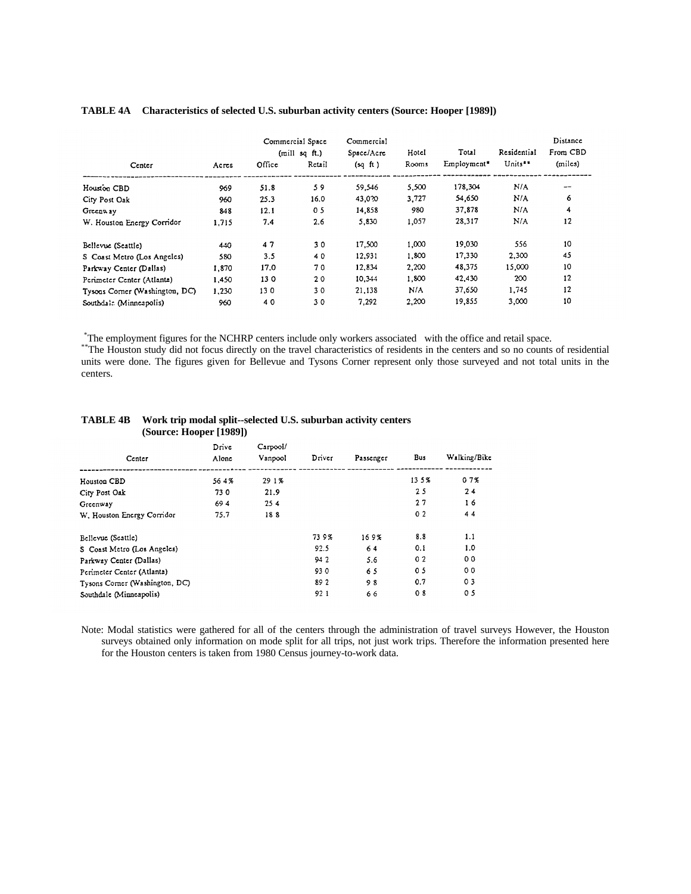**TABLE 4A Characteristics of selected U.S. suburban activity centers (Source: Hooper [1989])**

| Center | Acres | Commercial Space (mill sq ft.) Office | Retail | Commercial Space/Acre (sq ft) | Hotel Rooms | Total Employment* | Residential Units** | Distance From CBD (miles) |
|---|---|---|---|---|---|---|---|---|
| Houston CBD | 969 | 51.8 | 5 9 | 59,546 | 5,500 | 178,304 | N/A | -- |
| City Post Oak | 960 | 25.3 | 16.0 | 43,0?0 | 3,727 | 54,650 | N/A | 6 |
| Greenway | 848 | 12.1 | 0 5 | 14,858 | 980 | 37,878 | N/A | 4 |
| W. Houston Energy Corridor | 1,715 | 7.4 | 2.6 | 5,830 | 1,057 | 28,317 | N/A | 12 |
| Bellevue (Seattle) | 440 | 4 7 | 3 0 | 17,500 | 1,000 | 19,030 | 556 | 10 |
| S Coast Metro (Los Angeles) | 580 | 3.5 | 4 0 | 12,931 | 1,800 | 17,330 | 2,300 | 45 |
| Parkway Center (Dallas) | 1,870 | 17.0 | 7 0 | 12,834 | 2,200 | 48,375 | 15,000 | 10 |
| Perimeter Center (Atlanta) | 1,450 | 13 0 | 2 0 | 10,344 | 1,800 | 42,430 | 200 | 12 |
| Tysons Corner (Washington, DC) | 1,230 | 13 0 | 3 0 | 21,138 | N/A | 37,650 | 1,745 | 12 |
| Southdale (Minneapolis) | 960 | 4 0 | 3 0 | 7,292 | 2,200 | 19,855 | 3,000 | 10 |

*The employment figures for the NCHRP centers include only workers associated with the office and retail space.

**The Houston study did not focus directly on the travel characteristics of residents in the centers and so no counts of residential units were done. The figures given for Bellevue and Tysons Corner represent only those surveyed and not total units in the centers.

**TABLE 4B Work trip modal split--selected U.S. suburban activity centers (Source: Hooper [1989])**

| Center | Drive Alone | Carpool/ Vanpool | Driver | Passenger | Bus | Walking/Bike |
|---|---|---|---|---|---|---|
| Houston CBD | 56 4% | 29 1% | | | 13 5% | 0 7% |
| City Post Oak | 73 0 | 21.9 | | | 2 5 | 2 4 |
| Greenway | 69 4 | 25 4 | | | 2 7 | 1 6 |
| W. Houston Energy Corridor | 75.7 | 18 8 | | | 0 2 | 4 4 |
| Bellevue (Seattle) | | | 73 9% | 16 9% | 8.8 | 1.1 |
| S Coast Metro (Los Angeles) | | | 92.5 | 6 4 | 0.1 | 1.0 |
| Parkway Center (Dallas) | | | 94 2 | 5.6 | 0 2 | 0 0 |
| Perimeter Center (Atlanta) | | | 93 0 | 6 5 | 0 5 | 0 0 |
| Tysons Corner (Washington, DC) | | | 89 2 | 9 8 | 0.7 | 0 3 |
| Southdale (Minneapolis) | | | 92 1 | 6 6 | 0 8 | 0 5 |

Note: Modal statistics were gathered for all of the centers through the administration of travel surveys However, the Houston surveys obtained only information on mode split for all trips, not just work trips. Therefore the information presented here for the Houston centers is taken from 1980 Census journey-to-work data.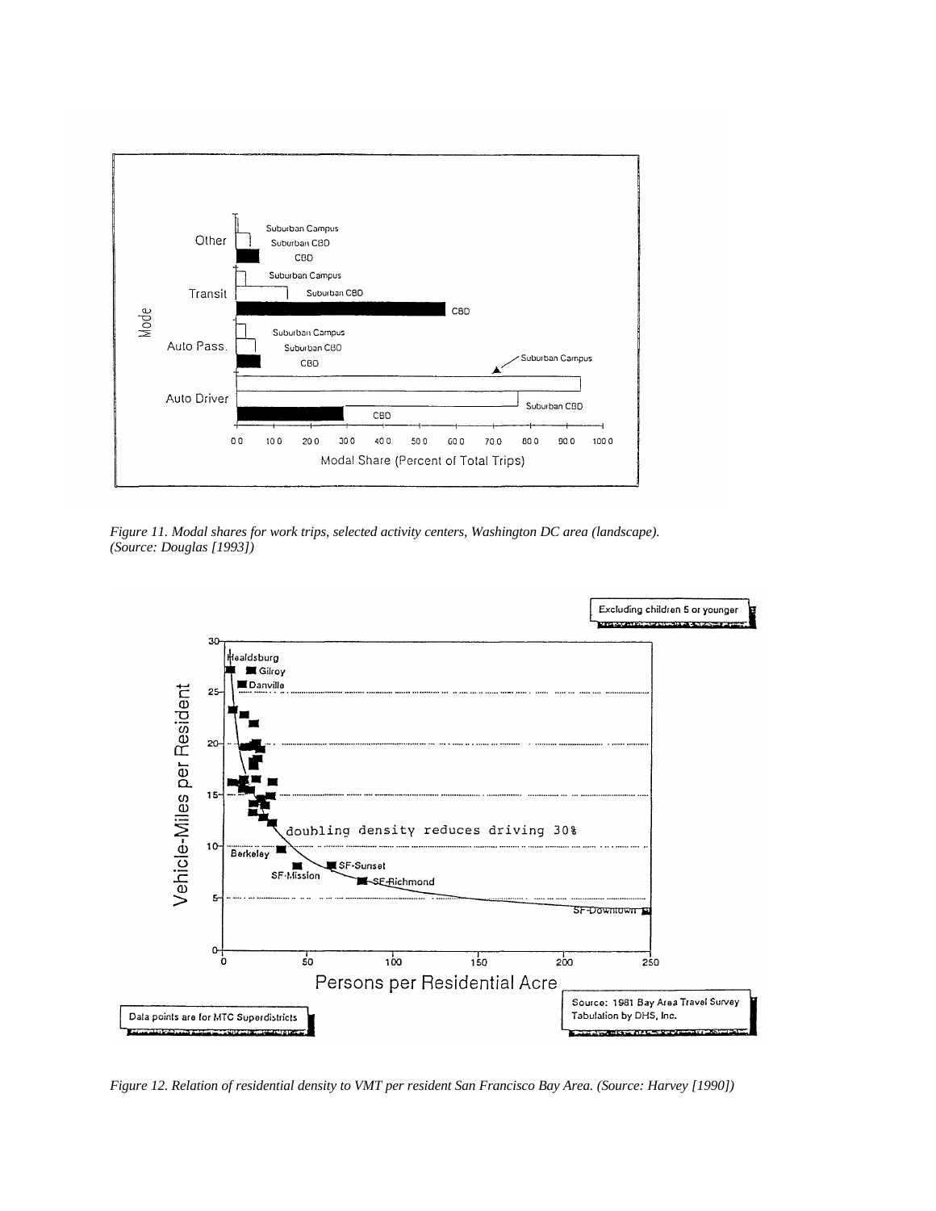*Figure 11. Modal shares for work trips, selected activity centers, Washington DC area (landscape). (Source: Douglas [1993])*

*Figure 12. Relation of residential density to VMT per resident San Francisco Bay Area. (Source: Harvey [1990])*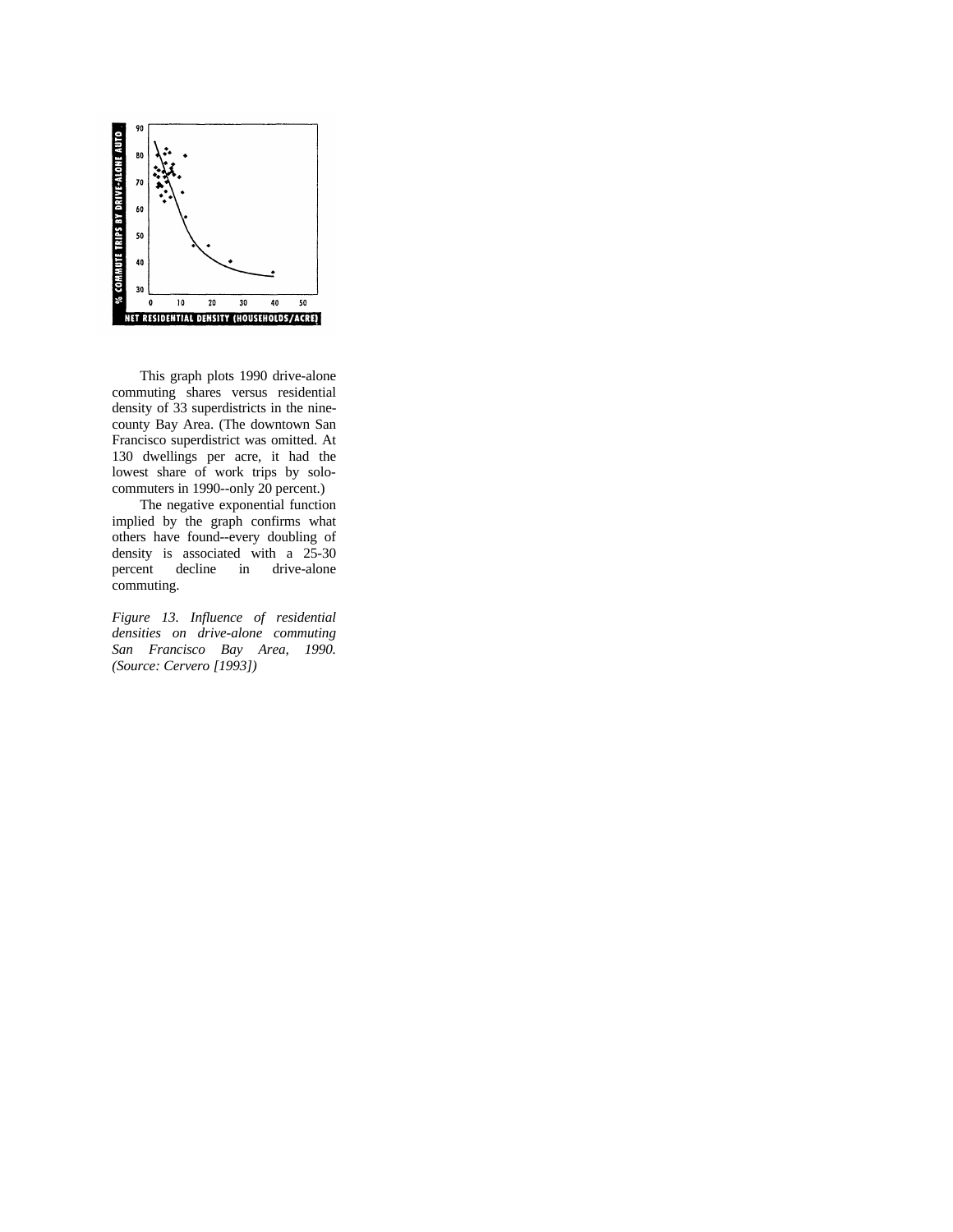This graph plots 1990 drive-alone commuting shares versus residential density of 33 superdistricts in the nine-county Bay Area. (The downtown San Francisco superdistrict was omitted. At 130 dwellings per acre, it had the lowest share of work trips by solo-commuters in 1990--only 20 percent.)

The negative exponential function implied by the graph confirms what others have found--every doubling of density is associated with a 25-30 percent decline in drive-alone commuting.

*Figure 13. Influence of residential densities on drive-alone commuting San Francisco Bay Area, 1990. (Source: Cervero [1993])*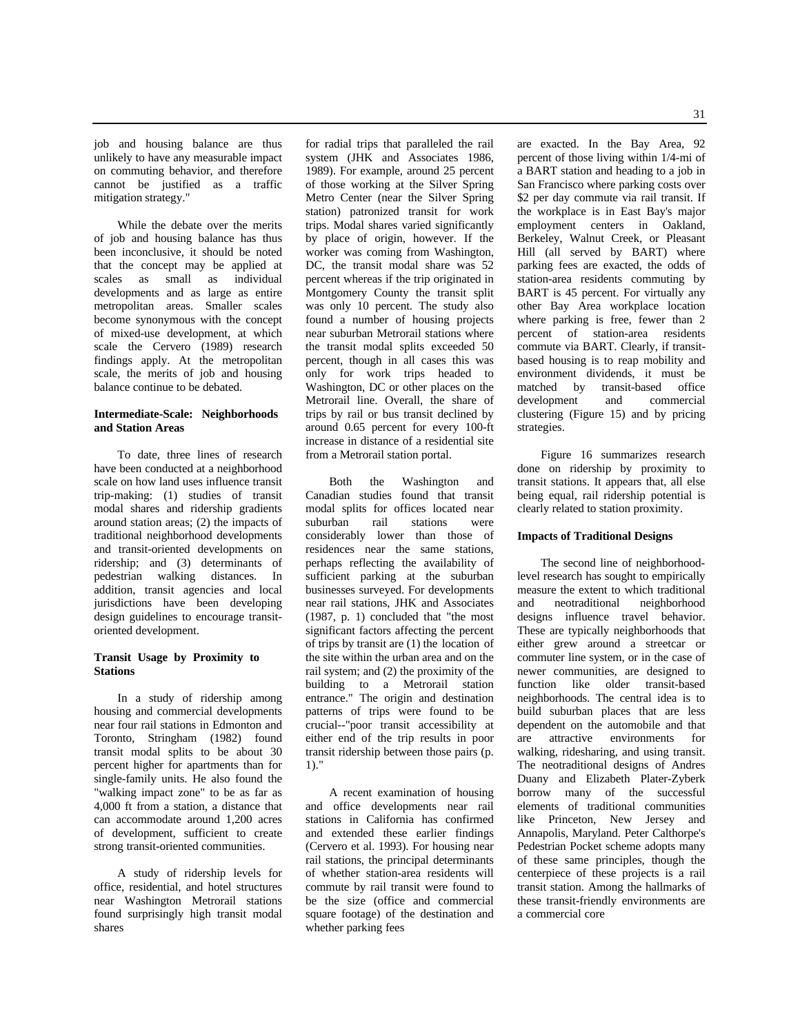job and housing balance are thus unlikely to have any measurable impact on commuting behavior, and therefore cannot be justified as a traffic mitigation strategy."

While the debate over the merits of job and housing balance has thus been inconclusive, it should be noted that the concept may be applied at scales as small as individual developments and as large as entire metropolitan areas. Smaller scales become synonymous with the concept of mixed-use development, at which scale the Cervero (1989) research findings apply. At the metropolitan scale, the merits of job and housing balance continue to be debated.

**Intermediate-Scale: Neighborhoods and Station Areas**

To date, three lines of research have been conducted at a neighborhood scale on how land uses influence transit trip-making: (1) studies of transit modal shares and ridership gradients around station areas; (2) the impacts of traditional neighborhood developments and transit-oriented developments on ridership; and (3) determinants of pedestrian walking distances. In addition, transit agencies and local jurisdictions have been developing design guidelines to encourage transit-oriented development.

**Transit Usage by Proximity to Stations**

In a study of ridership among housing and commercial developments near four rail stations in Edmonton and Toronto, Stringham (1982) found transit modal splits to be about 30 percent higher for apartments than for single-family units. He also found the "walking impact zone" to be as far as 4,000 ft from a station, a distance that can accommodate around 1,200 acres of development, sufficient to create strong transit-oriented communities.

A study of ridership levels for office, residential, and hotel structures near Washington Metrorail stations found surprisingly high transit modal shares for radial trips that paralleled the rail system (JHK and Associates 1986, 1989). For example, around 25 percent of those working at the Silver Spring Metro Center (near the Silver Spring station) patronized transit for work trips. Modal shares varied significantly by place of origin, however. If the worker was coming from Washington, DC, the transit modal share was 52 percent whereas if the trip originated in Montgomery County the transit split was only 10 percent. The study also found a number of housing projects near suburban Metrorail stations where the transit modal splits exceeded 50 percent, though in all cases this was only for work trips headed to Washington, DC or other places on the Metrorail line. Overall, the share of trips by rail or bus transit declined by around 0.65 percent for every 100-ft increase in distance of a residential site from a Metrorail station portal.

Both the Washington and Canadian studies found that transit modal splits for offices located near suburban rail stations were considerably lower than those of residences near the same stations, perhaps reflecting the availability of sufficient parking at the suburban businesses surveyed. For developments near rail stations, JHK and Associates (1987, p. 1) concluded that "the most significant factors affecting the percent of trips by transit are (1) the location of the site within the urban area and on the rail system; and (2) the proximity of the building to a Metrorail station entrance." The origin and destination patterns of trips were found to be crucial--"poor transit accessibility at either end of the trip results in poor transit ridership between those pairs (p. 1)."

A recent examination of housing and office developments near rail stations in California has confirmed and extended these earlier findings (Cervero et al. 1993). For housing near rail stations, the principal determinants of whether station-area residents will commute by rail transit were found to be the size (office and commercial square footage) of the destination and whether parking fees are exacted. In the Bay Area, 92 percent of those living within 1/4-mi of a BART station and heading to a job in San Francisco where parking costs over $2 per day commute via rail transit. If the workplace is in East Bay's major employment centers in Oakland, Berkeley, Walnut Creek, or Pleasant Hill (all served by BART) where parking fees are exacted, the odds of station-area residents commuting by BART is 45 percent. For virtually any other Bay Area workplace location where parking is free, fewer than 2 percent of station-area residents commute via BART. Clearly, if transit-based housing is to reap mobility and environment dividends, it must be matched by transit-based office development and commercial clustering (Figure 15) and by pricing strategies.

Figure 16 summarizes research done on ridership by proximity to transit stations. It appears that, all else being equal, rail ridership potential is clearly related to station proximity.

**Impacts of Traditional Designs**

The second line of neighborhood-level research has sought to empirically measure the extent to which traditional and neotraditional neighborhood designs influence travel behavior. These are typically neighborhoods that either grew around a streetcar or commuter line system, or in the case of newer communities, are designed to function like older transit-based neighborhoods. The central idea is to build suburban places that are less dependent on the automobile and that are attractive environments for walking, ridesharing, and using transit. The neotraditional designs of Andres Duany and Elizabeth Plater-Zyberk borrow many of the successful elements of traditional communities like Princeton, New Jersey and Annapolis, Maryland. Peter Calthorpe's Pedestrian Pocket scheme adopts many of these same principles, though the centerpiece of these projects is a rail transit station. Among the hallmarks of these transit-friendly environments are a commercial core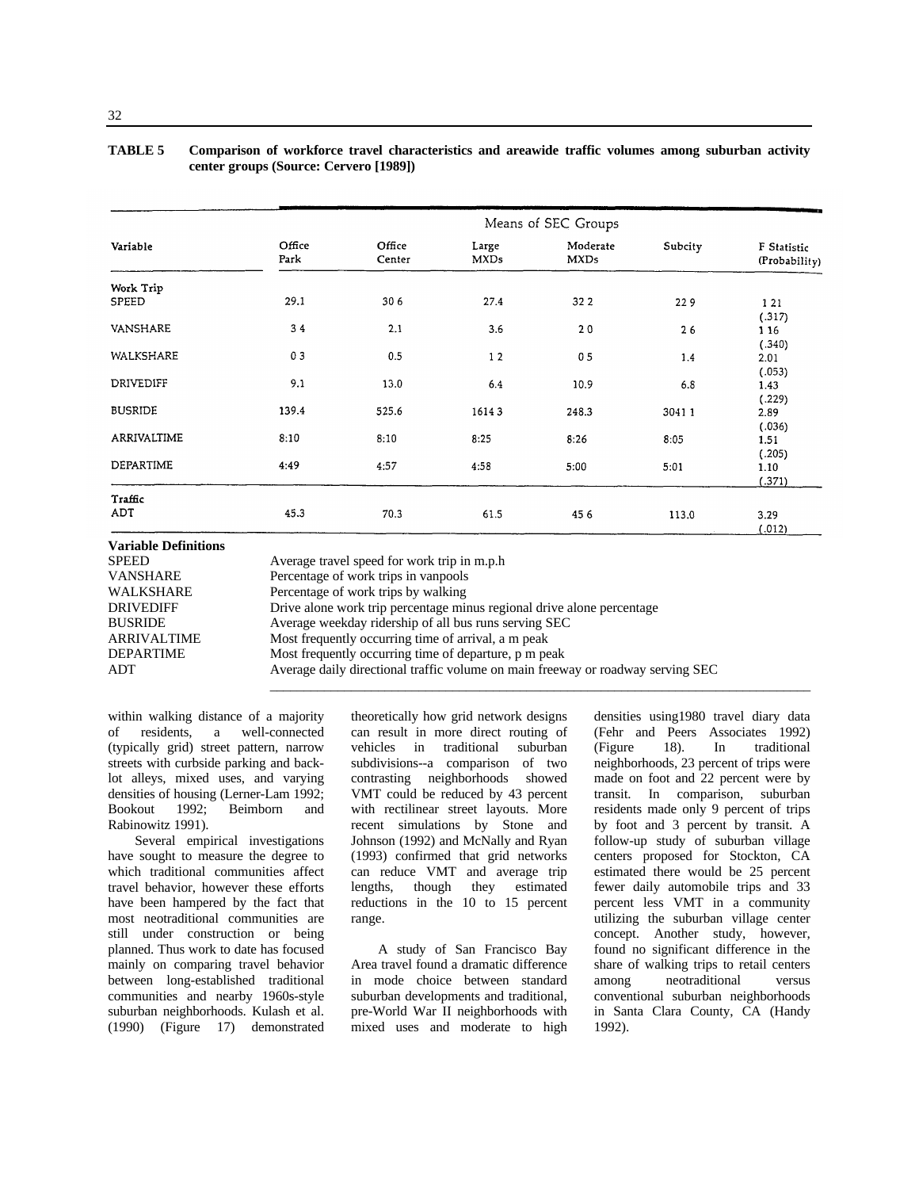**TABLE 5 Comparison of workforce travel characteristics and areawide traffic volumes among suburban activity center groups (Source: Cervero [1989])**

| Variable | Means of SEC Groups | | | | | |
|---|---|---|---|---|---|---|
| | Office Park | Office Center | Large MXDs | Moderate MXDs | Subcity | F Statistic (Probability) |
| **Work Trip** | | | | | | |
| SPEED | 29.1 | 30 6 | 27.4 | 32 2 | 22 9 | 1 21 (.317) |
| VANSHARE | 3 4 | 2.1 | 3.6 | 2 0 | 2 6 | 1 16 (.340) |
| WALKSHARE | 0 3 | 0.5 | 1 2 | 0 5 | 1.4 | 2.01 (.053) |
| DRIVEDIFF | 9.1 | 13.0 | 6.4 | 10.9 | 6.8 | 1.43 (.229) |
| BUSRIDE | 139.4 | 525.6 | 1614 3 | 248.3 | 3041 1 | 2.89 (.036) |
| ARRIVALTIME | 8:10 | 8:10 | 8:25 | 8:26 | 8:05 | 1.51 (.205) |
| DEPARTIME | 4:49 | 4:57 | 4:58 | 5:00 | 5:01 | 1.10 (.371) |
| **Traffic** | | | | | | |
| ADT | 45.3 | 70.3 | 61.5 | 45 6 | 113.0 | 3.29 (.012) |

**Variable Definitions**

| | |
|---|---|
| SPEED | Average travel speed for work trip in m.p.h |
| VANSHARE | Percentage of work trips in vanpools |
| WALKSHARE | Percentage of work trips by walking |
| DRIVEDIFF | Drive alone work trip percentage minus regional drive alone percentage |
| BUSRIDE | Average weekday ridership of all bus runs serving SEC |
| ARRIVALTIME | Most frequently occurring time of arrival, a m peak |
| DEPARTIME | Most frequently occurring time of departure, p m peak |
| ADT | Average daily directional traffic volume on main freeway or roadway serving SEC |

within walking distance of a majority of residents, a well-connected (typically grid) street pattern, narrow streets with curbside parking and back-lot alleys, mixed uses, and varying densities of housing (Lerner-Lam 1992; Bookout 1992; Beimborn and Rabinowitz 1991).

Several empirical investigations have sought to measure the degree to which traditional communities affect travel behavior, however these efforts have been hampered by the fact that most neotraditional communities are still under construction or being planned. Thus work to date has focused mainly on comparing travel behavior between long-established traditional communities and nearby 1960s-style suburban neighborhoods. Kulash et al. (1990) (Figure 17) demonstrated theoretically how grid network designs can result in more direct routing of vehicles in traditional suburban subdivisions--a comparison of two contrasting neighborhoods showed VMT could be reduced by 43 percent with rectilinear street layouts. More recent simulations by Stone and Johnson (1992) and McNally and Ryan (1993) confirmed that grid networks can reduce VMT and average trip lengths, though they estimated reductions in the 10 to 15 percent range.

A study of San Francisco Bay Area travel found a dramatic difference in mode choice between standard suburban developments and traditional, pre-World War II neighborhoods with mixed uses and moderate to high densities using1980 travel diary data (Fehr and Peers Associates 1992) (Figure 18). In traditional neighborhoods, 23 percent of trips were made on foot and 22 percent were by transit. In comparison, suburban residents made only 9 percent of trips by foot and 3 percent by transit. A follow-up study of suburban village centers proposed for Stockton, CA estimated there would be 25 percent fewer daily automobile trips and 33 percent less VMT in a community utilizing the suburban village center concept. Another study, however, found no significant difference in the share of walking trips to retail centers among neotraditional versus conventional suburban neighborhoods in Santa Clara County, CA (Handy 1992).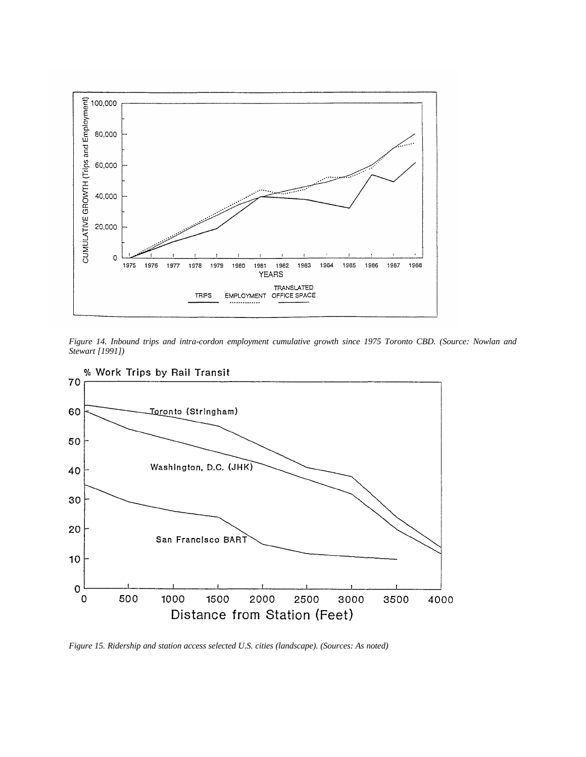*Figure 14. Inbound trips and intra-cordon employment cumulative growth since 1975 Toronto CBD. (Source: Nowlan and Stewart [1991])*

*Figure 15. Ridership and station access selected U.S. cities (landscape). (Sources: As noted)*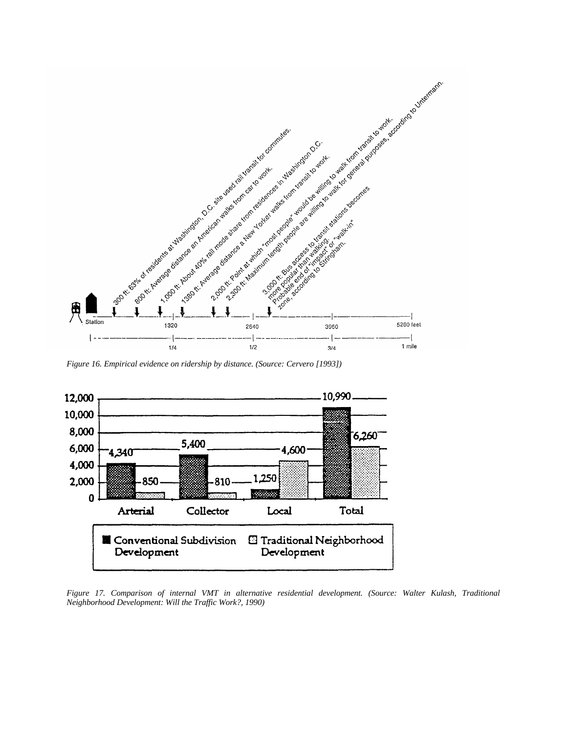300 ft: 63% of residents at Washington, D.C. site used rail transit for commutes.

800 ft: Average distance an American walks from car to work.

1,000 ft: About 40% rail mode share from residences in Washington D.C.

1380 ft: Average distance a New Yorker walks from transit to work.

2,000 ft: Point at which "most people" would be willing to walk from transit to work.

2,300 ft: Maximum length people are willing to walk for general purposes, according to Untermann.

3,000 ft: Bus access to transit stations becomes more popular than walking. Probable end of "impact" or "walk-in" zone, according to Stringham.

Station | 1320 | 2640 | 3960 | 5280 feet

1/4 | 1/2 | 3/4 | 1 mile

*Figure 16. Empirical evidence on ridership by distance. (Source: Cervero [1993])*

| | Arterial | Collector | Local | Total |
|---|---|---|---|---|
| Conventional Subdivision Development | 4,340 | 5,400 | 1,250 | 10,990 |
| Traditional Neighborhood Development | 850 | 810 | 4,600 | 6,260 |

*Figure 17. Comparison of internal VMT in alternative residential development. (Source: Walter Kulash, Traditional Neighborhood Development: Will the Traffic Work?, 1990)*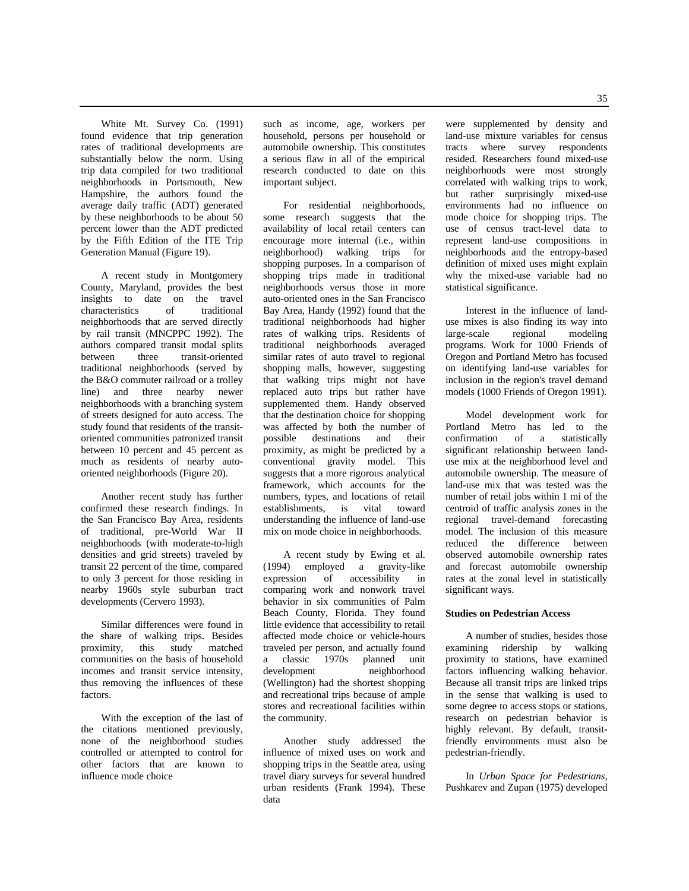White Mt. Survey Co. (1991) found evidence that trip generation rates of traditional developments are substantially below the norm. Using trip data compiled for two traditional neighborhoods in Portsmouth, New Hampshire, the authors found the average daily traffic (ADT) generated by these neighborhoods to be about 50 percent lower than the ADT predicted by the Fifth Edition of the ITE Trip Generation Manual (Figure 19).

A recent study in Montgomery County, Maryland, provides the best insights to date on the travel characteristics of traditional neighborhoods that are served directly by rail transit (MNCPPC 1992). The authors compared transit modal splits between three transit-oriented traditional neighborhoods (served by the B&O commuter railroad or a trolley line) and three nearby newer neighborhoods with a branching system of streets designed for auto access. The study found that residents of the transit-oriented communities patronized transit between 10 percent and 45 percent as much as residents of nearby auto-oriented neighborhoods (Figure 20).

Another recent study has further confirmed these research findings. In the San Francisco Bay Area, residents of traditional, pre-World War II neighborhoods (with moderate-to-high densities and grid streets) traveled by transit 22 percent of the time, compared to only 3 percent for those residing in nearby 1960s style suburban tract developments (Cervero 1993).

Similar differences were found in the share of walking trips. Besides proximity, this study matched communities on the basis of household incomes and transit service intensity, thus removing the influences of these factors.

With the exception of the last of the citations mentioned previously, none of the neighborhood studies controlled or attempted to control for other factors that are known to influence mode choice such as income, age, workers per household, persons per household or automobile ownership. This constitutes a serious flaw in all of the empirical research conducted to date on this important subject.

For residential neighborhoods, some research suggests that the availability of local retail centers can encourage more internal (i.e., within neighborhood) walking trips for shopping purposes. In a comparison of shopping trips made in traditional neighborhoods versus those in more auto-oriented ones in the San Francisco Bay Area, Handy (1992) found that the traditional neighborhoods had higher rates of walking trips. Residents of traditional neighborhoods averaged similar rates of auto travel to regional shopping malls, however, suggesting that walking trips might not have replaced auto trips but rather have supplemented them. Handy observed that the destination choice for shopping was affected by both the number of possible destinations and their proximity, as might be predicted by a conventional gravity model. This suggests that a more rigorous analytical framework, which accounts for the numbers, types, and locations of retail establishments, is vital toward understanding the influence of land-use mix on mode choice in neighborhoods.

A recent study by Ewing et al. (1994) employed a gravity-like expression of accessibility in comparing work and nonwork travel behavior in six communities of Palm Beach County, Florida. They found little evidence that accessibility to retail affected mode choice or vehicle-hours traveled per person, and actually found a classic 1970s planned unit development neighborhood (Wellington) had the shortest shopping and recreational trips because of ample stores and recreational facilities within the community.

Another study addressed the influence of mixed uses on work and shopping trips in the Seattle area, using travel diary surveys for several hundred urban residents (Frank 1994). These data were supplemented by density and land-use mixture variables for census tracts where survey respondents resided. Researchers found mixed-use neighborhoods were most strongly correlated with walking trips to work, but rather surprisingly mixed-use environments had no influence on mode choice for shopping trips. The use of census tract-level data to represent land-use compositions in neighborhoods and the entropy-based definition of mixed uses might explain why the mixed-use variable had no statistical significance.

Interest in the influence of land-use mixes is also finding its way into large-scale regional modeling programs. Work for 1000 Friends of Oregon and Portland Metro has focused on identifying land-use variables for inclusion in the region's travel demand models (1000 Friends of Oregon 1991).

Model development work for Portland Metro has led to the confirmation of a statistically significant relationship between land-use mix at the neighborhood level and automobile ownership. The measure of land-use mix that was tested was the number of retail jobs within 1 mi of the centroid of traffic analysis zones in the regional travel-demand forecasting model. The inclusion of this measure reduced the difference between observed automobile ownership rates and forecast automobile ownership rates at the zonal level in statistically significant ways.

**Studies on Pedestrian Access**

A number of studies, besides those examining ridership by walking proximity to stations, have examined factors influencing walking behavior. Because all transit trips are linked trips in the sense that walking is used to some degree to access stops or stations, research on pedestrian behavior is highly relevant. By default, transit-friendly environments must also be pedestrian-friendly.

In *Urban Space for Pedestrians,* Pushkarev and Zupan (1975) developed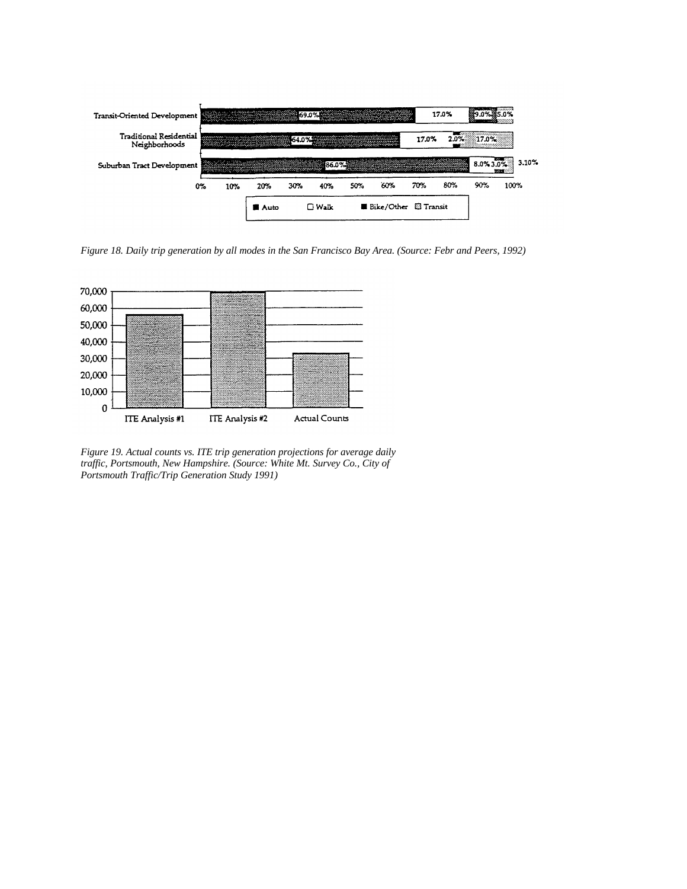*Figure 18. Daily trip generation by all modes in the San Francisco Bay Area. (Source: Febr and Peers, 1992)*

*Figure 19. Actual counts vs. ITE trip generation projections for average daily traffic, Portsmouth, New Hampshire. (Source: White Mt. Survey Co., City of Portsmouth Traffic/Trip Generation Study 1991)*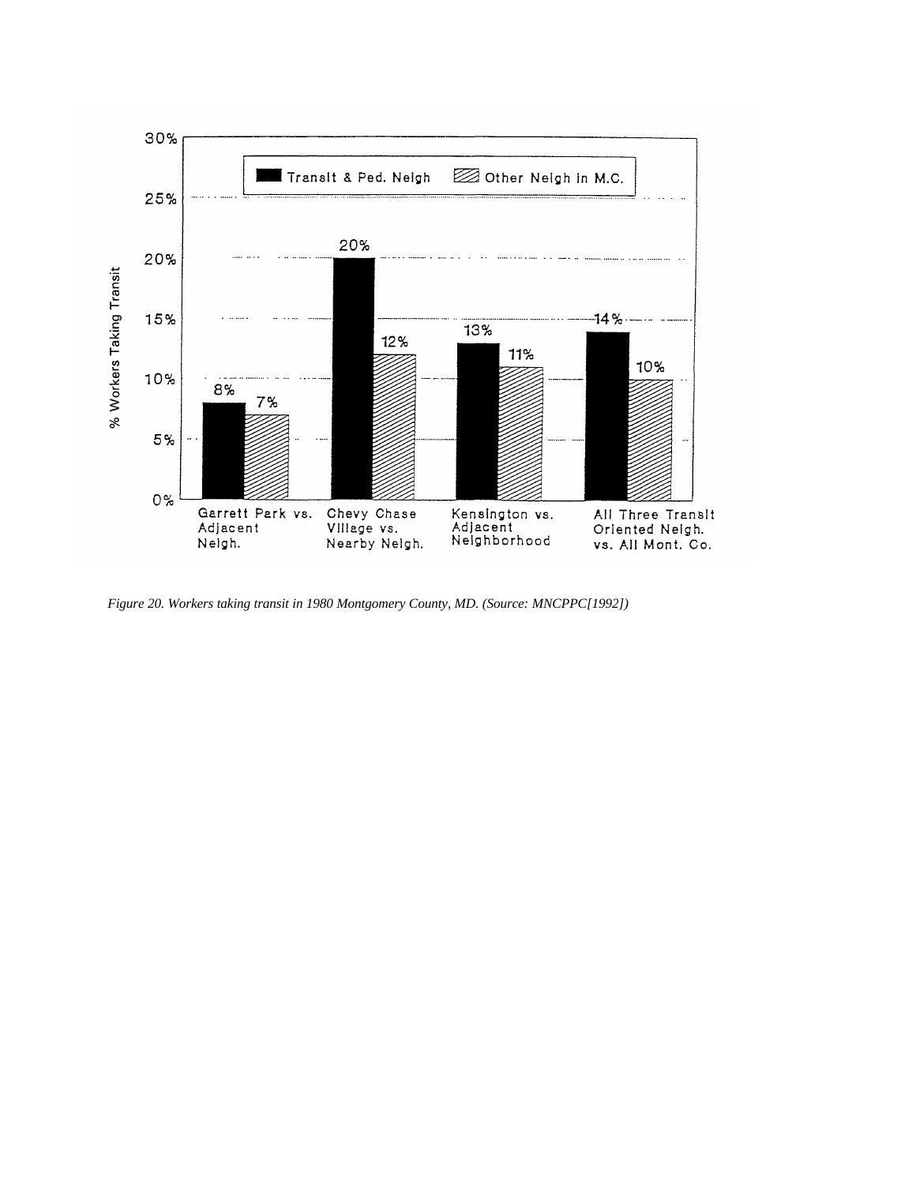*Figure 20. Workers taking transit in 1980 Montgomery County, MD. (Source: MNCPPC[1992])*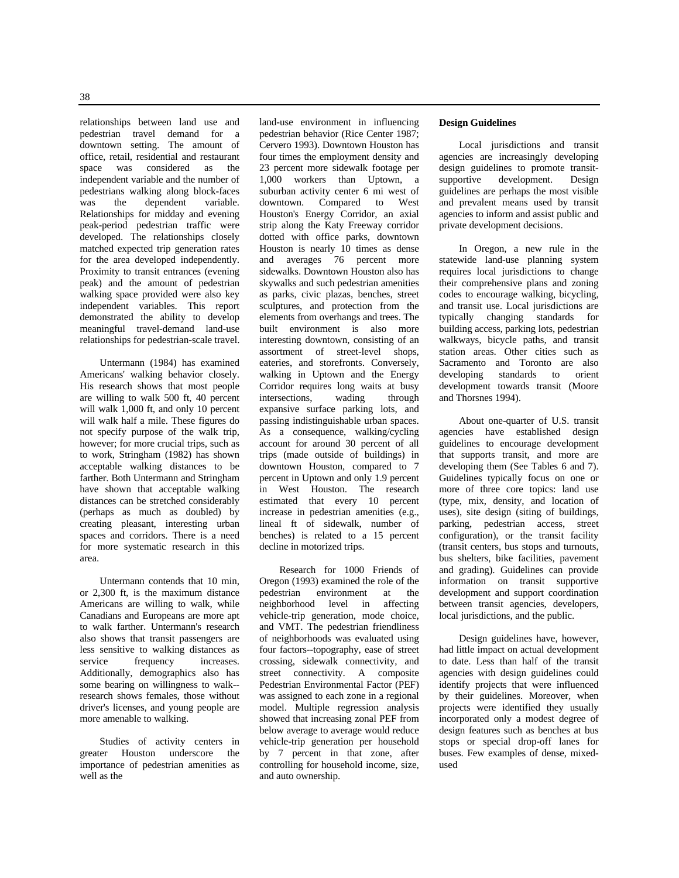relationships between land use and pedestrian travel demand for a downtown setting. The amount of office, retail, residential and restaurant space was considered as the independent variable and the number of pedestrians walking along block-faces was the dependent variable. Relationships for midday and evening peak-period pedestrian traffic were developed. The relationships closely matched expected trip generation rates for the area developed independently. Proximity to transit entrances (evening peak) and the amount of pedestrian walking space provided were also key independent variables. This report demonstrated the ability to develop meaningful travel-demand land-use relationships for pedestrian-scale travel.

Untermann (1984) has examined Americans' walking behavior closely. His research shows that most people are willing to walk 500 ft, 40 percent will walk 1,000 ft, and only 10 percent will walk half a mile. These figures do not specify purpose of the walk trip, however; for more crucial trips, such as to work, Stringham (1982) has shown acceptable walking distances to be farther. Both Untermann and Stringham have shown that acceptable walking distances can be stretched considerably (perhaps as much as doubled) by creating pleasant, interesting urban spaces and corridors. There is a need for more systematic research in this area.

Untermann contends that 10 min, or 2,300 ft, is the maximum distance Americans are willing to walk, while Canadians and Europeans are more apt to walk farther. Untermann's research also shows that transit passengers are less sensitive to walking distances as service frequency increases. Additionally, demographics also has some bearing on willingness to walk--research shows females, those without driver's licenses, and young people are more amenable to walking.

Studies of activity centers in greater Houston underscore the importance of pedestrian amenities as well as the land-use environment in influencing pedestrian behavior (Rice Center 1987; Cervero 1993). Downtown Houston has four times the employment density and 23 percent more sidewalk footage per 1,000 workers than Uptown, a suburban activity center 6 mi west of downtown. Compared to West Houston's Energy Corridor, an axial strip along the Katy Freeway corridor dotted with office parks, downtown Houston is nearly 10 times as dense and averages 76 percent more sidewalks. Downtown Houston also has skywalks and such pedestrian amenities as parks, civic plazas, benches, street sculptures, and protection from the elements from overhangs and trees. The built environment is also more interesting downtown, consisting of an assortment of street-level shops, eateries, and storefronts. Conversely, walking in Uptown and the Energy Corridor requires long waits at busy intersections, wading through expansive surface parking lots, and passing indistinguishable urban spaces. As a consequence, walking/cycling account for around 30 percent of all trips (made outside of buildings) in downtown Houston, compared to 7 percent in Uptown and only 1.9 percent in West Houston. The research estimated that every 10 percent increase in pedestrian amenities (e.g., lineal ft of sidewalk, number of benches) is related to a 15 percent decline in motorized trips.

Research for 1000 Friends of Oregon (1993) examined the role of the pedestrian environment at the neighborhood level in affecting vehicle-trip generation, mode choice, and VMT. The pedestrian friendliness of neighborhoods was evaluated using four factors--topography, ease of street crossing, sidewalk connectivity, and street connectivity. A composite Pedestrian Environmental Factor (PEF) was assigned to each zone in a regional model. Multiple regression analysis showed that increasing zonal PEF from below average to average would reduce vehicle-trip generation per household by 7 percent in that zone, after controlling for household income, size, and auto ownership.

**Design Guidelines**

Local jurisdictions and transit agencies are increasingly developing design guidelines to promote transit-supportive development. Design guidelines are perhaps the most visible and prevalent means used by transit agencies to inform and assist public and private development decisions.

In Oregon, a new rule in the statewide land-use planning system requires local jurisdictions to change their comprehensive plans and zoning codes to encourage walking, bicycling, and transit use. Local jurisdictions are typically changing standards for building access, parking lots, pedestrian walkways, bicycle paths, and transit station areas. Other cities such as Sacramento and Toronto are also developing standards to orient development towards transit (Moore and Thorsnes 1994).

About one-quarter of U.S. transit agencies have established design guidelines to encourage development that supports transit, and more are developing them (See Tables 6 and 7). Guidelines typically focus on one or more of three core topics: land use (type, mix, density, and location of uses), site design (siting of buildings, parking, pedestrian access, street configuration), or the transit facility (transit centers, bus stops and turnouts, bus shelters, bike facilities, pavement and grading). Guidelines can provide information on transit supportive development and support coordination between transit agencies, developers, local jurisdictions, and the public.

Design guidelines have, however, had little impact on actual development to date. Less than half of the transit agencies with design guidelines could identify projects that were influenced by their guidelines. Moreover, when projects were identified they usually incorporated only a modest degree of design features such as benches at bus stops or special drop-off lanes for buses. Few examples of dense, mixed-used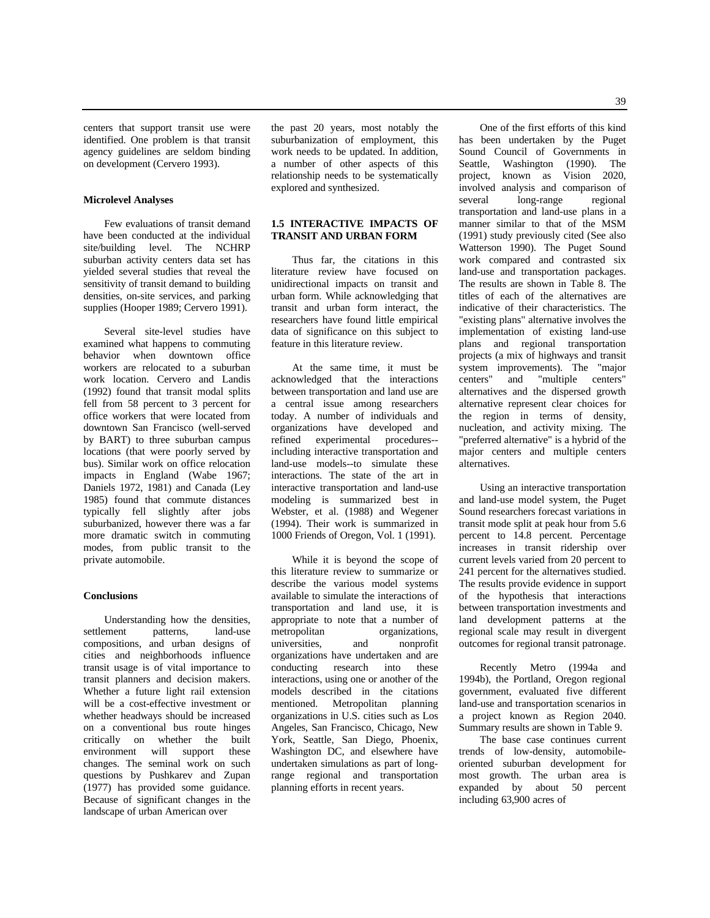centers that support transit use were identified. One problem is that transit agency guidelines are seldom binding on development (Cervero 1993).

**Microlevel Analyses**

Few evaluations of transit demand have been conducted at the individual site/building level. The NCHRP suburban activity centers data set has yielded several studies that reveal the sensitivity of transit demand to building densities, on-site services, and parking supplies (Hooper 1989; Cervero 1991).

Several site-level studies have examined what happens to commuting behavior when downtown office workers are relocated to a suburban work location. Cervero and Landis (1992) found that transit modal splits fell from 58 percent to 3 percent for office workers that were located from downtown San Francisco (well-served by BART) to three suburban campus locations (that were poorly served by bus). Similar work on office relocation impacts in England (Wabe 1967; Daniels 1972, 1981) and Canada (Ley 1985) found that commute distances typically fell slightly after jobs suburbanized, however there was a far more dramatic switch in commuting modes, from public transit to the private automobile.

**Conclusions**

Understanding how the densities, settlement patterns, land-use compositions, and urban designs of cities and neighborhoods influence transit usage is of vital importance to transit planners and decision makers. Whether a future light rail extension will be a cost-effective investment or whether headways should be increased on a conventional bus route hinges critically on whether the built environment will support these changes. The seminal work on such questions by Pushkarev and Zupan (1977) has provided some guidance. Because of significant changes in the landscape of urban American over the past 20 years, most notably the suburbanization of employment, this work needs to be updated. In addition, a number of other aspects of this relationship needs to be systematically explored and synthesized.

## 1.5 INTERACTIVE IMPACTS OF TRANSIT AND URBAN FORM

Thus far, the citations in this literature review have focused on unidirectional impacts on transit and urban form. While acknowledging that transit and urban form interact, the researchers have found little empirical data of significance on this subject to feature in this literature review.

At the same time, it must be acknowledged that the interactions between transportation and land use are a central issue among researchers today. A number of individuals and organizations have developed and refined experimental procedures--including interactive transportation and land-use models--to simulate these interactions. The state of the art in interactive transportation and land-use modeling is summarized best in Webster, et al. (1988) and Wegener (1994). Their work is summarized in 1000 Friends of Oregon, Vol. 1 (1991).

While it is beyond the scope of this literature review to summarize or describe the various model systems available to simulate the interactions of transportation and land use, it is appropriate to note that a number of metropolitan organizations, universities, and nonprofit organizations have undertaken and are conducting research into these interactions, using one or another of the models described in the citations mentioned. Metropolitan planning organizations in U.S. cities such as Los Angeles, San Francisco, Chicago, New York, Seattle, San Diego, Phoenix, Washington DC, and elsewhere have undertaken simulations as part of long-range regional and transportation planning efforts in recent years.

One of the first efforts of this kind has been undertaken by the Puget Sound Council of Governments in Seattle, Washington (1990). The project, known as Vision 2020, involved analysis and comparison of several long-range regional transportation and land-use plans in a manner similar to that of the MSM (1991) study previously cited (See also Watterson 1990). The Puget Sound work compared and contrasted six land-use and transportation packages. The results are shown in Table 8. The titles of each of the alternatives are indicative of their characteristics. The "existing plans" alternative involves the implementation of existing land-use plans and regional transportation projects (a mix of highways and transit system improvements). The "major centers" and "multiple centers" alternatives and the dispersed growth alternative represent clear choices for the region in terms of density, nucleation, and activity mixing. The "preferred alternative" is a hybrid of the major centers and multiple centers alternatives.

Using an interactive transportation and land-use model system, the Puget Sound researchers forecast variations in transit mode split at peak hour from 5.6 percent to 14.8 percent. Percentage increases in transit ridership over current levels varied from 20 percent to 241 percent for the alternatives studied. The results provide evidence in support of the hypothesis that interactions between transportation investments and land development patterns at the regional scale may result in divergent outcomes for regional transit patronage.

Recently Metro (1994a and 1994b), the Portland, Oregon regional government, evaluated five different land-use and transportation scenarios in a project known as Region 2040. Summary results are shown in Table 9.

The base case continues current trends of low-density, automobile-oriented suburban development for most growth. The urban area is expanded by about 50 percent including 63,900 acres of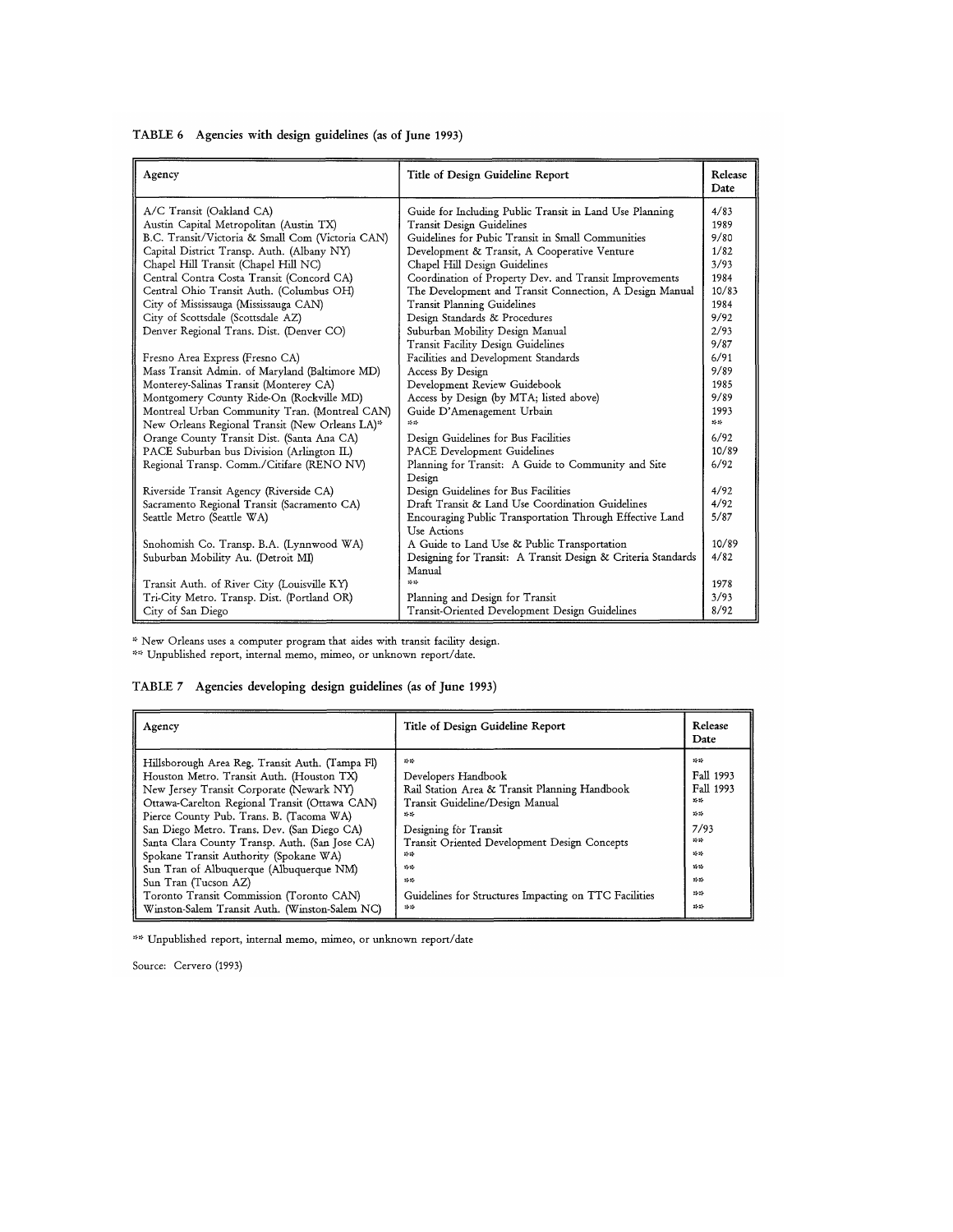**TABLE 6 Agencies with design guidelines (as of June 1993)**

| Agency | Title of Design Guideline Report | Release Date |
|---|---|---|
| A/C Transit (Oakland CA) | Guide for Including Public Transit in Land Use Planning | 4/83 |
| Austin Capital Metropolitan (Austin TX) | Transit Design Guidelines | 1989 |
| B.C. Transit/Victoria & Small Com (Victoria CAN) | Guidelines for Pubic Transit in Small Communities | 9/80 |
| Capital District Transp. Auth. (Albany NY) | Development & Transit, A Cooperative Venture | 1/82 |
| Chapel Hill Transit (Chapel Hill NC) | Chapel Hill Design Guidelines | 3/93 |
| Central Contra Costa Transit (Concord CA) | Coordination of Property Dev. and Transit Improvements | 1984 |
| Central Ohio Transit Auth. (Columbus OH) | The Development and Transit Connection, A Design Manual | 10/83 |
| City of Mississauga (Mississauga CAN) | Transit Planning Guidelines | 1984 |
| City of Scottsdale (Scottsdale AZ) | Design Standards & Procedures | 9/92 |
| Denver Regional Trans. Dist. (Denver CO) | Suburban Mobility Design Manual | 2/93 |
| | Transit Facility Design Guidelines | 9/87 |
| Fresno Area Express (Fresno CA) | Facilities and Development Standards | 6/91 |
| Mass Transit Admin. of Maryland (Baltimore MD) | Access By Design | 9/89 |
| Monterey-Salinas Transit (Monterey CA) | Development Review Guidebook | 1985 |
| Montgomery County Ride-On (Rockville MD) | Access by Design (by MTA; listed above) | 9/89 |
| Montreal Urban Community Tran. (Montreal CAN) | Guide D'Amenagement Urbain | 1993 |
| New Orleans Regional Transit (New Orleans LA)* | ** | ** |
| Orange County Transit Dist. (Santa Ana CA) | Design Guidelines for Bus Facilities | 6/92 |
| PACE Suburban bus Division (Arlington IL) | PACE Development Guidelines | 10/89 |
| Regional Transp. Comm./Citifare (RENO NV) | Planning for Transit: A Guide to Community and Site Design | 6/92 |
| Riverside Transit Agency (Riverside CA) | Design Guidelines for Bus Facilities | 4/92 |
| Sacramento Regional Transit (Sacramento CA) | Draft Transit & Land Use Coordination Guidelines | 4/92 |
| Seattle Metro (Seattle WA) | Encouraging Public Transportation Through Effective Land Use Actions | 5/87 |
| Snohomish Co. Transp. B.A. (Lynnwood WA) | A Guide to Land Use & Public Transportation | 10/89 |
| Suburban Mobility Au. (Detroit MI) | Designing for Transit: A Transit Design & Criteria Standards Manual | 4/82 |
| Transit Auth. of River City (Louisville KY) | ** | 1978 |
| Tri-City Metro. Transp. Dist. (Portland OR) | Planning and Design for Transit | 3/93 |
| City of San Diego | Transit-Oriented Development Design Guidelines | 8/92 |

\* New Orleans uses a computer program that aides with transit facility design.
** Unpublished report, internal memo, mimeo, or unknown report/date.

**TABLE 7 Agencies developing design guidelines (as of June 1993)**

| Agency | Title of Design Guideline Report | Release Date |
|---|---|---|
| Hillsborough Area Reg. Transit Auth. (Tampa Fl) | ** | ** |
| Houston Metro. Transit Auth. (Houston TX) | Developers Handbook | Fall 1993 |
| New Jersey Transit Corporate (Newark NY) | Rail Station Area & Transit Planning Handbook | Fall 1993 |
| Ottawa-Carelton Regional Transit (Ottawa CAN) | Transit Guideline/Design Manual | ** |
| Pierce County Pub. Trans. B. (Tacoma WA) | ** | ** |
| San Diego Metro. Trans. Dev. (San Diego CA) | Designing for Transit | 7/93 |
| Santa Clara County Transp. Auth. (San Jose CA) | Transit Oriented Development Design Concepts | ** |
| Spokane Transit Authority (Spokane WA) | ** | ** |
| Sun Tran of Albuquerque (Albuquerque NM) | ** | ** |
| Sun Tran (Tucson AZ) | ** | ** |
| Toronto Transit Commission (Toronto CAN) | Guidelines for Structures Impacting on TTC Facilities | ** |
| Winston-Salem Transit Auth. (Winston-Salem NC) | ** | ** |

** Unpublished report, internal memo, mimeo, or unknown report/date

Source: Cervero (1993)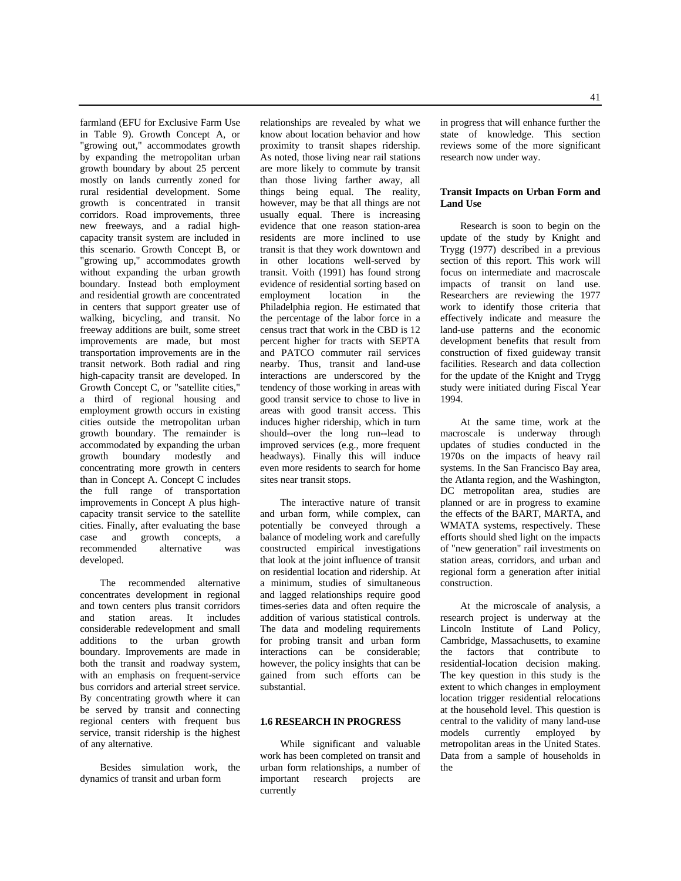farmland (EFU for Exclusive Farm Use in Table 9). Growth Concept A, or "growing out," accommodates growth by expanding the metropolitan urban growth boundary by about 25 percent mostly on lands currently zoned for rural residential development. Some growth is concentrated in transit corridors. Road improvements, three new freeways, and a radial high-capacity transit system are included in this scenario. Growth Concept B, or "growing up," accommodates growth without expanding the urban growth boundary. Instead both employment and residential growth are concentrated in centers that support greater use of walking, bicycling, and transit. No freeway additions are built, some street improvements are made, but most transportation improvements are in the transit network. Both radial and ring high-capacity transit are developed. In Growth Concept C, or "satellite cities," a third of regional housing and employment growth occurs in existing cities outside the metropolitan urban growth boundary. The remainder is accommodated by expanding the urban growth boundary modestly and concentrating more growth in centers than in Concept A. Concept C includes the full range of transportation improvements in Concept A plus high-capacity transit service to the satellite cities. Finally, after evaluating the base case and growth concepts, a recommended alternative was developed.

The recommended alternative concentrates development in regional and town centers plus transit corridors and station areas. It includes considerable redevelopment and small additions to the urban growth boundary. Improvements are made in both the transit and roadway system, with an emphasis on frequent-service bus corridors and arterial street service. By concentrating growth where it can be served by transit and connecting regional centers with frequent bus service, transit ridership is the highest of any alternative.

Besides simulation work, the dynamics of transit and urban form relationships are revealed by what we know about location behavior and how proximity to transit shapes ridership. As noted, those living near rail stations are more likely to commute by transit than those living farther away, all things being equal. The reality, however, may be that all things are not usually equal. There is increasing evidence that one reason station-area residents are more inclined to use transit is that they work downtown and in other locations well-served by transit. Voith (1991) has found strong evidence of residential sorting based on employment location in the Philadelphia region. He estimated that the percentage of the labor force in a census tract that work in the CBD is 12 percent higher for tracts with SEPTA and PATCO commuter rail services nearby. Thus, transit and land-use interactions are underscored by the tendency of those working in areas with good transit service to chose to live in areas with good transit access. This induces higher ridership, which in turn should--over the long run--lead to improved services (e.g., more frequent headways). Finally this will induce even more residents to search for home sites near transit stops.

The interactive nature of transit and urban form, while complex, can potentially be conveyed through a balance of modeling work and carefully constructed empirical investigations that look at the joint influence of transit on residential location and ridership. At a minimum, studies of simultaneous and lagged relationships require good times-series data and often require the addition of various statistical controls. The data and modeling requirements for probing transit and urban form interactions can be considerable; however, the policy insights that can be gained from such efforts can be substantial.

## 1.6 RESEARCH IN PROGRESS

While significant and valuable work has been completed on transit and urban form relationships, a number of important research projects are currently in progress that will enhance further the state of knowledge. This section reviews some of the more significant research now under way.

### Transit Impacts on Urban Form and Land Use

Research is soon to begin on the update of the study by Knight and Trygg (1977) described in a previous section of this report. This work will focus on intermediate and macroscale impacts of transit on land use. Researchers are reviewing the 1977 work to identify those criteria that effectively indicate and measure the land-use patterns and the economic development benefits that result from construction of fixed guideway transit facilities. Research and data collection for the update of the Knight and Trygg study were initiated during Fiscal Year 1994.

At the same time, work at the macroscale is underway through updates of studies conducted in the 1970s on the impacts of heavy rail systems. In the San Francisco Bay area, the Atlanta region, and the Washington, DC metropolitan area, studies are planned or are in progress to examine the effects of the BART, MARTA, and WMATA systems, respectively. These efforts should shed light on the impacts of "new generation" rail investments on station areas, corridors, and urban and regional form a generation after initial construction.

At the microscale of analysis, a research project is underway at the Lincoln Institute of Land Policy, Cambridge, Massachusetts, to examine the factors that contribute to residential-location decision making. The key question in this study is the extent to which changes in employment location trigger residential relocations at the household level. This question is central to the validity of many land-use models currently employed by metropolitan areas in the United States. Data from a sample of households in the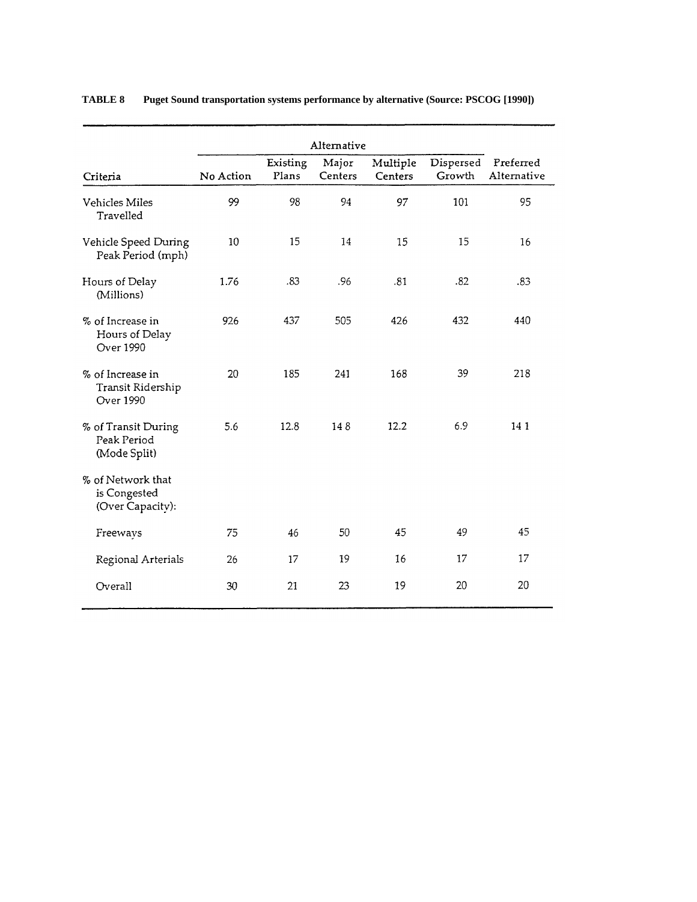**TABLE 8 Puget Sound transportation systems performance by alternative (Source: PSCOG [1990])**

| | Alternative | | | | | |
|---|---|---|---|---|---|---|
| Criteria | No Action | Existing Plans | Major Centers | Multiple Centers | Dispersed Growth | Preferred Alternative |
| Vehicles Miles Travelled | 99 | 98 | 94 | 97 | 101 | 95 |
| Vehicle Speed During Peak Period (mph) | 10 | 15 | 14 | 15 | 15 | 16 |
| Hours of Delay (Millions) | 1.76 | .83 | .96 | .81 | .82 | .83 |
| % of Increase in Hours of Delay Over 1990 | 926 | 437 | 505 | 426 | 432 | 440 |
| % of Increase in Transit Ridership Over 1990 | 20 | 185 | 241 | 168 | 39 | 218 |
| % of Transit During Peak Period (Mode Split) | 5.6 | 12.8 | 14 8 | 12.2 | 6.9 | 14 1 |
| % of Network that is Congested (Over Capacity): | | | | | | |
| Freeways | 75 | 46 | 50 | 45 | 49 | 45 |
| Regional Arterials | 26 | 17 | 19 | 16 | 17 | 17 |
| Overall | 30 | 21 | 23 | 19 | 20 | 20 |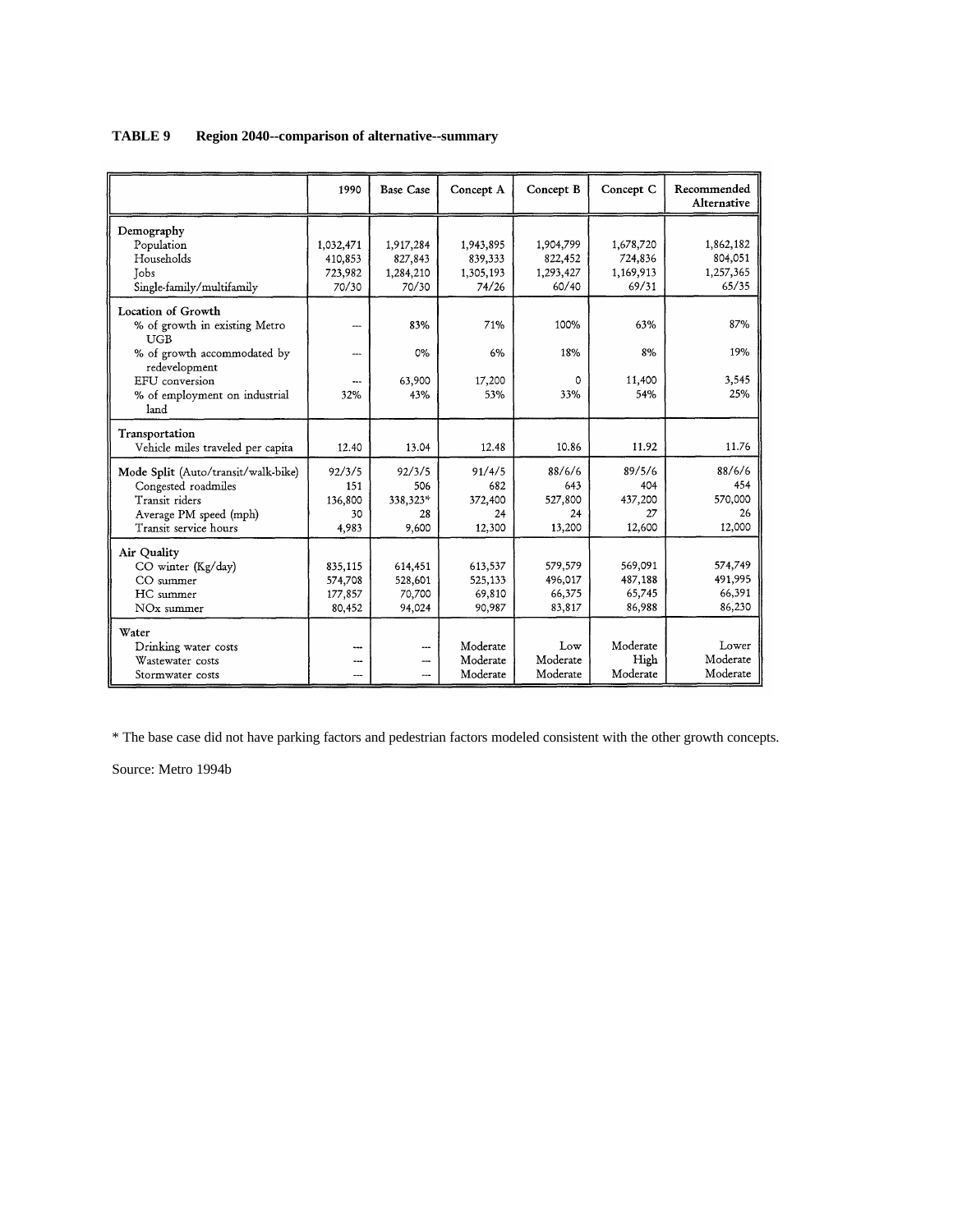**TABLE 9 Region 2040--comparison of alternative--summary**

| | 1990 | Base Case | Concept A | Concept B | Concept C | Recommended Alternative |
|---|---|---|---|---|---|---|
| **Demography** | | | | | | |
| Population | 1,032,471 | 1,917,284 | 1,943,895 | 1,904,799 | 1,678,720 | 1,862,182 |
| Households | 410,853 | 827,843 | 839,333 | 822,452 | 724,836 | 804,051 |
| Jobs | 723,982 | 1,284,210 | 1,305,193 | 1,293,427 | 1,169,913 | 1,257,365 |
| Single-family/multifamily | 70/30 | 70/30 | 74/26 | 60/40 | 69/31 | 65/35 |
| **Location of Growth** | | | | | | |
| % of growth in existing Metro UGB | --- | 83% | 71% | 100% | 63% | 87% |
| % of growth accommodated by redevelopment | --- | 0% | 6% | 18% | 8% | 19% |
| EFU conversion | --- | 63,900 | 17,200 | 0 | 11,400 | 3,545 |
| % of employment on industrial land | 32% | 43% | 53% | 33% | 54% | 25% |
| **Transportation** | | | | | | |
| Vehicle miles traveled per capita | 12.40 | 13.04 | 12.48 | 10.86 | 11.92 | 11.76 |
| **Mode Split** (Auto/transit/walk-bike) | 92/3/5 | 92/3/5 | 91/4/5 | 88/6/6 | 89/5/6 | 88/6/6 |
| Congested roadmiles | 151 | 506 | 682 | 643 | 404 | 454 |
| Transit riders | 136,800 | 338,323* | 372,400 | 527,800 | 437,200 | 570,000 |
| Average PM speed (mph) | 30 | 28 | 24 | 24 | 27 | 26 |
| Transit service hours | 4,983 | 9,600 | 12,300 | 13,200 | 12,600 | 12,000 |
| **Air Quality** | | | | | | |
| CO winter (Kg/day) | 835,115 | 614,451 | 613,537 | 579,579 | 569,091 | 574,749 |
| CO summer | 574,708 | 528,601 | 525,133 | 496,017 | 487,188 | 491,995 |
| HC summer | 177,857 | 70,700 | 69,810 | 66,375 | 65,745 | 66,391 |
| NOx summer | 80,452 | 94,024 | 90,987 | 83,817 | 86,988 | 86,230 |
| **Water** | | | | | | |
| Drinking water costs | --- | --- | Moderate | Low | Moderate | Lower |
| Wastewater costs | --- | --- | Moderate | Moderate | High | Moderate |
| Stormwater costs | --- | --- | Moderate | Moderate | Moderate | Moderate |

* The base case did not have parking factors and pedestrian factors modeled consistent with the other growth concepts.

Source: Metro 1994b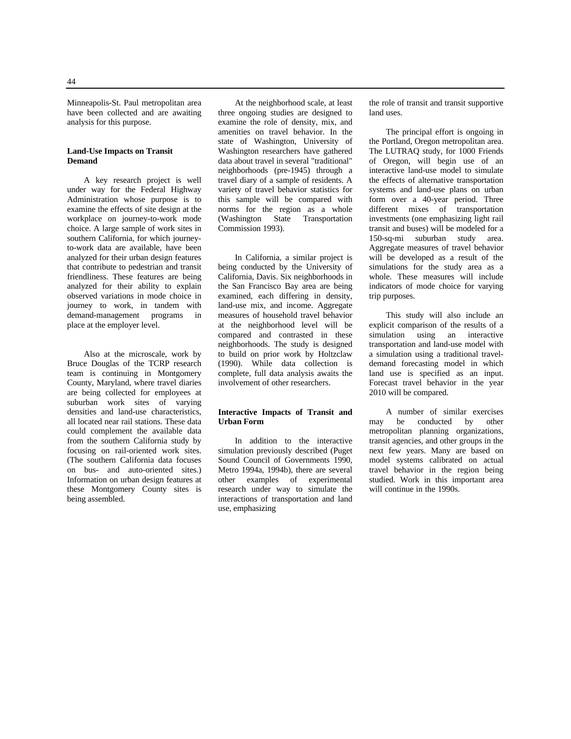Minneapolis-St. Paul metropolitan area have been collected and are awaiting analysis for this purpose.

### Land-Use Impacts on Transit Demand

A key research project is well under way for the Federal Highway Administration whose purpose is to examine the effects of site design at the workplace on journey-to-work mode choice. A large sample of work sites in southern California, for which journey-to-work data are available, have been analyzed for their urban design features that contribute to pedestrian and transit friendliness. These features are being analyzed for their ability to explain observed variations in mode choice in journey to work, in tandem with demand-management programs in place at the employer level.

Also at the microscale, work by Bruce Douglas of the TCRP research team is continuing in Montgomery County, Maryland, where travel diaries are being collected for employees at suburban work sites of varying densities and land-use characteristics, all located near rail stations. These data could complement the available data from the southern California study by focusing on rail-oriented work sites. (The southern California data focuses on bus- and auto-oriented sites.) Information on urban design features at these Montgomery County sites is being assembled.

At the neighborhood scale, at least three ongoing studies are designed to examine the role of density, mix, and amenities on travel behavior. In the state of Washington, University of Washington researchers have gathered data about travel in several "traditional" neighborhoods (pre-1945) through a travel diary of a sample of residents. A variety of travel behavior statistics for this sample will be compared with norms for the region as a whole (Washington State Transportation Commission 1993).

In California, a similar project is being conducted by the University of California, Davis. Six neighborhoods in the San Francisco Bay area are being examined, each differing in density, land-use mix, and income. Aggregate measures of household travel behavior at the neighborhood level will be compared and contrasted in these neighborhoods. The study is designed to build on prior work by Holtzclaw (1990). While data collection is complete, full data analysis awaits the involvement of other researchers.

### Interactive Impacts of Transit and Urban Form

In addition to the interactive simulation previously described (Puget Sound Council of Governments 1990, Metro 1994a, 1994b), there are several other examples of experimental research under way to simulate the interactions of transportation and land use, emphasizing the role of transit and transit supportive land uses.

The principal effort is ongoing in the Portland, Oregon metropolitan area. The LUTRAQ study, for 1000 Friends of Oregon, will begin use of an interactive land-use model to simulate the effects of alternative transportation systems and land-use plans on urban form over a 40-year period. Three different mixes of transportation investments (one emphasizing light rail transit and buses) will be modeled for a 150-sq-mi suburban study area. Aggregate measures of travel behavior will be developed as a result of the simulations for the study area as a whole. These measures will include indicators of mode choice for varying trip purposes.

This study will also include an explicit comparison of the results of a simulation using an interactive transportation and land-use model with a simulation using a traditional travel-demand forecasting model in which land use is specified as an input. Forecast travel behavior in the year 2010 will be compared.

A number of similar exercises may be conducted by other metropolitan planning organizations, transit agencies, and other groups in the next few years. Many are based on model systems calibrated on actual travel behavior in the region being studied. Work in this important area will continue in the 1990s.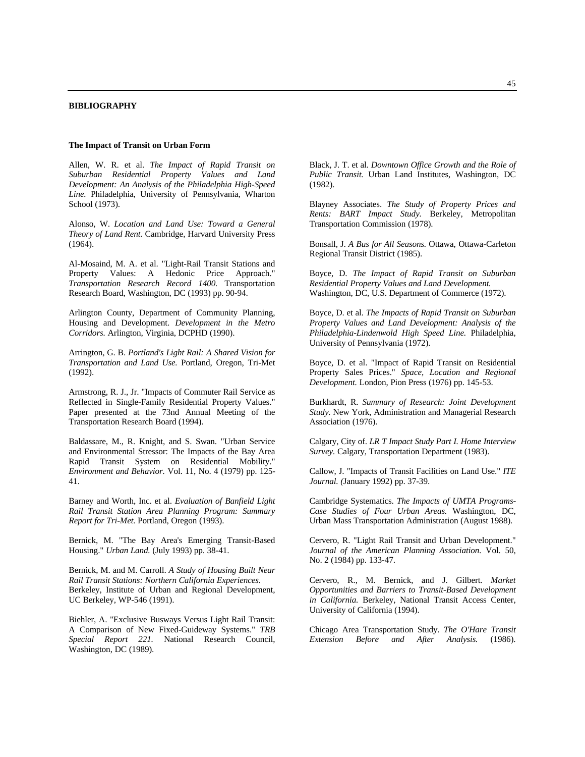## BIBLIOGRAPHY

### The Impact of Transit on Urban Form

Allen, W. R. et al. *The Impact of Rapid Transit on Suburban Residential Property Values and Land Development: An Analysis of the Philadelphia High-Speed Line.* Philadelphia, University of Pennsylvania, Wharton School (1973).

Alonso, W. *Location and Land Use: Toward a General Theory of Land Rent.* Cambridge, Harvard University Press (1964).

Al-Mosaind, M. A. et al. "Light-Rail Transit Stations and Property Values: A Hedonic Price Approach." *Transportation Research Record 1400.* Transportation Research Board, Washington, DC (1993) pp. 90-94.

Arlington County, Department of Community Planning, Housing and Development. *Development in the Metro Corridors.* Arlington, Virginia, DCPHD (1990).

Arrington, G. B. *Portland's Light Rail: A Shared Vision for Transportation and Land Use.* Portland, Oregon, Tri-Met (1992).

Armstrong, R. J., Jr. "Impacts of Commuter Rail Service as Reflected in Single-Family Residential Property Values." Paper presented at the 73nd Annual Meeting of the Transportation Research Board (1994).

Baldassare, M., R. Knight, and S. Swan. "Urban Service and Environmental Stressor: The Impacts of the Bay Area Rapid Transit System on Residential Mobility." *Environment and Behavior.* Vol. 11, No. 4 (1979) pp. 125-41.

Barney and Worth, Inc. et al. *Evaluation of Banfield Light Rail Transit Station Area Planning Program: Summary Report for Tri-Met.* Portland, Oregon (1993).

Bernick, M. "The Bay Area's Emerging Transit-Based Housing." *Urban Land.* (July 1993) pp. 38-41.

Bernick, M. and M. Carroll. *A Study of Housing Built Near Rail Transit Stations: Northern California Experiences.* Berkeley, Institute of Urban and Regional Development, UC Berkeley, WP-546 (1991).

Biehler, A. "Exclusive Busways Versus Light Rail Transit: A Comparison of New Fixed-Guideway Systems." *TRB Special Report 221.* National Research Council, Washington, DC (1989).

Black, J. T. et al. *Downtown Office Growth and the Role of Public Transit.* Urban Land Institutes, Washington, DC (1982).

Blayney Associates. *The Study of Property Prices and Rents: BART Impact Study.* Berkeley, Metropolitan Transportation Commission (1978).

Bonsall, J. *A Bus for All Seasons.* Ottawa, Ottawa-Carleton Regional Transit District (1985).

Boyce, D. *The Impact of Rapid Transit on Suburban Residential Property Values and Land Development.* Washington, DC, U.S. Department of Commerce (1972).

Boyce, D. et al. *The Impacts of Rapid Transit on Suburban Property Values and Land Development: Analysis of the Philadelphia-Lindenwold High Speed Line.* Philadelphia, University of Pennsylvania (1972).

Boyce, D. et al. "Impact of Rapid Transit on Residential Property Sales Prices." *Space, Location and Regional Development.* London, Pion Press (1976) pp. 145-53.

Burkhardt, R. *Summary of Research: Joint Development Study.* New York, Administration and Managerial Research Association (1976).

Calgary, City of. *LR T Impact Study Part I. Home Interview Survey.* Calgary, Transportation Department (1983).

Callow, J. "Impacts of Transit Facilities on Land Use." *ITE Journal. (*January 1992) pp. 37-39.

Cambridge Systematics. *The Impacts of UMTA Programs-Case Studies of Four Urban Areas.* Washington, DC, Urban Mass Transportation Administration (August 1988).

Cervero, R. "Light Rail Transit and Urban Development." *Journal of the American Planning Association.* Vol. 50, No. 2 (1984) pp. 133-47.

Cervero, R., M. Bernick, and J. Gilbert. *Market Opportunities and Barriers to Transit-Based Development in California.* Berkeley, National Transit Access Center, University of California (1994).

Chicago Area Transportation Study. *The O'Hare Transit Extension Before and After Analysis.* (1986).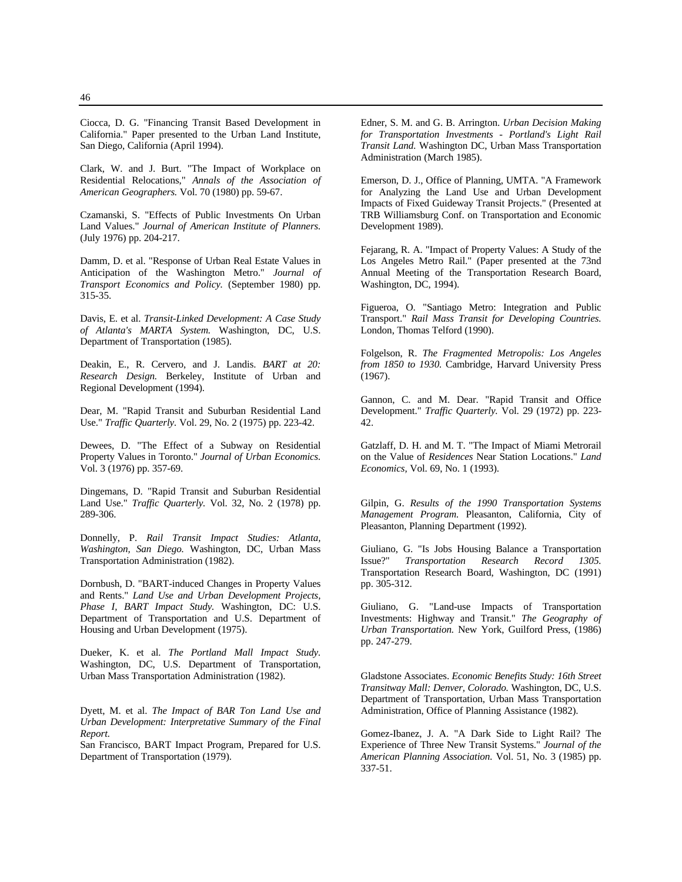Ciocca, D. G. "Financing Transit Based Development in California." Paper presented to the Urban Land Institute, San Diego, California (April 1994).

Clark, W. and J. Burt. "The Impact of Workplace on Residential Relocations," *Annals of the Association of American Geographers.* Vol. 70 (1980) pp. 59-67.

Czamanski, S. "Effects of Public Investments On Urban Land Values." *Journal of American Institute of Planners.* (July 1976) pp. 204-217.

Damm, D. et al. "Response of Urban Real Estate Values in Anticipation of the Washington Metro." *Journal of Transport Economics and Policy.* (September 1980) pp. 315-35.

Davis, E. et al. *Transit-Linked Development: A Case Study of Atlanta's MARTA System.* Washington, DC, U.S. Department of Transportation (1985).

Deakin, E., R. Cervero, and J. Landis. *BART at 20: Research Design.* Berkeley, Institute of Urban and Regional Development (1994).

Dear, M. "Rapid Transit and Suburban Residential Land Use." *Traffic Quarterly.* Vol. 29, No. 2 (1975) pp. 223-42.

Dewees, D. "The Effect of a Subway on Residential Property Values in Toronto." *Journal of Urban Economics.* Vol. 3 (1976) pp. 357-69.

Dingemans, D. "Rapid Transit and Suburban Residential Land Use." *Traffic Quarterly.* Vol. 32, No. 2 (1978) pp. 289-306.

Donnelly, P. *Rail Transit Impact Studies: Atlanta, Washington, San Diego.* Washington, DC, Urban Mass Transportation Administration (1982).

Dornbush, D. "BART-induced Changes in Property Values and Rents." *Land Use and Urban Development Projects, Phase I, BART Impact Study.* Washington, DC: U.S. Department of Transportation and U.S. Department of Housing and Urban Development (1975).

Dueker, K. et al. *The Portland Mall Impact Study.* Washington, DC, U.S. Department of Transportation, Urban Mass Transportation Administration (1982).

Dyett, M. et al. *The Impact of BAR Ton Land Use and Urban Development: Interpretative Summary of the Final Report.*
San Francisco, BART Impact Program, Prepared for U.S. Department of Transportation (1979).

Edner, S. M. and G. B. Arrington. *Urban Decision Making for Transportation Investments - Portland's Light Rail Transit Land.* Washington DC, Urban Mass Transportation Administration (March 1985).

Emerson, D. J., Office of Planning, UMTA. "A Framework for Analyzing the Land Use and Urban Development Impacts of Fixed Guideway Transit Projects." (Presented at TRB Williamsburg Conf. on Transportation and Economic Development 1989).

Fejarang, R. A. "Impact of Property Values: A Study of the Los Angeles Metro Rail." (Paper presented at the 73nd Annual Meeting of the Transportation Research Board, Washington, DC, 1994).

Figueroa, O. "Santiago Metro: Integration and Public Transport." *Rail Mass Transit for Developing Countries.* London, Thomas Telford (1990).

Folgelson, R. *The Fragmented Metropolis: Los Angeles from 1850 to 1930.* Cambridge, Harvard University Press (1967).

Gannon, C. and M. Dear. "Rapid Transit and Office Development." *Traffic Quarterly.* Vol. 29 (1972) pp. 223-42.

Gatzlaff, D. H. and M. T. "The Impact of Miami Metrorail on the Value of *Residences* Near Station Locations." *Land Economics,* Vol. 69, No. 1 (1993).

Gilpin, G. *Results of the 1990 Transportation Systems Management Program.* Pleasanton, California, City of Pleasanton, Planning Department (1992).

Giuliano, G. "Is Jobs Housing Balance a Transportation Issue?" *Transportation Research Record 1305.* Transportation Research Board, Washington, DC (1991) pp. 305-312.

Giuliano, G. "Land-use Impacts of Transportation Investments: Highway and Transit." *The Geography of Urban Transportation.* New York, Guilford Press, (1986) pp. 247-279.

Gladstone Associates. *Economic Benefits Study: 16th Street Transitway Mall: Denver, Colorado.* Washington, DC, U.S. Department of Transportation, Urban Mass Transportation Administration, Office of Planning Assistance (1982).

Gomez-Ibanez, J. A. "A Dark Side to Light Rail? The Experience of Three New Transit Systems." *Journal of the American Planning Association.* Vol. 51, No. 3 (1985) pp. 337-51.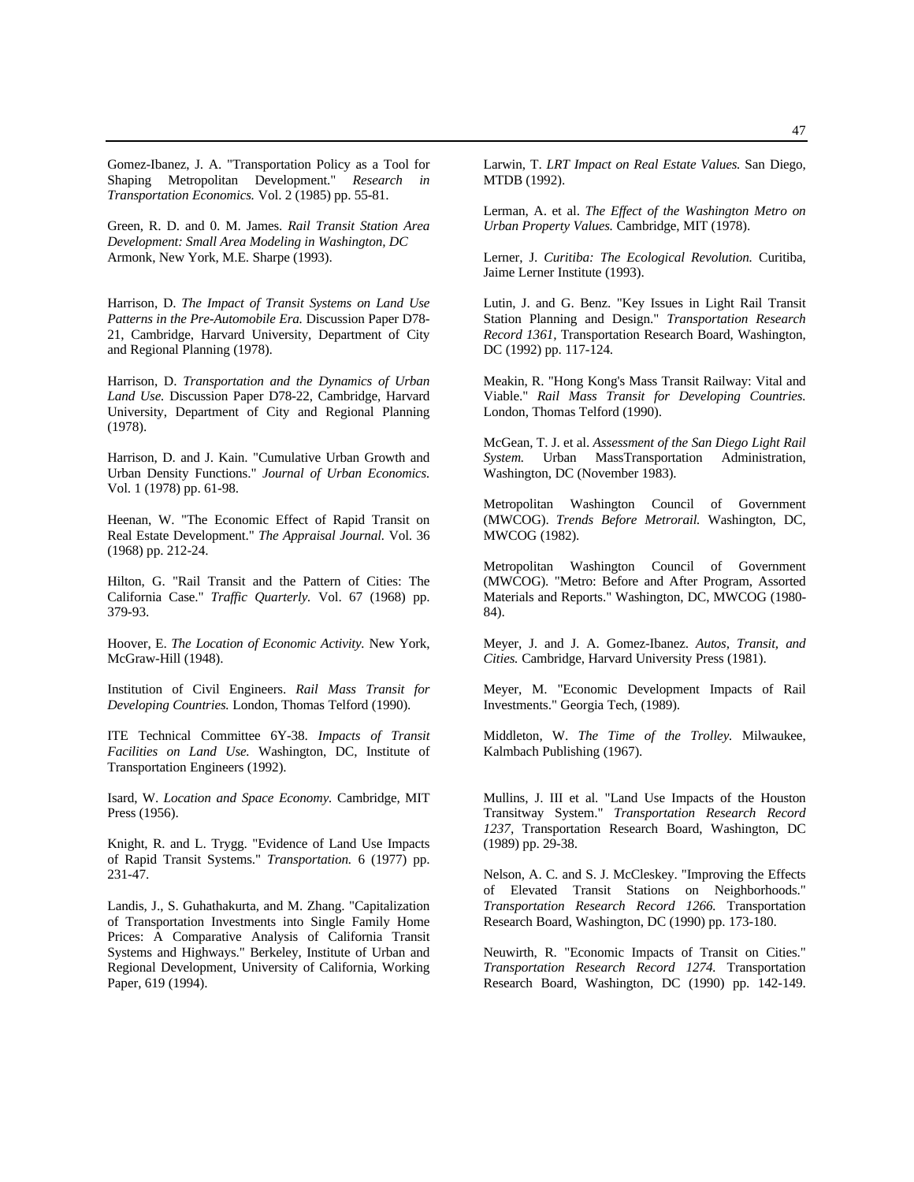Gomez-Ibanez, J. A. "Transportation Policy as a Tool for Shaping Metropolitan Development." *Research in Transportation Economics.* Vol. 2 (1985) pp. 55-81.

Green, R. D. and 0. M. James. *Rail Transit Station Area Development: Small Area Modeling in Washington, DC* Armonk, New York, M.E. Sharpe (1993).

Harrison, D. *The Impact of Transit Systems on Land Use Patterns in the Pre-Automobile Era.* Discussion Paper D78-21, Cambridge, Harvard University, Department of City and Regional Planning (1978).

Harrison, D. *Transportation and the Dynamics of Urban Land Use.* Discussion Paper D78-22, Cambridge, Harvard University, Department of City and Regional Planning (1978).

Harrison, D. and J. Kain. "Cumulative Urban Growth and Urban Density Functions." *Journal of Urban Economics.* Vol. 1 (1978) pp. 61-98.

Heenan, W. "The Economic Effect of Rapid Transit on Real Estate Development." *The Appraisal Journal.* Vol. 36 (1968) pp. 212-24.

Hilton, G. "Rail Transit and the Pattern of Cities: The California Case." *Traffic Quarterly.* Vol. 67 (1968) pp. 379-93.

Hoover, E. *The Location of Economic Activity.* New York, McGraw-Hill (1948).

Institution of Civil Engineers. *Rail Mass Transit for Developing Countries.* London, Thomas Telford (1990).

ITE Technical Committee 6Y-38. *Impacts of Transit Facilities on Land Use.* Washington, DC, Institute of Transportation Engineers (1992).

Isard, W. *Location and Space Economy.* Cambridge, MIT Press (1956).

Knight, R. and L. Trygg. "Evidence of Land Use Impacts of Rapid Transit Systems." *Transportation.* 6 (1977) pp. 231-47.

Landis, J., S. Guhathakurta, and M. Zhang. "Capitalization of Transportation Investments into Single Family Home Prices: A Comparative Analysis of California Transit Systems and Highways." Berkeley, Institute of Urban and Regional Development, University of California, Working Paper, 619 (1994).

Larwin, T. *LRT Impact on Real Estate Values.* San Diego, MTDB (1992).

Lerman, A. et al. *The Effect of the Washington Metro on Urban Property Values.* Cambridge, MIT (1978).

Lerner, J. *Curitiba: The Ecological Revolution.* Curitiba, Jaime Lerner Institute (1993).

Lutin, J. and G. Benz. "Key Issues in Light Rail Transit Station Planning and Design." *Transportation Research Record 1361,* Transportation Research Board, Washington, DC (1992) pp. 117-124.

Meakin, R. "Hong Kong's Mass Transit Railway: Vital and Viable." *Rail Mass Transit for Developing Countries.* London, Thomas Telford (1990).

McGean, T. J. et al. *Assessment of the San Diego Light Rail System.* Urban MassTransportation Administration, Washington, DC (November 1983).

Metropolitan Washington Council of Government (MWCOG). *Trends Before Metrorail.* Washington, DC, MWCOG (1982).

Metropolitan Washington Council of Government (MWCOG). "Metro: Before and After Program, Assorted Materials and Reports." Washington, DC, MWCOG (1980-84).

Meyer, J. and J. A. Gomez-Ibanez. *Autos, Transit, and Cities.* Cambridge, Harvard University Press (1981).

Meyer, M. "Economic Development Impacts of Rail Investments." Georgia Tech, (1989).

Middleton, W. *The Time of the Trolley.* Milwaukee, Kalmbach Publishing (1967).

Mullins, J. III et al. "Land Use Impacts of the Houston Transitway System." *Transportation Research Record 1237,* Transportation Research Board, Washington, DC (1989) pp. 29-38.

Nelson, A. C. and S. J. McCleskey. "Improving the Effects of Elevated Transit Stations on Neighborhoods." *Transportation Research Record 1266.* Transportation Research Board, Washington, DC (1990) pp. 173-180.

Neuwirth, R. "Economic Impacts of Transit on Cities." *Transportation Research Record 1274.* Transportation Research Board, Washington, DC (1990) pp. 142-149.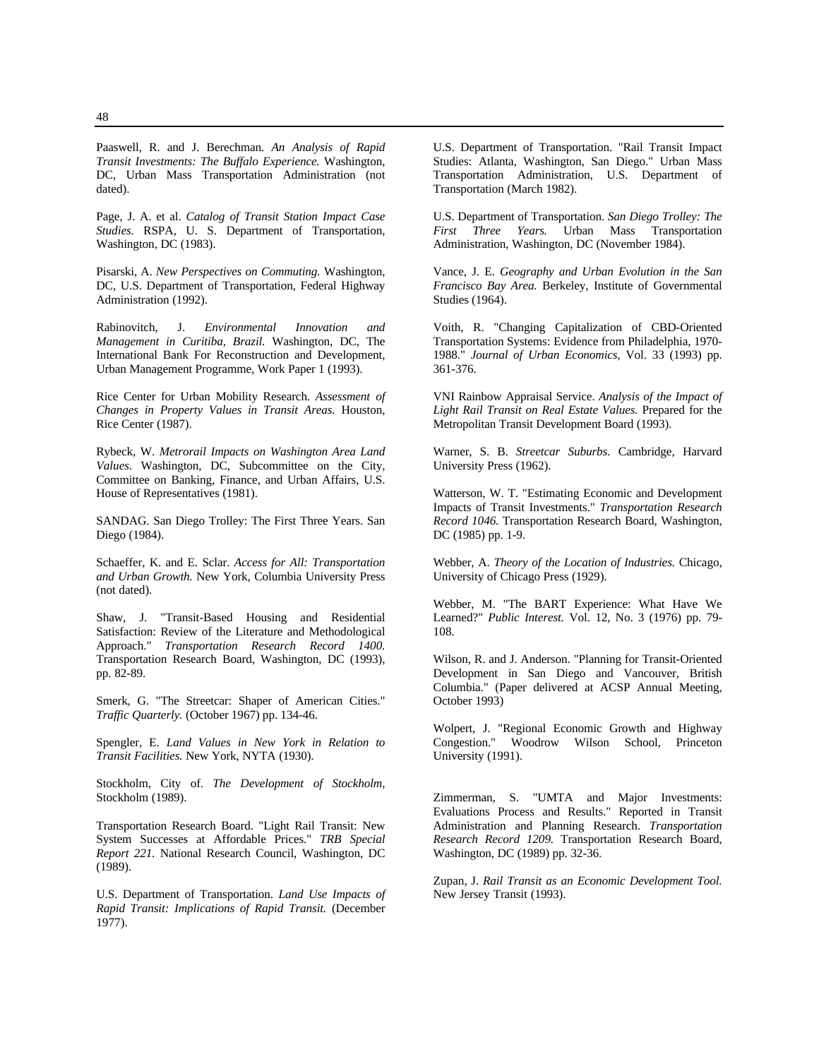Paaswell, R. and J. Berechman. *An Analysis of Rapid Transit Investments: The Buffalo Experience.* Washington, DC, Urban Mass Transportation Administration (not dated).

Page, J. A. et al. *Catalog of Transit Station Impact Case Studies.* RSPA, U. S. Department of Transportation, Washington, DC (1983).

Pisarski, A. *New Perspectives on Commuting.* Washington, DC, U.S. Department of Transportation, Federal Highway Administration (1992).

Rabinovitch, J. *Environmental Innovation and Management in Curitiba, Brazil.* Washington, DC, The International Bank For Reconstruction and Development, Urban Management Programme, Work Paper 1 (1993).

Rice Center for Urban Mobility Research. *Assessment of Changes in Property Values in Transit Areas.* Houston, Rice Center (1987).

Rybeck, W. *Metrorail Impacts on Washington Area Land Values.* Washington, DC, Subcommittee on the City, Committee on Banking, Finance, and Urban Affairs, U.S. House of Representatives (1981).

SANDAG. San Diego Trolley: The First Three Years. San Diego (1984).

Schaeffer, K. and E. Sclar. *Access for All: Transportation and Urban Growth.* New York, Columbia University Press (not dated).

Shaw, J. "Transit-Based Housing and Residential Satisfaction: Review of the Literature and Methodological Approach." *Transportation Research Record 1400.* Transportation Research Board, Washington, DC (1993), pp. 82-89.

Smerk, G. "The Streetcar: Shaper of American Cities." *Traffic Quarterly.* (October 1967) pp. 134-46.

Spengler, E. *Land Values in New York in Relation to Transit Facilities.* New York, NYTA (1930).

Stockholm, City of. *The Development of Stockholm,* Stockholm (1989).

Transportation Research Board. "Light Rail Transit: New System Successes at Affordable Prices." *TRB Special Report 221.* National Research Council, Washington, DC (1989).

U.S. Department of Transportation. *Land Use Impacts of Rapid Transit: Implications of Rapid Transit.* (December 1977).

U.S. Department of Transportation. "Rail Transit Impact Studies: Atlanta, Washington, San Diego." Urban Mass Transportation Administration, U.S. Department of Transportation (March 1982).

U.S. Department of Transportation. *San Diego Trolley: The First Three Years.* Urban Mass Transportation Administration, Washington, DC (November 1984).

Vance, J. E. *Geography and Urban Evolution in the San Francisco Bay Area.* Berkeley, Institute of Governmental Studies (1964).

Voith, R. "Changing Capitalization of CBD-Oriented Transportation Systems: Evidence from Philadelphia, 1970-1988." *Journal of Urban Economics,* Vol. 33 (1993) pp. 361-376.

VNI Rainbow Appraisal Service. *Analysis of the Impact of Light Rail Transit on Real Estate Values.* Prepared for the Metropolitan Transit Development Board (1993).

Warner, S. B. *Streetcar Suburbs.* Cambridge, Harvard University Press (1962).

Watterson, W. T. "Estimating Economic and Development Impacts of Transit Investments." *Transportation Research Record 1046.* Transportation Research Board, Washington, DC (1985) pp. 1-9.

Webber, A. *Theory of the Location of Industries.* Chicago, University of Chicago Press (1929).

Webber, M. "The BART Experience: What Have We Learned?" *Public Interest.* Vol. 12, No. 3 (1976) pp. 79-108.

Wilson, R. and J. Anderson. "Planning for Transit-Oriented Development in San Diego and Vancouver, British Columbia." (Paper delivered at ACSP Annual Meeting, October 1993)

Wolpert, J. "Regional Economic Growth and Highway Congestion." Woodrow Wilson School, Princeton University (1991).

Zimmerman, S. "UMTA and Major Investments: Evaluations Process and Results." Reported in Transit Administration and Planning Research. *Transportation Research Record 1209.* Transportation Research Board, Washington, DC (1989) pp. 32-36.

Zupan, J. *Rail Transit as an Economic Development Tool.* New Jersey Transit (1993).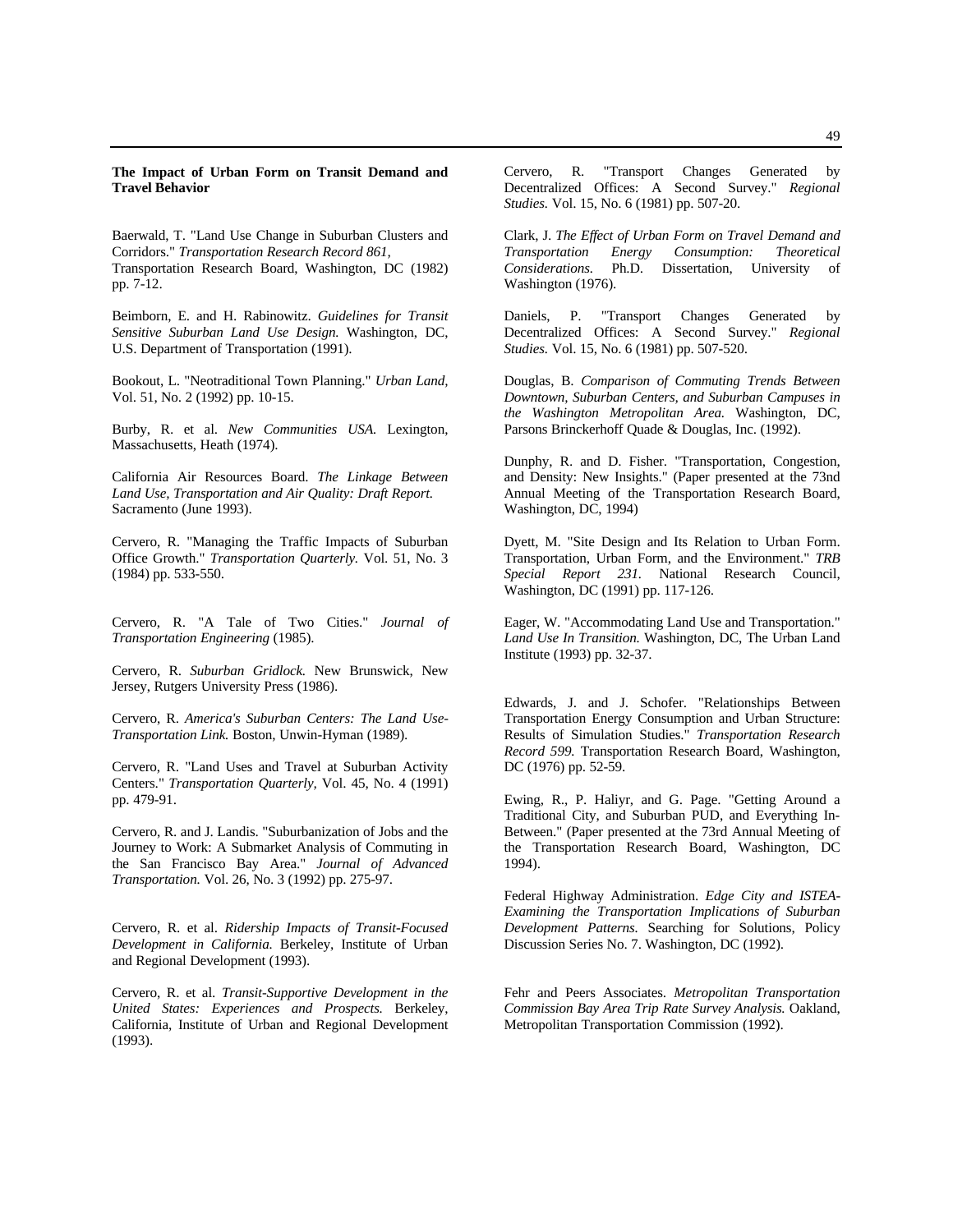**The Impact of Urban Form on Transit Demand and Travel Behavior**

Baerwald, T. "Land Use Change in Suburban Clusters and Corridors." *Transportation Research Record 861,* Transportation Research Board, Washington, DC (1982) pp. 7-12.

Beimborn, E. and H. Rabinowitz. *Guidelines for Transit Sensitive Suburban Land Use Design.* Washington, DC, U.S. Department of Transportation (1991).

Bookout, L. "Neotraditional Town Planning." *Urban Land,* Vol. 51, No. 2 (1992) pp. 10-15.

Burby, R. et al. *New Communities USA.* Lexington, Massachusetts, Heath (1974).

California Air Resources Board. *The Linkage Between Land Use, Transportation and Air Quality: Draft Report.* Sacramento (June 1993).

Cervero, R. "Managing the Traffic Impacts of Suburban Office Growth." *Transportation Quarterly.* Vol. 51, No. 3 (1984) pp. 533-550.

Cervero, R. "A Tale of Two Cities." *Journal of Transportation Engineering* (1985).

Cervero, R. *Suburban Gridlock.* New Brunswick, New Jersey, Rutgers University Press (1986).

Cervero, R. *America's Suburban Centers: The Land Use-Transportation Link.* Boston, Unwin-Hyman (1989).

Cervero, R. "Land Uses and Travel at Suburban Activity Centers." *Transportation Quarterly,* Vol. 45, No. 4 (1991) pp. 479-91.

Cervero, R. and J. Landis. "Suburbanization of Jobs and the Journey to Work: A Submarket Analysis of Commuting in the San Francisco Bay Area." *Journal of Advanced Transportation.* Vol. 26, No. 3 (1992) pp. 275-97.

Cervero, R. et al. *Ridership Impacts of Transit-Focused Development in California.* Berkeley, Institute of Urban and Regional Development (1993).

Cervero, R. et al. *Transit-Supportive Development in the United States: Experiences and Prospects.* Berkeley, California, Institute of Urban and Regional Development (1993).

Cervero, R. "Transport Changes Generated by Decentralized Offices: A Second Survey." *Regional Studies.* Vol. 15, No. 6 (1981) pp. 507-20.

Clark, J. *The Effect of Urban Form on Travel Demand and Transportation Energy Consumption: Theoretical Considerations.* Ph.D. Dissertation, University of Washington (1976).

Daniels, P. "Transport Changes Generated by Decentralized Offices: A Second Survey." *Regional Studies.* Vol. 15, No. 6 (1981) pp. 507-520.

Douglas, B. *Comparison of Commuting Trends Between Downtown, Suburban Centers, and Suburban Campuses in the Washington Metropolitan Area.* Washington, DC, Parsons Brinckerhoff Quade & Douglas, Inc. (1992).

Dunphy, R. and D. Fisher. "Transportation, Congestion, and Density: New Insights." (Paper presented at the 73nd Annual Meeting of the Transportation Research Board, Washington, DC, 1994)

Dyett, M. "Site Design and Its Relation to Urban Form. Transportation, Urban Form, and the Environment." *TRB Special Report 231.* National Research Council, Washington, DC (1991) pp. 117-126.

Eager, W. "Accommodating Land Use and Transportation." *Land Use In Transition.* Washington, DC, The Urban Land Institute (1993) pp. 32-37.

Edwards, J. and J. Schofer. "Relationships Between Transportation Energy Consumption and Urban Structure: Results of Simulation Studies." *Transportation Research Record 599.* Transportation Research Board, Washington, DC (1976) pp. 52-59.

Ewing, R., P. Haliyr, and G. Page. "Getting Around a Traditional City, and Suburban PUD, and Everything In-Between." (Paper presented at the 73rd Annual Meeting of the Transportation Research Board, Washington, DC 1994).

Federal Highway Administration. *Edge City and ISTEA-Examining the Transportation Implications of Suburban Development Patterns.* Searching for Solutions, Policy Discussion Series No. 7. Washington, DC (1992).

Fehr and Peers Associates. *Metropolitan Transportation Commission Bay Area Trip Rate Survey Analysis.* Oakland, Metropolitan Transportation Commission (1992).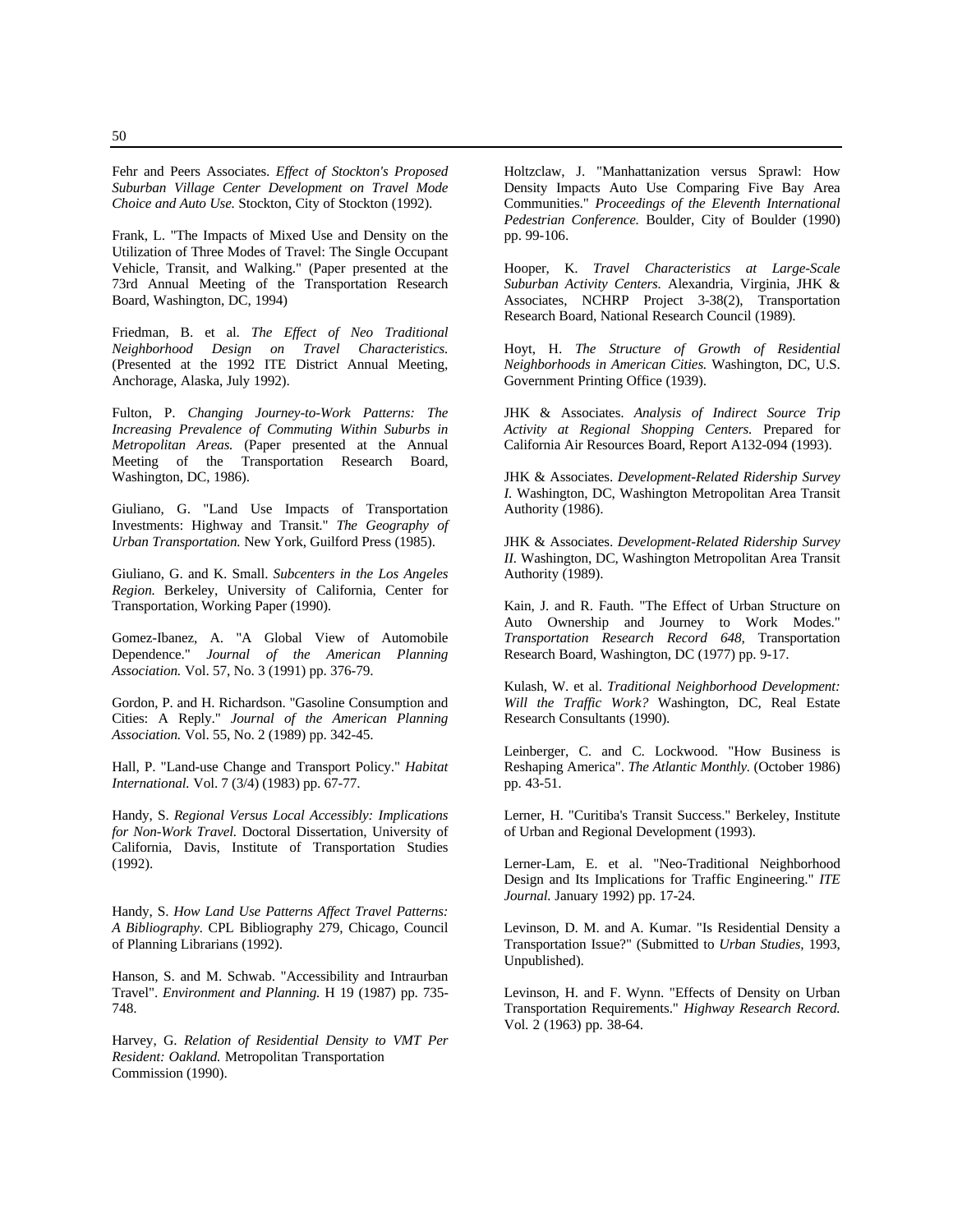Fehr and Peers Associates. *Effect of Stockton's Proposed Suburban Village Center Development on Travel Mode Choice and Auto Use.* Stockton, City of Stockton (1992).

Frank, L. "The Impacts of Mixed Use and Density on the Utilization of Three Modes of Travel: The Single Occupant Vehicle, Transit, and Walking." (Paper presented at the 73rd Annual Meeting of the Transportation Research Board, Washington, DC, 1994)

Friedman, B. et al. *The Effect of Neo Traditional Neighborhood Design on Travel Characteristics.* (Presented at the 1992 ITE District Annual Meeting, Anchorage, Alaska, July 1992).

Fulton, P. *Changing Journey-to-Work Patterns: The Increasing Prevalence of Commuting Within Suburbs in Metropolitan Areas.* (Paper presented at the Annual Meeting of the Transportation Research Board, Washington, DC, 1986).

Giuliano, G. "Land Use Impacts of Transportation Investments: Highway and Transit." *The Geography of Urban Transportation.* New York, Guilford Press (1985).

Giuliano, G. and K. Small. *Subcenters in the Los Angeles Region.* Berkeley, University of California, Center for Transportation, Working Paper (1990).

Gomez-Ibanez, A. "A Global View of Automobile Dependence." *Journal of the American Planning Association.* Vol. 57, No. 3 (1991) pp. 376-79.

Gordon, P. and H. Richardson. "Gasoline Consumption and Cities: A Reply." *Journal of the American Planning Association.* Vol. 55, No. 2 (1989) pp. 342-45.

Hall, P. "Land-use Change and Transport Policy." *Habitat International.* Vol. 7 (3/4) (1983) pp. 67-77.

Handy, S. *Regional Versus Local Accessibly: Implications for Non-Work Travel.* Doctoral Dissertation, University of California, Davis, Institute of Transportation Studies (1992).

Handy, S. *How Land Use Patterns Affect Travel Patterns: A Bibliography.* CPL Bibliography 279, Chicago, Council of Planning Librarians (1992).

Hanson, S. and M. Schwab. "Accessibility and Intraurban Travel". *Environment and Planning.* H 19 (1987) pp. 735-748.

Harvey, G. *Relation of Residential Density to VMT Per Resident: Oakland.* Metropolitan Transportation Commission (1990).

Holtzclaw, J. "Manhattanization versus Sprawl: How Density Impacts Auto Use Comparing Five Bay Area Communities." *Proceedings of the Eleventh International Pedestrian Conference.* Boulder, City of Boulder (1990) pp. 99-106.

Hooper, K. *Travel Characteristics at Large-Scale Suburban Activity Centers.* Alexandria, Virginia, JHK & Associates, NCHRP Project 3-38(2), Transportation Research Board, National Research Council (1989).

Hoyt, H. *The Structure of Growth of Residential Neighborhoods in American Cities.* Washington, DC, U.S. Government Printing Office (1939).

JHK & Associates. *Analysis of Indirect Source Trip Activity at Regional Shopping Centers.* Prepared for California Air Resources Board, Report A132-094 (1993).

JHK & Associates. *Development-Related Ridership Survey I.* Washington, DC, Washington Metropolitan Area Transit Authority (1986).

JHK & Associates. *Development-Related Ridership Survey II.* Washington, DC, Washington Metropolitan Area Transit Authority (1989).

Kain, J. and R. Fauth. "The Effect of Urban Structure on Auto Ownership and Journey to Work Modes." *Transportation Research Record 648,* Transportation Research Board, Washington, DC (1977) pp. 9-17.

Kulash, W. et al. *Traditional Neighborhood Development: Will the Traffic Work?* Washington, DC, Real Estate Research Consultants (1990).

Leinberger, C. and C. Lockwood. "How Business is Reshaping America". *The Atlantic Monthly.* (October 1986) pp. 43-51.

Lerner, H. "Curitiba's Transit Success." Berkeley, Institute of Urban and Regional Development (1993).

Lerner-Lam, E. et al. "Neo-Traditional Neighborhood Design and Its Implications for Traffic Engineering." *ITE Journal.* January 1992) pp. 17-24.

Levinson, D. M. and A. Kumar. "Is Residential Density a Transportation Issue?" (Submitted to *Urban Studies,* 1993, Unpublished).

Levinson, H. and F. Wynn. "Effects of Density on Urban Transportation Requirements." *Highway Research Record.* Vol. 2 (1963) pp. 38-64.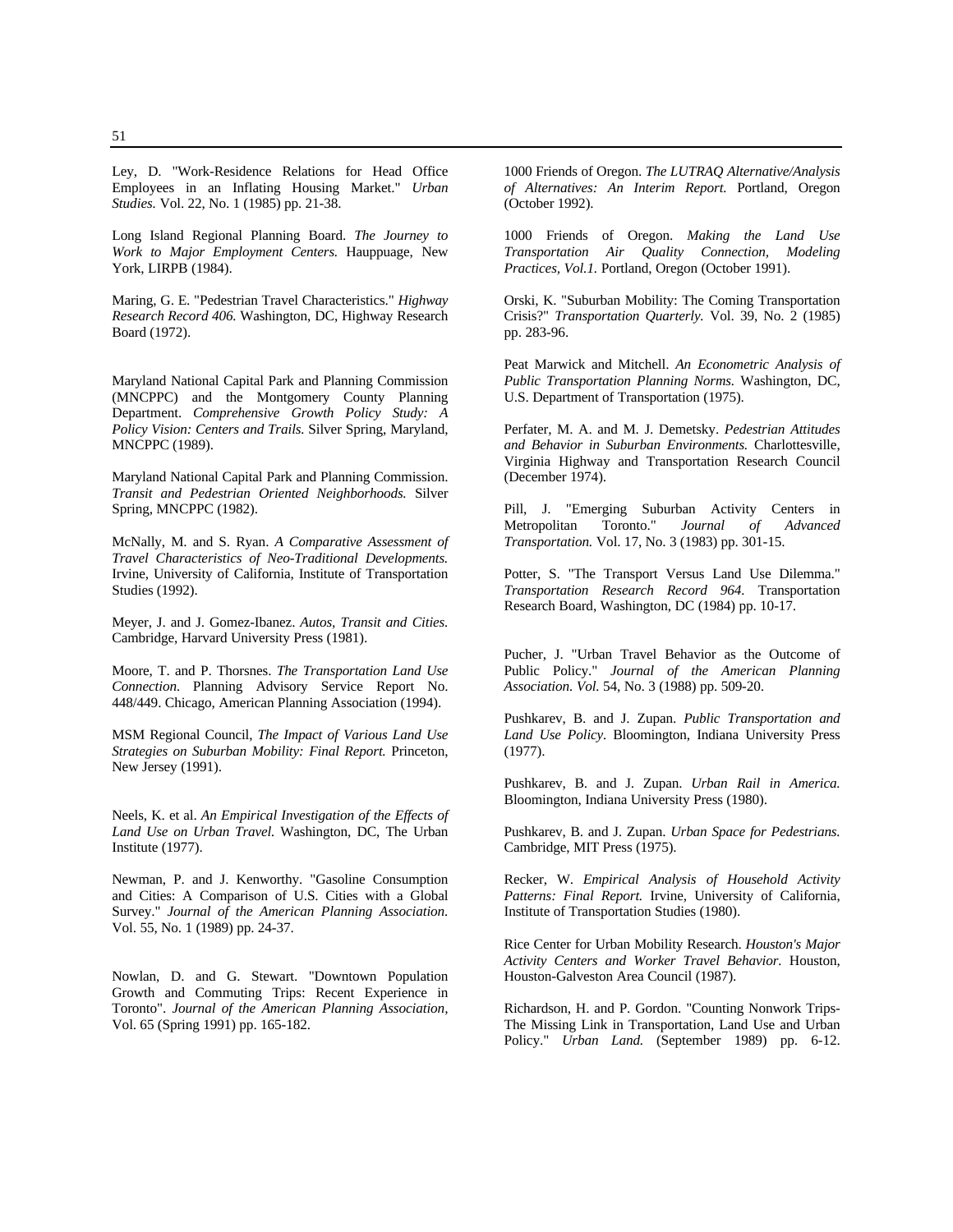Ley, D. "Work-Residence Relations for Head Office Employees in an Inflating Housing Market." *Urban Studies.* Vol. 22, No. 1 (1985) pp. 21-38.

Long Island Regional Planning Board. *The Journey to Work to Major Employment Centers.* Hauppuage, New York, LIRPB (1984).

Maring, G. E. "Pedestrian Travel Characteristics." *Highway Research Record 406.* Washington, DC, Highway Research Board (1972).

Maryland National Capital Park and Planning Commission (MNCPPC) and the Montgomery County Planning Department. *Comprehensive Growth Policy Study: A Policy Vision: Centers and Trails.* Silver Spring, Maryland, MNCPPC (1989).

Maryland National Capital Park and Planning Commission. *Transit and Pedestrian Oriented Neighborhoods.* Silver Spring, MNCPPC (1982).

McNally, M. and S. Ryan. *A Comparative Assessment of Travel Characteristics of Neo-Traditional Developments.* Irvine, University of California, Institute of Transportation Studies (1992).

Meyer, J. and J. Gomez-Ibanez. *Autos, Transit and Cities.* Cambridge, Harvard University Press (1981).

Moore, T. and P. Thorsnes. *The Transportation Land Use Connection.* Planning Advisory Service Report No. 448/449. Chicago, American Planning Association (1994).

MSM Regional Council, *The Impact of Various Land Use Strategies on Suburban Mobility: Final Report.* Princeton, New Jersey (1991).

Neels, K. et al. *An Empirical Investigation of the Effects of Land Use on Urban Travel.* Washington, DC, The Urban Institute (1977).

Newman, P. and J. Kenworthy. "Gasoline Consumption and Cities: A Comparison of U.S. Cities with a Global Survey." *Journal of the American Planning Association.* Vol. 55, No. 1 (1989) pp. 24-37.

Nowlan, D. and G. Stewart. "Downtown Population Growth and Commuting Trips: Recent Experience in Toronto". *Journal of the American Planning Association*, Vol. 65 (Spring 1991) pp. 165-182.

1000 Friends of Oregon. *The LUTRAQ Alternative/Analysis of Alternatives: An Interim Report.* Portland, Oregon (October 1992).

1000 Friends of Oregon. *Making the Land Use Transportation Air Quality Connection, Modeling Practices, Vol.1.* Portland, Oregon (October 1991).

Orski, K. "Suburban Mobility: The Coming Transportation Crisis?" *Transportation Quarterly.* Vol. 39, No. 2 (1985) pp. 283-96.

Peat Marwick and Mitchell. *An Econometric Analysis of Public Transportation Planning Norms.* Washington, DC, U.S. Department of Transportation (1975).

Perfater, M. A. and M. J. Demetsky. *Pedestrian Attitudes and Behavior in Suburban Environments.* Charlottesville, Virginia Highway and Transportation Research Council (December 1974).

Pill, J. "Emerging Suburban Activity Centers in Metropolitan Toronto." *Journal of Advanced Transportation.* Vol. 17, No. 3 (1983) pp. 301-15.

Potter, S. "The Transport Versus Land Use Dilemma." *Transportation Research Record 964.* Transportation Research Board, Washington, DC (1984) pp. 10-17.

Pucher, J. "Urban Travel Behavior as the Outcome of Public Policy." *Journal of the American Planning Association. Vol.* 54, No. 3 (1988) pp. 509-20.

Pushkarev, B. and J. Zupan. *Public Transportation and Land Use Policy.* Bloomington, Indiana University Press (1977).

Pushkarev, B. and J. Zupan. *Urban Rail in America.* Bloomington, Indiana University Press (1980).

Pushkarev, B. and J. Zupan. *Urban Space for Pedestrians.* Cambridge, MIT Press (1975).

Recker, W. *Empirical Analysis of Household Activity Patterns: Final Report.* Irvine, University of California, Institute of Transportation Studies (1980).

Rice Center for Urban Mobility Research. *Houston's Major Activity Centers and Worker Travel Behavior.* Houston, Houston-Galveston Area Council (1987).

Richardson, H. and P. Gordon. "Counting Nonwork Trips-The Missing Link in Transportation, Land Use and Urban Policy." *Urban Land.* (September 1989) pp. 6-12.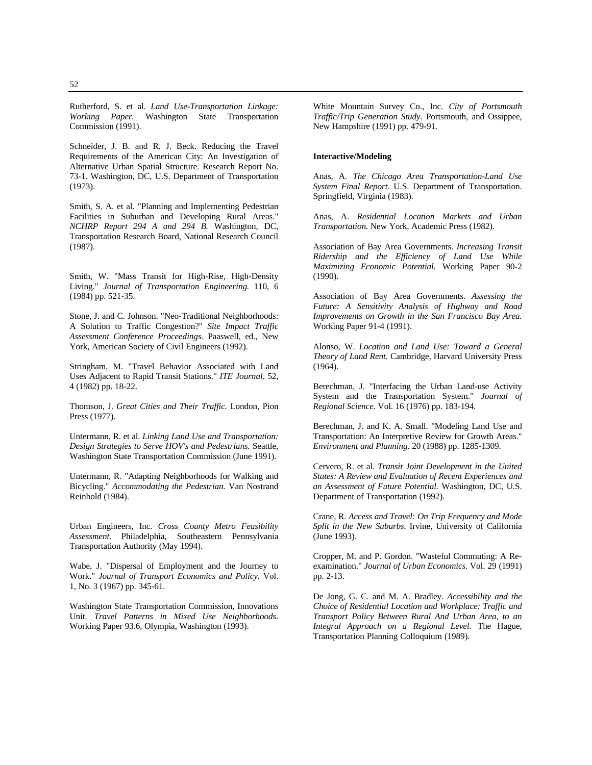Rutherford, S. et al. *Land Use-Transportation Linkage: Working Paper.* Washington State Transportation Commission (1991).

Schneider, J. B. and R. J. Beck. Reducing the Travel Requirements of the American City: An Investigation of Alternative Urban Spatial Structure. Research Report No. 73-1. Washington, DC, U.S. Department of Transportation (1973).

Smith, S. A. et al. "Planning and Implementing Pedestrian Facilities in Suburban and Developing Rural Areas." *NCHRP Report 294 A and 294 B.* Washington, DC, Transportation Research Board, National Research Council (1987).

Smith, W. "Mass Transit for High-Rise, High-Density Living." *Journal of Transportation Engineering.* 110, 6 (1984) pp. 521-35.

Stone, J. and C. Johnson. "Neo-Traditional Neighborhoods: A Solution to Traffic Congestion?" *Site Impact Traffic Assessment Conference Proceedings.* Paaswell, ed., New York, American Society of Civil Engineers (1992).

Stringham, M. "Travel Behavior Associated with Land Uses Adjacent to Rapid Transit Stations." *ITE Journal.* 52, 4 (1982) pp. 18-22.

Thomson, J. *Great Cities and Their Traffic.* London, Pion Press (1977).

Untermann, R. et al. *Linking Land Use and Transportation: Design Strategies to Serve HOV's and Pedestrians.* Seattle, Washington State Transportation Commission (June 1991).

Untermann, R. "Adapting Neighborhoods for Walking and Bicycling." *Accommodating the Pedestrian.* Van Nostrand Reinhold (1984).

Urban Engineers, Inc. *Cross County Metro Feasibility Assessment.* Philadelphia, Southeastern Pennsylvania Transportation Authority (May 1994).

Wabe, J. "Dispersal of Employment and the Journey to Work." *Journal of Transport Economics and Policy.* Vol. 1, No. 3 (1967) pp. 345-61.

Washington State Transportation Commission, Innovations Unit. *Travel Patterns in Mixed Use Neighborhoods.* Working Paper 93.6, Olympia, Washington (1993).

White Mountain Survey Co., Inc. *City of Portsmouth Traffic/Trip Generation Study.* Portsmouth, and Ossippee, New Hampshire (1991) pp. 479-91.

**Interactive/Modeling**

Anas, A. *The Chicago Area Transportation-Land Use System Final Report.* U.S. Department of Transportation. Springfield, Virginia (1983).

Anas, A. *Residential Location Markets and Urban Transportation.* New York, Academic Press (1982).

Association of Bay Area Governments. *Increasing Transit Ridership and the Efficiency of Land Use While Maximizing Economic Potential.* Working Paper 90-2 (1990).

Association of Bay Area Governments. *Assessing the Future: A Sensitivity Analysis of Highway and Road Improvements on Growth in the San Francisco Bay Area.* Working Paper 91-4 (1991).

Alonso, W. *Location and Land Use: Toward a General Theory of Land Rent.* Cambridge, Harvard University Press (1964).

Berechman, J. "Interfacing the Urban Land-use Activity System and the Transportation System." *Journal of Regional Science.* Vol. 16 (1976) pp. 183-194.

Berechman, J. and K. A. Small. "Modeling Land Use and Transportation: An Interpretive Review for Growth Areas." *Environment and Planning.* 20 (1988) pp. 1285-1309.

Cervero, R. et al. *Transit Joint Development in the United States: A Review and Evaluation of Recent Experiences and an Assessment of Future Potential.* Washington, DC, U.S. Department of Transportation (1992).

Crane, R. *Access and Travel: On Trip Frequency and Mode Split in the New Suburbs.* Irvine, University of California (June 1993).

Cropper, M. and P. Gordon. "Wasteful Commuting: A Re-examination." *Journal of Urban Economics.* Vol. 29 (1991) pp. 2-13.

De Jong, G. C. and M. A. Bradley. *Accessibility and the Choice of Residential Location and Workplace: Traffic and Transport Policy Between Rural And Urban Area, to an Integral Approach on a Regional Level.* The Hague, Transportation Planning Colloquium (1989).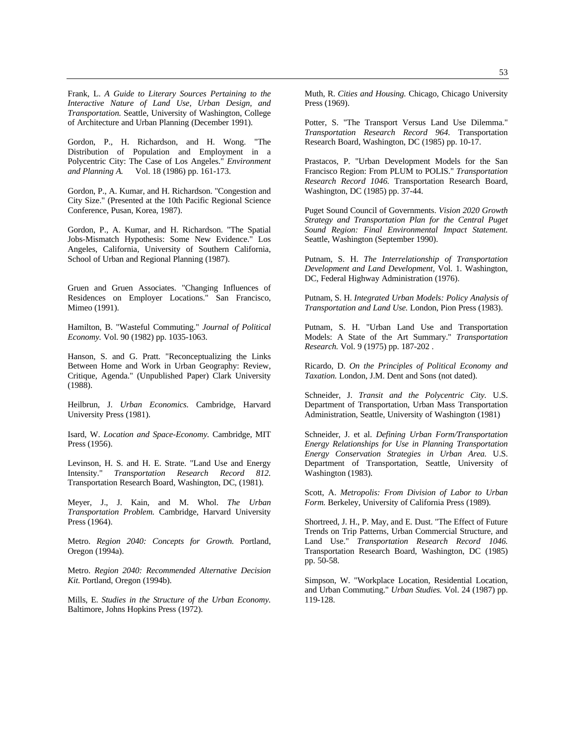Frank, L. *A Guide to Literary Sources Pertaining to the Interactive Nature of Land Use, Urban Design, and Transportation.* Seattle, University of Washington, College of Architecture and Urban Planning (December 1991).

Gordon, P., H. Richardson, and H. Wong. "The Distribution of Population and Employment in a Polycentric City: The Case of Los Angeles." *Environment and Planning A.* Vol. 18 (1986) pp. 161-173.

Gordon, P., A. Kumar, and H. Richardson. "Congestion and City Size." (Presented at the 10th Pacific Regional Science Conference, Pusan, Korea, 1987).

Gordon, P., A. Kumar, and H. Richardson. "The Spatial Jobs-Mismatch Hypothesis: Some New Evidence." Los Angeles, California, University of Southern California, School of Urban and Regional Planning (1987).

Gruen and Gruen Associates. "Changing Influences of Residences on Employer Locations." San Francisco, Mimeo (1991).

Hamilton, B. "Wasteful Commuting." *Journal of Political Economy.* Vol. 90 (1982) pp. 1035-1063.

Hanson, S. and G. Pratt. "Reconceptualizing the Links Between Home and Work in Urban Geography: Review, Critique, Agenda." (Unpublished Paper) Clark University (1988).

Heilbrun, J. *Urban Economics.* Cambridge, Harvard University Press (1981).

Isard, W. *Location and Space-Economy.* Cambridge, MIT Press (1956).

Levinson, H. S. and H. E. Strate. "Land Use and Energy Intensity." *Transportation Research Record 812.* Transportation Research Board, Washington, DC, (1981).

Meyer, J., J. Kain, and M. Whol. *The Urban Transportation Problem.* Cambridge, Harvard University Press (1964).

Metro. *Region 2040: Concepts for Growth.* Portland, Oregon (1994a).

Metro. *Region 2040: Recommended Alternative Decision Kit.* Portland, Oregon (1994b).

Mills, E. *Studies in the Structure of the Urban Economy.* Baltimore, Johns Hopkins Press (1972).

Muth, R. *Cities and Housing.* Chicago, Chicago University Press (1969).

Potter, S. "The Transport Versus Land Use Dilemma." *Transportation Research Record 964.* Transportation Research Board, Washington, DC (1985) pp. 10-17.

Prastacos, P. "Urban Development Models for the San Francisco Region: From PLUM to POLIS." *Transportation Research Record 1046.* Transportation Research Board, Washington, DC (1985) pp. 37-44.

Puget Sound Council of Governments. *Vision 2020 Growth Strategy and Transportation Plan for the Central Puget Sound Region: Final Environmental Impact Statement.* Seattle, Washington (September 1990).

Putnam, S. H. *The Interrelationship of Transportation Development and Land Development,* Vol. 1. Washington, DC, Federal Highway Administration (1976).

Putnam, S. H. *Integrated Urban Models: Policy Analysis of Transportation and Land Use.* London, Pion Press (1983).

Putnam, S. H. "Urban Land Use and Transportation Models: A State of the Art Summary." *Transportation Research.* Vol. 9 (1975) pp. 187-202 .

Ricardo, D. *On the Principles of Political Economy and Taxation.* London, J.M. Dent and Sons (not dated).

Schneider, J. *Transit and the Polycentric City.* U.S. Department of Transportation, Urban Mass Transportation Administration, Seattle, University of Washington (1981)

Schneider, J. et al. *Defining Urban Form/Transportation Energy Relationships for Use in Planning Transportation Energy Conservation Strategies in Urban Area.* U.S. Department of Transportation, Seattle, University of Washington (1983).

Scott, A. *Metropolis: From Division of Labor to Urban Form.* Berkeley, University of California Press (1989).

Shortreed, J. H., P. May, and E. Dust. "The Effect of Future Trends on Trip Patterns, Urban Commercial Structure, and Land Use." *Transportation Research Record 1046.* Transportation Research Board, Washington, DC (1985) pp. 50-58.

Simpson, W. "Workplace Location, Residential Location, and Urban Commuting." *Urban Studies.* Vol. 24 (1987) pp. 119-128.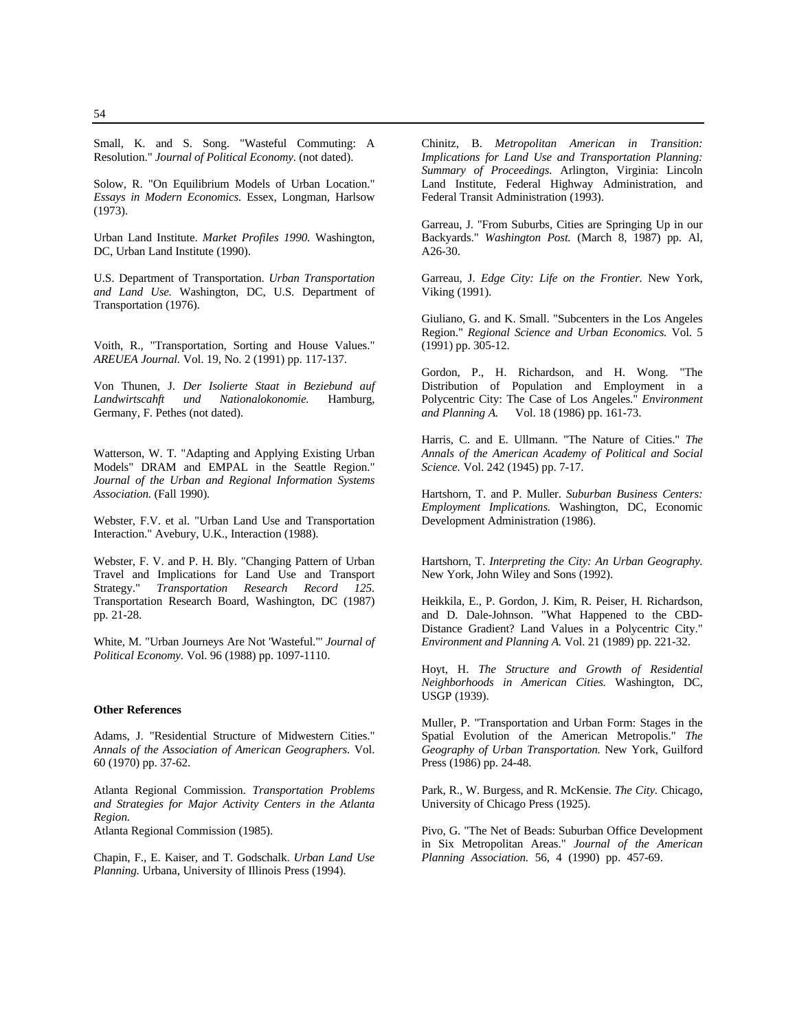Small, K. and S. Song. "Wasteful Commuting: A Resolution." *Journal of Political Economy*. (not dated).

Solow, R. "On Equilibrium Models of Urban Location." *Essays in Modern Economics.* Essex, Longman, Harlsow (1973).

Urban Land Institute. *Market Profiles 1990.* Washington, DC, Urban Land Institute (1990).

U.S. Department of Transportation. *Urban Transportation and Land Use.* Washington, DC, U.S. Department of Transportation (1976).

Voith, R., "Transportation, Sorting and House Values." *AREUEA Journal.* Vol. 19, No. 2 (1991) pp. 117-137.

Von Thunen, J. *Der Isolierte Staat in Beziebund auf Landwirtscahft und Nationalokonomie.* Hamburg, Germany, F. Pethes (not dated).

Watterson, W. T. "Adapting and Applying Existing Urban Models" DRAM and EMPAL in the Seattle Region." *Journal of the Urban and Regional Information Systems Association.* (Fall 1990).

Webster, F.V. et al. "Urban Land Use and Transportation Interaction." Avebury, U.K., Interaction (1988).

Webster, F. V. and P. H. Bly. "Changing Pattern of Urban Travel and Implications for Land Use and Transport Strategy." *Transportation Research Record 125.* Transportation Research Board, Washington, DC (1987) pp. 21-28.

White, M. "Urban Journeys Are Not 'Wasteful.'" *Journal of Political Economy.* Vol. 96 (1988) pp. 1097-1110.

**Other References**

Adams, J. "Residential Structure of Midwestern Cities." *Annals of the Association of American Geographers.* Vol. 60 (1970) pp. 37-62.

Atlanta Regional Commission. *Transportation Problems and Strategies for Major Activity Centers in the Atlanta Region.*
Atlanta Regional Commission (1985).

Chapin, F., E. Kaiser, and T. Godschalk. *Urban Land Use Planning.* Urbana, University of Illinois Press (1994).

Chinitz, B. *Metropolitan American in Transition: Implications for Land Use and Transportation Planning: Summary of Proceedings.* Arlington, Virginia: Lincoln Land Institute, Federal Highway Administration, and Federal Transit Administration (1993).

Garreau, J. "From Suburbs, Cities are Springing Up in our Backyards." *Washington Post.* (March 8, 1987) pp. Al, A26-30.

Garreau, J. *Edge City: Life on the Frontier.* New York, Viking (1991).

Giuliano, G. and K. Small. "Subcenters in the Los Angeles Region." *Regional Science and Urban Economics.* Vol. 5 (1991) pp. 305-12.

Gordon, P., H. Richardson, and H. Wong. "The Distribution of Population and Employment in a Polycentric City: The Case of Los Angeles." *Environment and Planning A.* Vol. 18 (1986) pp. 161-73.

Harris, C. and E. Ullmann. "The Nature of Cities." *The Annals of the American Academy of Political and Social Science.* Vol. 242 (1945) pp. 7-17.

Hartshorn, T. and P. Muller. *Suburban Business Centers: Employment Implications.* Washington, DC, Economic Development Administration (1986).

Hartshorn, T. *Interpreting the City: An Urban Geography.* New York, John Wiley and Sons (1992).

Heikkila, E., P. Gordon, J. Kim, R. Peiser, H. Richardson, and D. Dale-Johnson. "What Happened to the CBD-Distance Gradient? Land Values in a Polycentric City." *Environment and Planning A.* Vol. 21 (1989) pp. 221-32.

Hoyt, H. *The Structure and Growth of Residential Neighborhoods in American Cities.* Washington, DC, USGP (1939).

Muller, P. "Transportation and Urban Form: Stages in the Spatial Evolution of the American Metropolis." *The Geography of Urban Transportation.* New York, Guilford Press (1986) pp. 24-48.

Park, R., W. Burgess, and R. McKensie. *The City.* Chicago, University of Chicago Press (1925).

Pivo, G. "The Net of Beads: Suburban Office Development in Six Metropolitan Areas." *Journal of the American Planning Association.* 56, 4 (1990) pp. 457-69.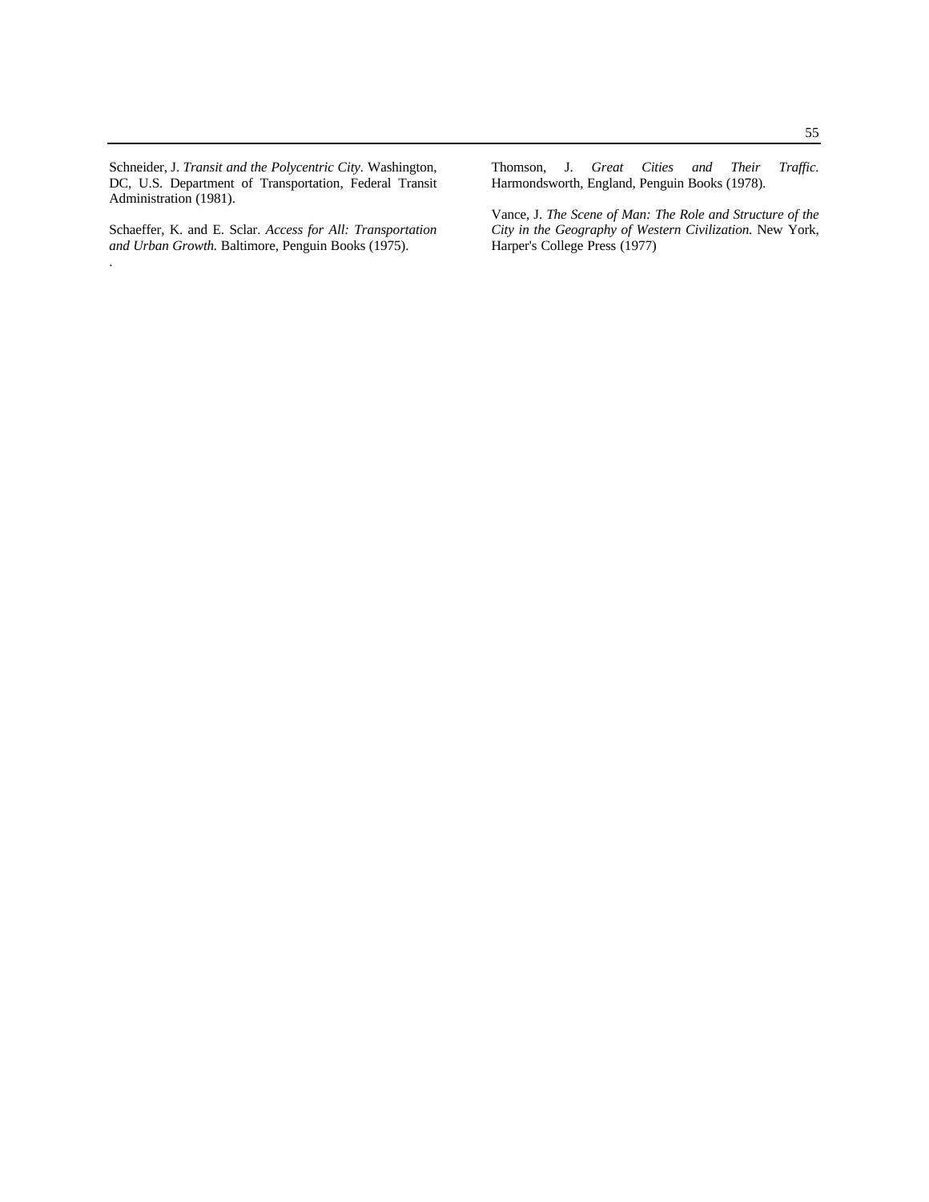Schneider, J. *Transit and the Polycentric City*. Washington, DC, U.S. Department of Transportation, Federal Transit Administration (1981).

Schaeffer, K. and E. Sclar. *Access for All: Transportation and Urban Growth.* Baltimore, Penguin Books (1975).

.

Thomson, J. *Great Cities and Their Traffic.* Harmondsworth, England, Penguin Books (1978).

Vance, J. *The Scene of Man: The Role and Structure of the City in the Geography of Western Civilization.* New York, Harper's College Press (1977)